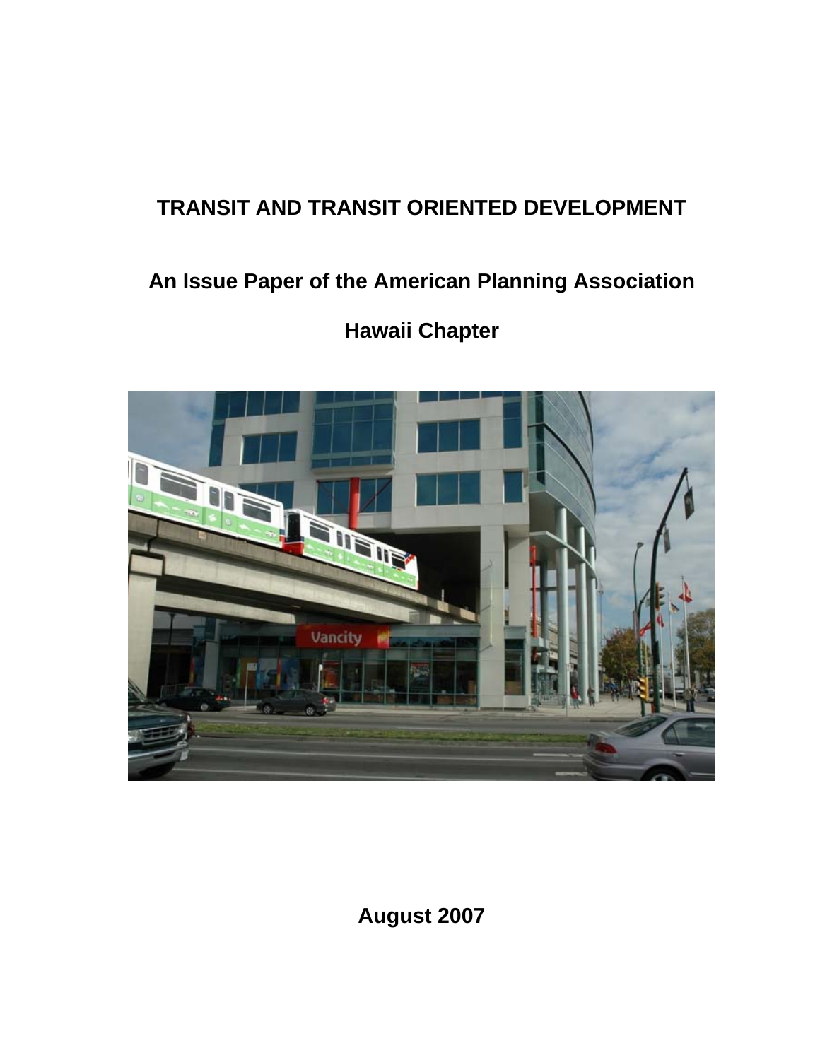# TRANSIT AND TRANSIT ORIENTED DEVELOPMENT

## An Issue Paper of the American Planning Association

## Hawaii Chapter

**August 2007**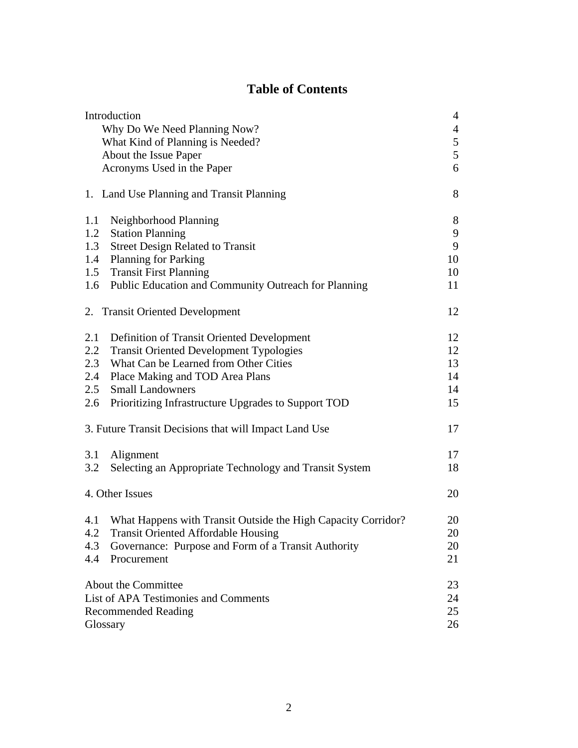# Table of Contents

| | |
|---|---|
| Introduction | 4 |
| Why Do We Need Planning Now? | 4 |
| What Kind of Planning is Needed? | 5 |
| About the Issue Paper | 5 |
| Acronyms Used in the Paper | 6 |
| 1. Land Use Planning and Transit Planning | 8 |
| 1.1 Neighborhood Planning | 8 |
| 1.2 Station Planning | 9 |
| 1.3 Street Design Related to Transit | 9 |
| 1.4 Planning for Parking | 10 |
| 1.5 Transit First Planning | 10 |
| 1.6 Public Education and Community Outreach for Planning | 11 |
| 2. Transit Oriented Development | 12 |
| 2.1 Definition of Transit Oriented Development | 12 |
| 2.2 Transit Oriented Development Typologies | 12 |
| 2.3 What Can be Learned from Other Cities | 13 |
| 2.4 Place Making and TOD Area Plans | 14 |
| 2.5 Small Landowners | 14 |
| 2.6 Prioritizing Infrastructure Upgrades to Support TOD | 15 |
| 3. Future Transit Decisions that will Impact Land Use | 17 |
| 3.1 Alignment | 17 |
| 3.2 Selecting an Appropriate Technology and Transit System | 18 |
| 4. Other Issues | 20 |
| 4.1 What Happens with Transit Outside the High Capacity Corridor? | 20 |
| 4.2 Transit Oriented Affordable Housing | 20 |
| 4.3 Governance: Purpose and Form of a Transit Authority | 20 |
| 4.4 Procurement | 21 |
| About the Committee | 23 |
| List of APA Testimonies and Comments | 24 |
| Recommended Reading | 25 |
| Glossary | 26 |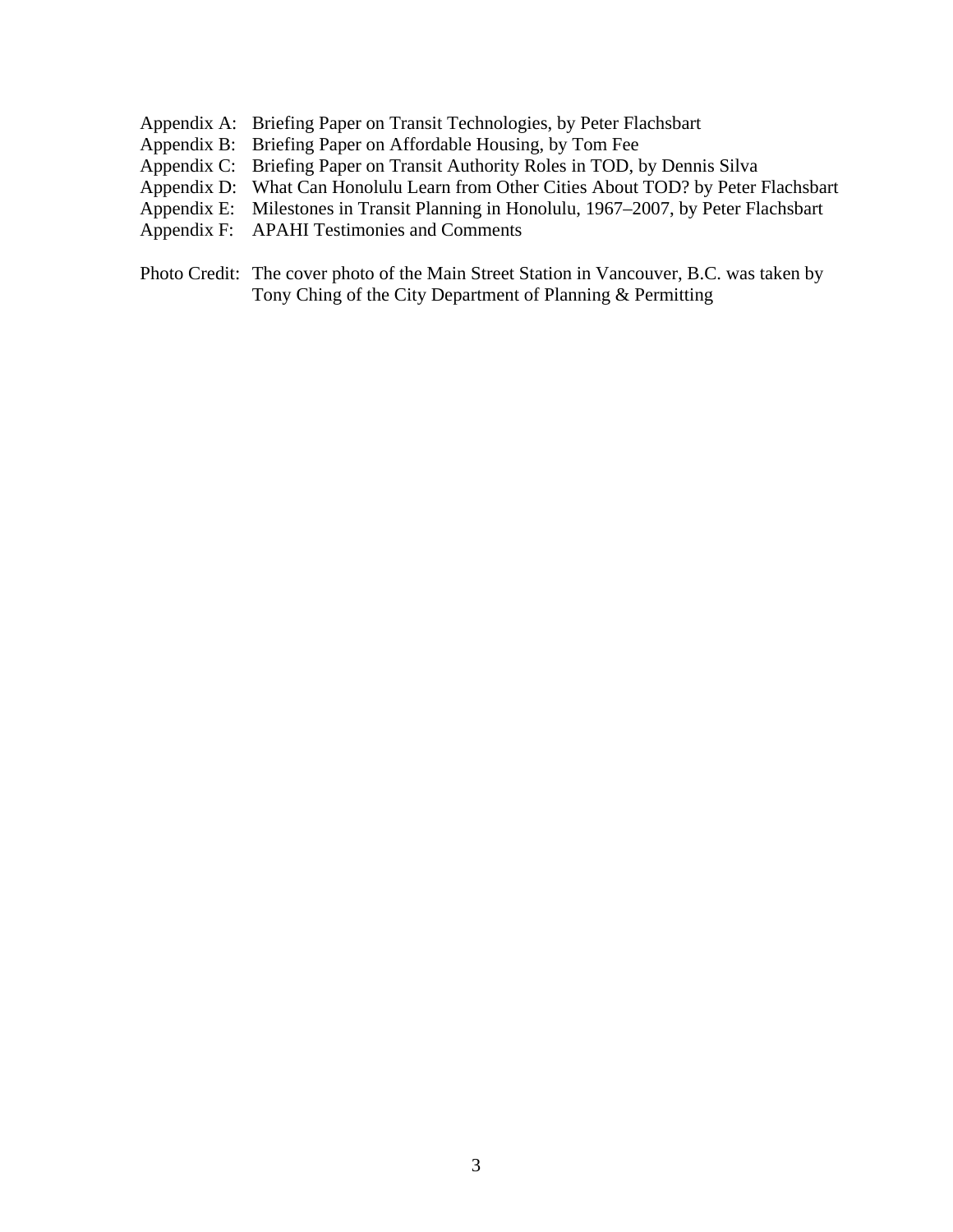Appendix A: Briefing Paper on Transit Technologies, by Peter Flachsbart
Appendix B: Briefing Paper on Affordable Housing, by Tom Fee
Appendix C: Briefing Paper on Transit Authority Roles in TOD, by Dennis Silva
Appendix D: What Can Honolulu Learn from Other Cities About TOD? by Peter Flachsbart
Appendix E: Milestones in Transit Planning in Honolulu, 1967–2007, by Peter Flachsbart
Appendix F: APAHI Testimonies and Comments

Photo Credit: The cover photo of the Main Street Station in Vancouver, B.C. was taken by Tony Ching of the City Department of Planning & Permitting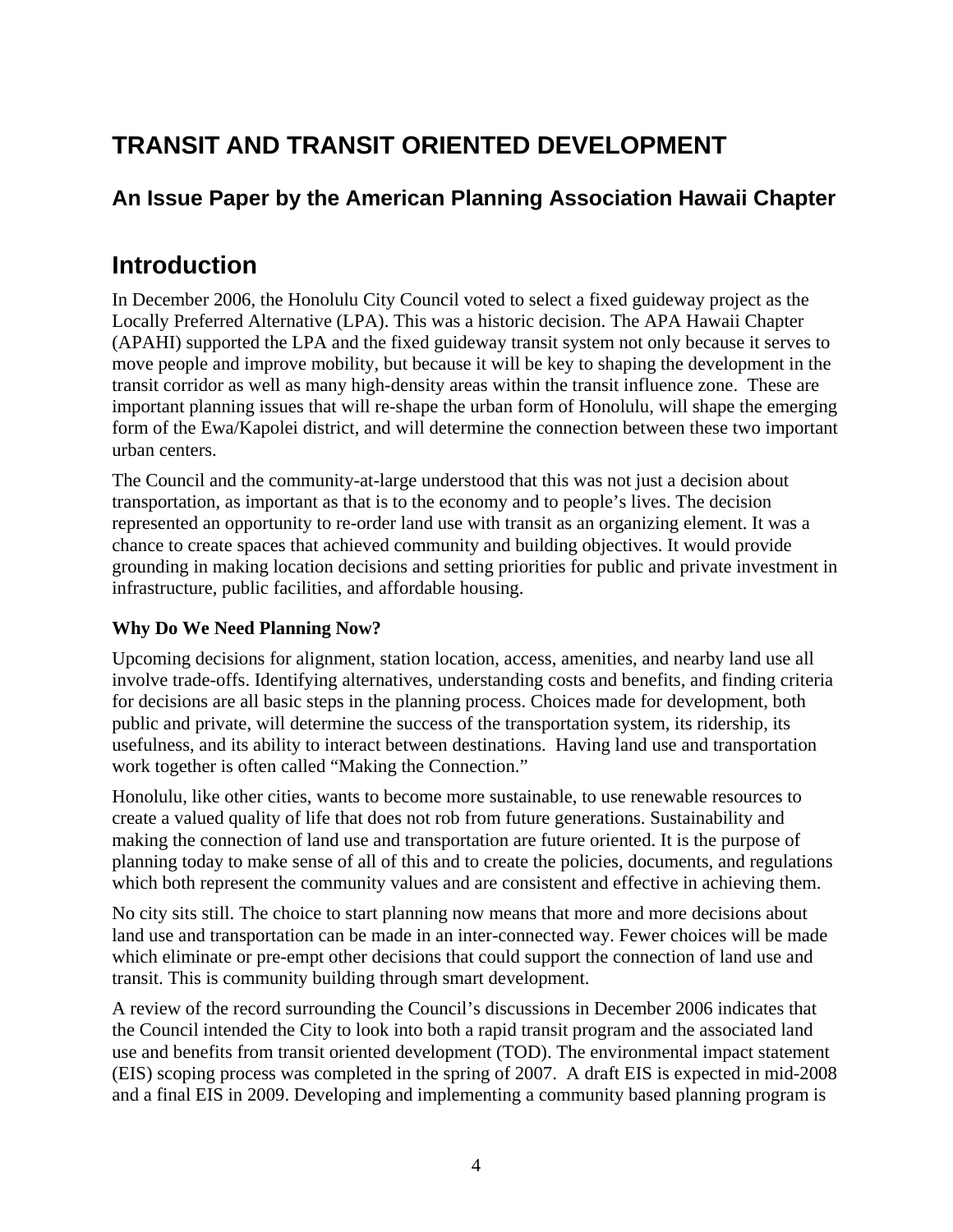# TRANSIT AND TRANSIT ORIENTED DEVELOPMENT

## An Issue Paper by the American Planning Association Hawaii Chapter

# Introduction

In December 2006, the Honolulu City Council voted to select a fixed guideway project as the Locally Preferred Alternative (LPA). This was a historic decision. The APA Hawaii Chapter (APAHI) supported the LPA and the fixed guideway transit system not only because it serves to move people and improve mobility, but because it will be key to shaping the development in the transit corridor as well as many high-density areas within the transit influence zone. These are important planning issues that will re-shape the urban form of Honolulu, will shape the emerging form of the Ewa/Kapolei district, and will determine the connection between these two important urban centers.

The Council and the community-at-large understood that this was not just a decision about transportation, as important as that is to the economy and to people's lives. The decision represented an opportunity to re-order land use with transit as an organizing element. It was a chance to create spaces that achieved community and building objectives. It would provide grounding in making location decisions and setting priorities for public and private investment in infrastructure, public facilities, and affordable housing.

**Why Do We Need Planning Now?**

Upcoming decisions for alignment, station location, access, amenities, and nearby land use all involve trade-offs. Identifying alternatives, understanding costs and benefits, and finding criteria for decisions are all basic steps in the planning process. Choices made for development, both public and private, will determine the success of the transportation system, its ridership, its usefulness, and its ability to interact between destinations. Having land use and transportation work together is often called "Making the Connection."

Honolulu, like other cities, wants to become more sustainable, to use renewable resources to create a valued quality of life that does not rob from future generations. Sustainability and making the connection of land use and transportation are future oriented. It is the purpose of planning today to make sense of all of this and to create the policies, documents, and regulations which both represent the community values and are consistent and effective in achieving them.

No city sits still. The choice to start planning now means that more and more decisions about land use and transportation can be made in an inter-connected way. Fewer choices will be made which eliminate or pre-empt other decisions that could support the connection of land use and transit. This is community building through smart development.

A review of the record surrounding the Council's discussions in December 2006 indicates that the Council intended the City to look into both a rapid transit program and the associated land use and benefits from transit oriented development (TOD). The environmental impact statement (EIS) scoping process was completed in the spring of 2007. A draft EIS is expected in mid-2008 and a final EIS in 2009. Developing and implementing a community based planning program is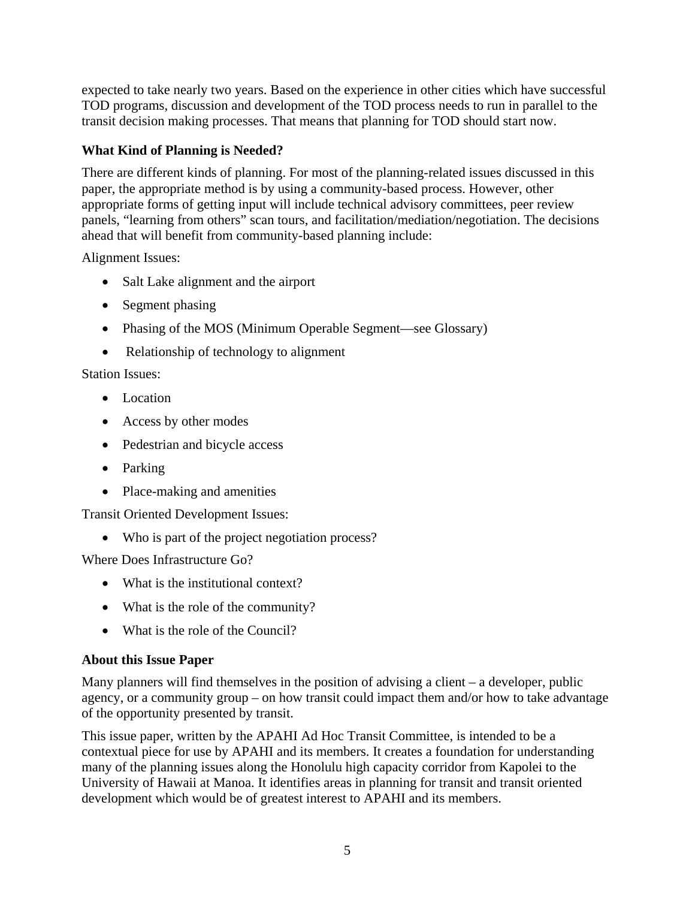expected to take nearly two years. Based on the experience in other cities which have successful TOD programs, discussion and development of the TOD process needs to run in parallel to the transit decision making processes. That means that planning for TOD should start now.

### What Kind of Planning is Needed?

There are different kinds of planning. For most of the planning-related issues discussed in this paper, the appropriate method is by using a community-based process. However, other appropriate forms of getting input will include technical advisory committees, peer review panels, "learning from others" scan tours, and facilitation/mediation/negotiation. The decisions ahead that will benefit from community-based planning include:

Alignment Issues:

- Salt Lake alignment and the airport
- Segment phasing
- Phasing of the MOS (Minimum Operable Segment—see Glossary)
- Relationship of technology to alignment

Station Issues:

- Location
- Access by other modes
- Pedestrian and bicycle access
- Parking
- Place-making and amenities

Transit Oriented Development Issues:

- Who is part of the project negotiation process?

Where Does Infrastructure Go?

- What is the institutional context?
- What is the role of the community?
- What is the role of the Council?

### About this Issue Paper

Many planners will find themselves in the position of advising a client – a developer, public agency, or a community group – on how transit could impact them and/or how to take advantage of the opportunity presented by transit.

This issue paper, written by the APAHI Ad Hoc Transit Committee, is intended to be a contextual piece for use by APAHI and its members. It creates a foundation for understanding many of the planning issues along the Honolulu high capacity corridor from Kapolei to the University of Hawaii at Manoa. It identifies areas in planning for transit and transit oriented development which would be of greatest interest to APAHI and its members.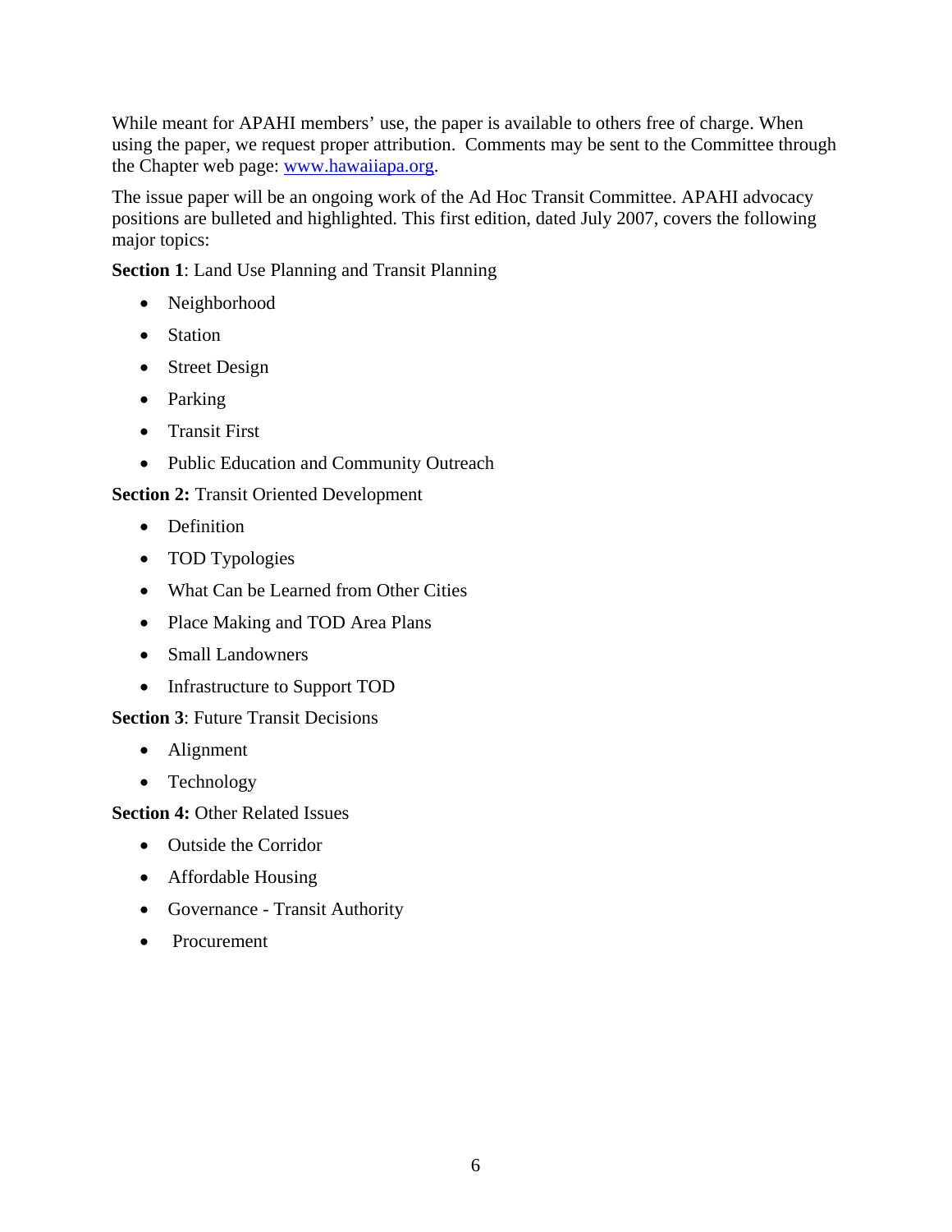While meant for APAHI members' use, the paper is available to others free of charge. When using the paper, we request proper attribution. Comments may be sent to the Committee through the Chapter web page: [www.hawaiiapa.org](http://www.hawaiiapa.org).

The issue paper will be an ongoing work of the Ad Hoc Transit Committee. APAHI advocacy positions are bulleted and highlighted. This first edition, dated July 2007, covers the following major topics:

**Section 1**: Land Use Planning and Transit Planning

- Neighborhood
- Station
- Street Design
- Parking
- Transit First
- Public Education and Community Outreach

**Section 2:** Transit Oriented Development

- Definition
- TOD Typologies
- What Can be Learned from Other Cities
- Place Making and TOD Area Plans
- Small Landowners
- Infrastructure to Support TOD

**Section 3**: Future Transit Decisions

- Alignment
- Technology

**Section 4:** Other Related Issues

- Outside the Corridor
- Affordable Housing
- Governance - Transit Authority
- Procurement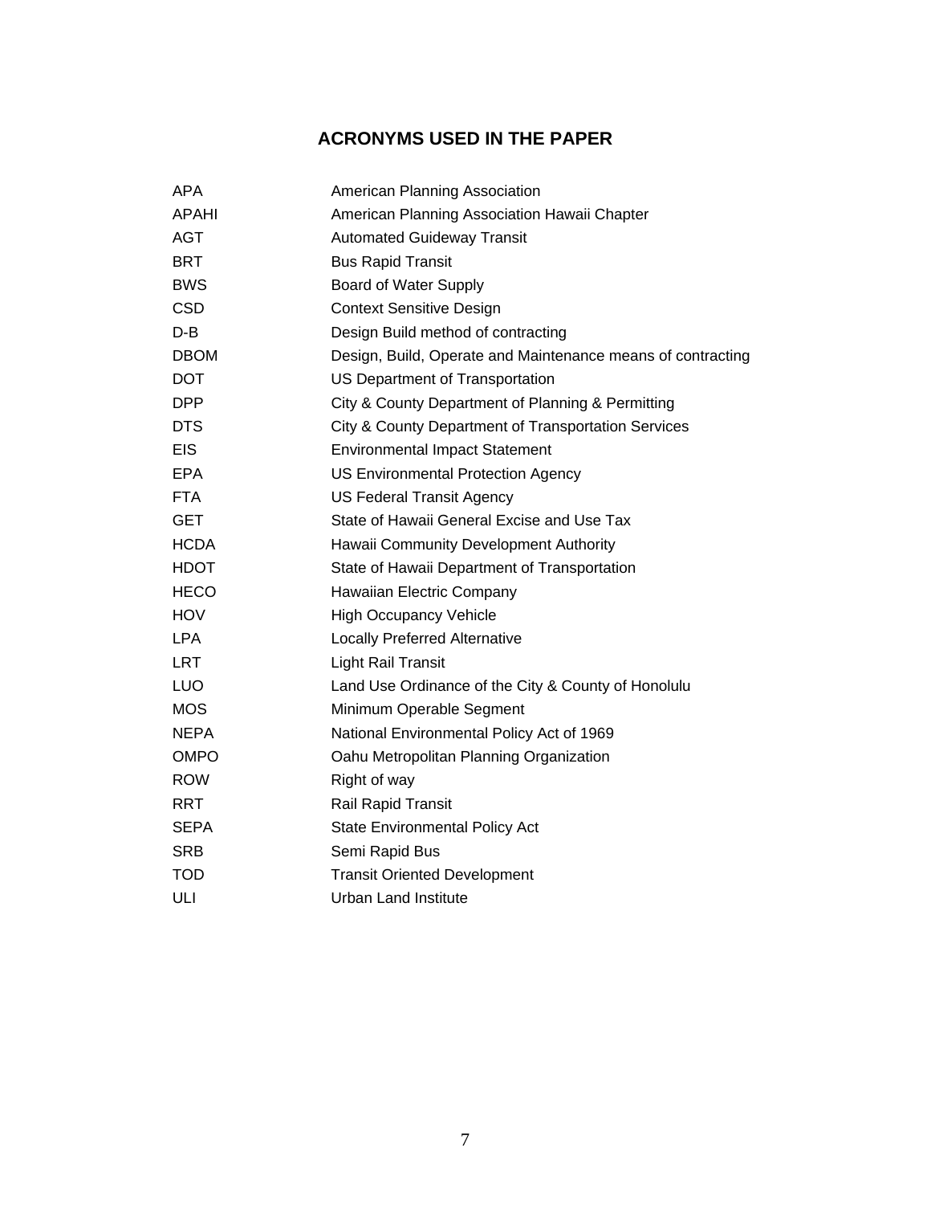## ACRONYMS USED IN THE PAPER

| | |
|---|---|
| APA | American Planning Association |
| APAHI | American Planning Association Hawaii Chapter |
| AGT | Automated Guideway Transit |
| BRT | Bus Rapid Transit |
| BWS | Board of Water Supply |
| CSD | Context Sensitive Design |
| D-B | Design Build method of contracting |
| DBOM | Design, Build, Operate and Maintenance means of contracting |
| DOT | US Department of Transportation |
| DPP | City & County Department of Planning & Permitting |
| DTS | City & County Department of Transportation Services |
| EIS | Environmental Impact Statement |
| EPA | US Environmental Protection Agency |
| FTA | US Federal Transit Agency |
| GET | State of Hawaii General Excise and Use Tax |
| HCDA | Hawaii Community Development Authority |
| HDOT | State of Hawaii Department of Transportation |
| HECO | Hawaiian Electric Company |
| HOV | High Occupancy Vehicle |
| LPA | Locally Preferred Alternative |
| LRT | Light Rail Transit |
| LUO | Land Use Ordinance of the City & County of Honolulu |
| MOS | Minimum Operable Segment |
| NEPA | National Environmental Policy Act of 1969 |
| OMPO | Oahu Metropolitan Planning Organization |
| ROW | Right of way |
| RRT | Rail Rapid Transit |
| SEPA | State Environmental Policy Act |
| SRB | Semi Rapid Bus |
| TOD | Transit Oriented Development |
| ULI | Urban Land Institute |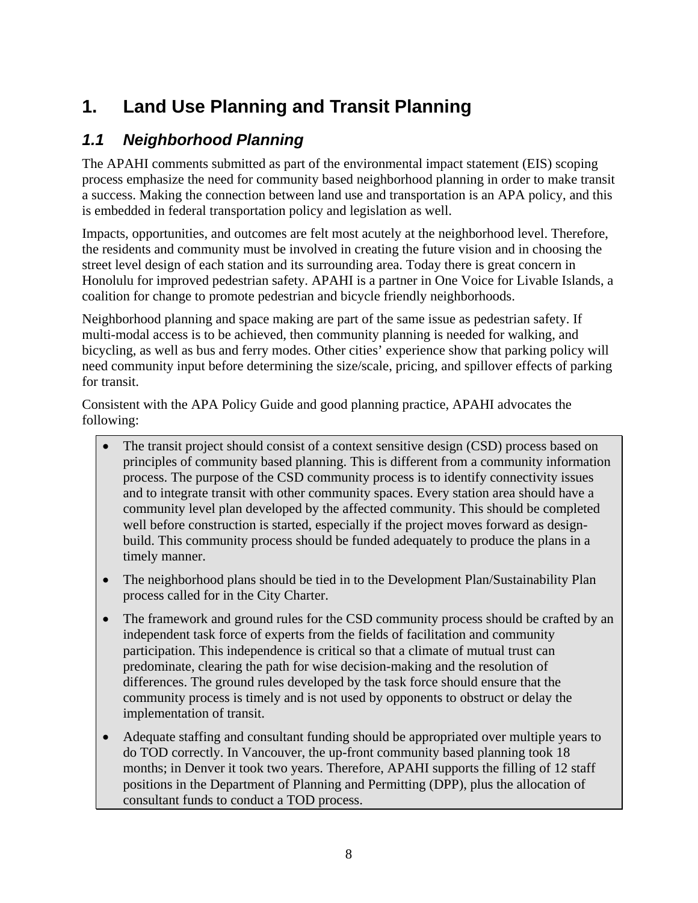# 1. Land Use Planning and Transit Planning

## *1.1 Neighborhood Planning*

The APAHI comments submitted as part of the environmental impact statement (EIS) scoping process emphasize the need for community based neighborhood planning in order to make transit a success. Making the connection between land use and transportation is an APA policy, and this is embedded in federal transportation policy and legislation as well.

Impacts, opportunities, and outcomes are felt most acutely at the neighborhood level. Therefore, the residents and community must be involved in creating the future vision and in choosing the street level design of each station and its surrounding area. Today there is great concern in Honolulu for improved pedestrian safety. APAHI is a partner in One Voice for Livable Islands, a coalition for change to promote pedestrian and bicycle friendly neighborhoods.

Neighborhood planning and space making are part of the same issue as pedestrian safety. If multi-modal access is to be achieved, then community planning is needed for walking, and bicycling, as well as bus and ferry modes. Other cities' experience show that parking policy will need community input before determining the size/scale, pricing, and spillover effects of parking for transit.

Consistent with the APA Policy Guide and good planning practice, APAHI advocates the following:

- The transit project should consist of a context sensitive design (CSD) process based on principles of community based planning. This is different from a community information process. The purpose of the CSD community process is to identify connectivity issues and to integrate transit with other community spaces. Every station area should have a community level plan developed by the affected community. This should be completed well before construction is started, especially if the project moves forward as design-build. This community process should be funded adequately to produce the plans in a timely manner.
- The neighborhood plans should be tied in to the Development Plan/Sustainability Plan process called for in the City Charter.
- The framework and ground rules for the CSD community process should be crafted by an independent task force of experts from the fields of facilitation and community participation. This independence is critical so that a climate of mutual trust can predominate, clearing the path for wise decision-making and the resolution of differences. The ground rules developed by the task force should ensure that the community process is timely and is not used by opponents to obstruct or delay the implementation of transit.
- Adequate staffing and consultant funding should be appropriated over multiple years to do TOD correctly. In Vancouver, the up-front community based planning took 18 months; in Denver it took two years. Therefore, APAHI supports the filling of 12 staff positions in the Department of Planning and Permitting (DPP), plus the allocation of consultant funds to conduct a TOD process.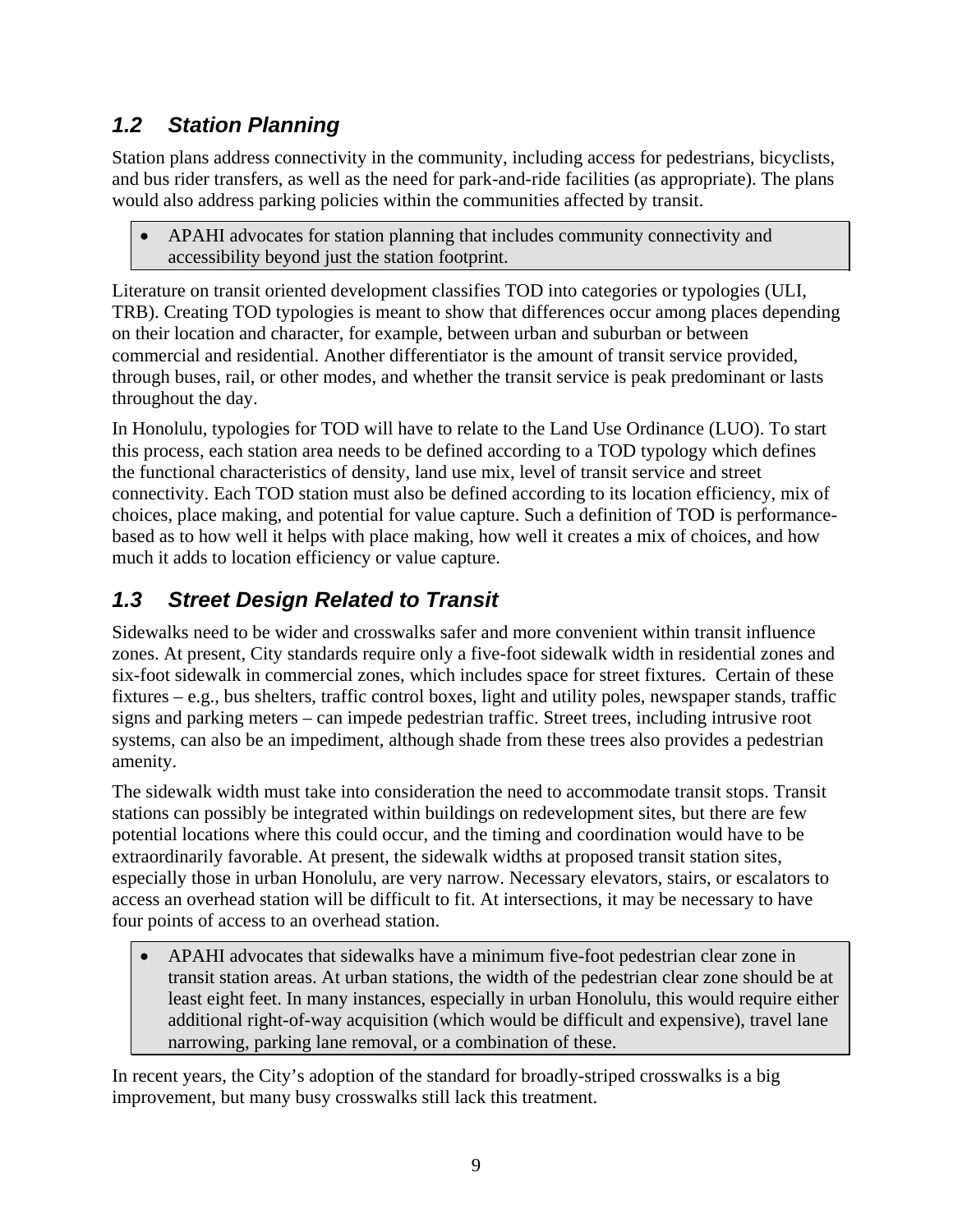## *1.2 Station Planning*

Station plans address connectivity in the community, including access for pedestrians, bicyclists, and bus rider transfers, as well as the need for park-and-ride facilities (as appropriate). The plans would also address parking policies within the communities affected by transit.

- APAHI advocates for station planning that includes community connectivity and accessibility beyond just the station footprint.

Literature on transit oriented development classifies TOD into categories or typologies (ULI, TRB). Creating TOD typologies is meant to show that differences occur among places depending on their location and character, for example, between urban and suburban or between commercial and residential. Another differentiator is the amount of transit service provided, through buses, rail, or other modes, and whether the transit service is peak predominant or lasts throughout the day.

In Honolulu, typologies for TOD will have to relate to the Land Use Ordinance (LUO). To start this process, each station area needs to be defined according to a TOD typology which defines the functional characteristics of density, land use mix, level of transit service and street connectivity. Each TOD station must also be defined according to its location efficiency, mix of choices, place making, and potential for value capture. Such a definition of TOD is performance-based as to how well it helps with place making, how well it creates a mix of choices, and how much it adds to location efficiency or value capture.

## *1.3 Street Design Related to Transit*

Sidewalks need to be wider and crosswalks safer and more convenient within transit influence zones. At present, City standards require only a five-foot sidewalk width in residential zones and six-foot sidewalk in commercial zones, which includes space for street fixtures. Certain of these fixtures – e.g., bus shelters, traffic control boxes, light and utility poles, newspaper stands, traffic signs and parking meters – can impede pedestrian traffic. Street trees, including intrusive root systems, can also be an impediment, although shade from these trees also provides a pedestrian amenity.

The sidewalk width must take into consideration the need to accommodate transit stops. Transit stations can possibly be integrated within buildings on redevelopment sites, but there are few potential locations where this could occur, and the timing and coordination would have to be extraordinarily favorable. At present, the sidewalk widths at proposed transit station sites, especially those in urban Honolulu, are very narrow. Necessary elevators, stairs, or escalators to access an overhead station will be difficult to fit. At intersections, it may be necessary to have four points of access to an overhead station.

- APAHI advocates that sidewalks have a minimum five-foot pedestrian clear zone in transit station areas. At urban stations, the width of the pedestrian clear zone should be at least eight feet. In many instances, especially in urban Honolulu, this would require either additional right-of-way acquisition (which would be difficult and expensive), travel lane narrowing, parking lane removal, or a combination of these.

In recent years, the City's adoption of the standard for broadly-striped crosswalks is a big improvement, but many busy crosswalks still lack this treatment.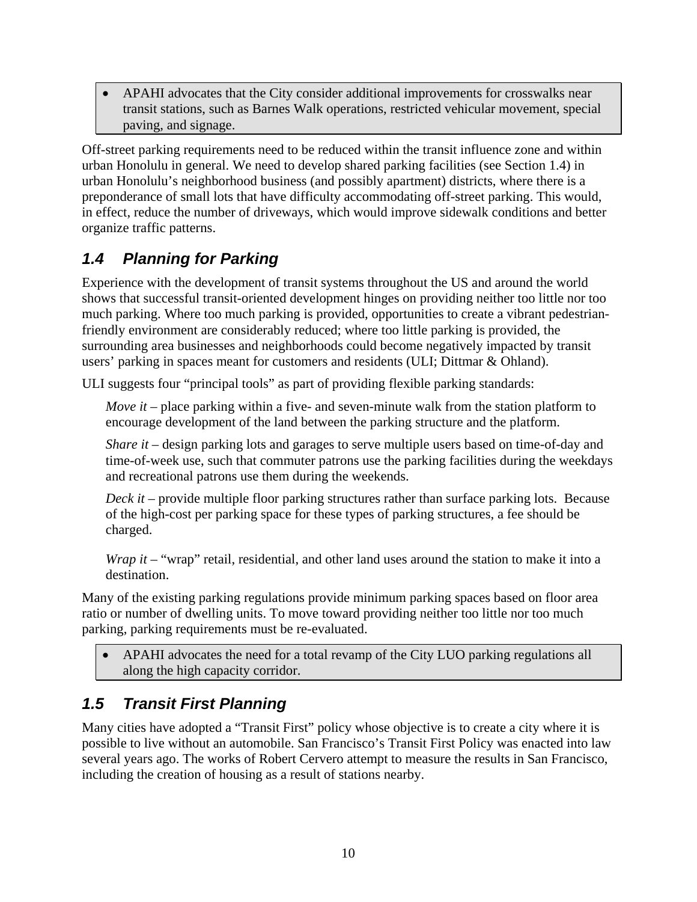- APAHI advocates that the City consider additional improvements for crosswalks near transit stations, such as Barnes Walk operations, restricted vehicular movement, special paving, and signage.

Off-street parking requirements need to be reduced within the transit influence zone and within urban Honolulu in general. We need to develop shared parking facilities (see Section 1.4) in urban Honolulu's neighborhood business (and possibly apartment) districts, where there is a preponderance of small lots that have difficulty accommodating off-street parking. This would, in effect, reduce the number of driveways, which would improve sidewalk conditions and better organize traffic patterns.

## 1.4 Planning for Parking

Experience with the development of transit systems throughout the US and around the world shows that successful transit-oriented development hinges on providing neither too little nor too much parking. Where too much parking is provided, opportunities to create a vibrant pedestrian-friendly environment are considerably reduced; where too little parking is provided, the surrounding area businesses and neighborhoods could become negatively impacted by transit users' parking in spaces meant for customers and residents (ULI; Dittmar & Ohland).

ULI suggests four "principal tools" as part of providing flexible parking standards:

*Move it* – place parking within a five- and seven-minute walk from the station platform to encourage development of the land between the parking structure and the platform.

*Share it* – design parking lots and garages to serve multiple users based on time-of-day and time-of-week use, such that commuter patrons use the parking facilities during the weekdays and recreational patrons use them during the weekends.

*Deck it* – provide multiple floor parking structures rather than surface parking lots. Because of the high-cost per parking space for these types of parking structures, a fee should be charged.

*Wrap it* – "wrap" retail, residential, and other land uses around the station to make it into a destination.

Many of the existing parking regulations provide minimum parking spaces based on floor area ratio or number of dwelling units. To move toward providing neither too little nor too much parking, parking requirements must be re-evaluated.

- APAHI advocates the need for a total revamp of the City LUO parking regulations all along the high capacity corridor.

## 1.5 Transit First Planning

Many cities have adopted a "Transit First" policy whose objective is to create a city where it is possible to live without an automobile. San Francisco's Transit First Policy was enacted into law several years ago. The works of Robert Cervero attempt to measure the results in San Francisco, including the creation of housing as a result of stations nearby.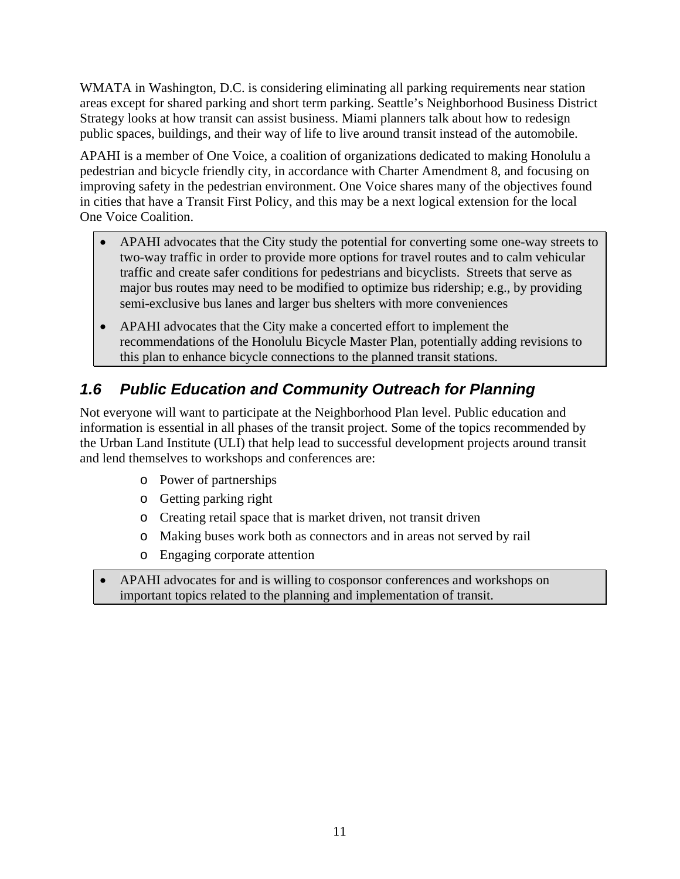WMATA in Washington, D.C. is considering eliminating all parking requirements near station areas except for shared parking and short term parking. Seattle's Neighborhood Business District Strategy looks at how transit can assist business. Miami planners talk about how to redesign public spaces, buildings, and their way of life to live around transit instead of the automobile.

APAHI is a member of One Voice, a coalition of organizations dedicated to making Honolulu a pedestrian and bicycle friendly city, in accordance with Charter Amendment 8, and focusing on improving safety in the pedestrian environment. One Voice shares many of the objectives found in cities that have a Transit First Policy, and this may be a next logical extension for the local One Voice Coalition.

- APAHI advocates that the City study the potential for converting some one-way streets to two-way traffic in order to provide more options for travel routes and to calm vehicular traffic and create safer conditions for pedestrians and bicyclists. Streets that serve as major bus routes may need to be modified to optimize bus ridership; e.g., by providing semi-exclusive bus lanes and larger bus shelters with more conveniences
- APAHI advocates that the City make a concerted effort to implement the recommendations of the Honolulu Bicycle Master Plan, potentially adding revisions to this plan to enhance bicycle connections to the planned transit stations.

## 1.6 Public Education and Community Outreach for Planning

Not everyone will want to participate at the Neighborhood Plan level. Public education and information is essential in all phases of the transit project. Some of the topics recommended by the Urban Land Institute (ULI) that help lead to successful development projects around transit and lend themselves to workshops and conferences are:

- Power of partnerships
- Getting parking right
- Creating retail space that is market driven, not transit driven
- Making buses work both as connectors and in areas not served by rail
- Engaging corporate attention

- APAHI advocates for and is willing to cosponsor conferences and workshops on important topics related to the planning and implementation of transit.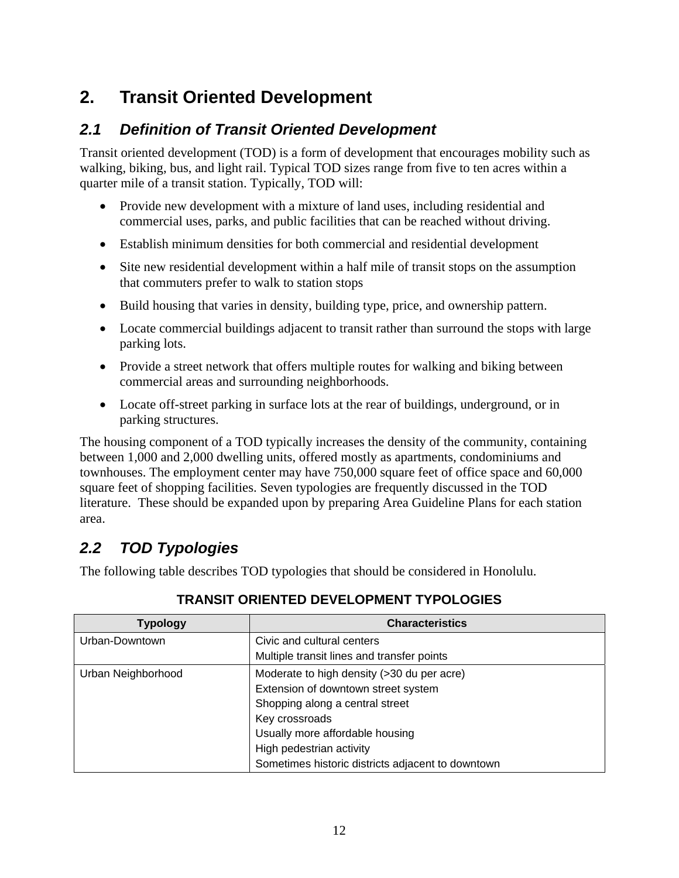## 2. Transit Oriented Development

### *2.1 Definition of Transit Oriented Development*

Transit oriented development (TOD) is a form of development that encourages mobility such as walking, biking, bus, and light rail. Typical TOD sizes range from five to ten acres within a quarter mile of a transit station. Typically, TOD will:

- Provide new development with a mixture of land uses, including residential and commercial uses, parks, and public facilities that can be reached without driving.
- Establish minimum densities for both commercial and residential development
- Site new residential development within a half mile of transit stops on the assumption that commuters prefer to walk to station stops
- Build housing that varies in density, building type, price, and ownership pattern.
- Locate commercial buildings adjacent to transit rather than surround the stops with large parking lots.
- Provide a street network that offers multiple routes for walking and biking between commercial areas and surrounding neighborhoods.
- Locate off-street parking in surface lots at the rear of buildings, underground, or in parking structures.

The housing component of a TOD typically increases the density of the community, containing between 1,000 and 2,000 dwelling units, offered mostly as apartments, condominiums and townhouses. The employment center may have 750,000 square feet of office space and 60,000 square feet of shopping facilities. Seven typologies are frequently discussed in the TOD literature. These should be expanded upon by preparing Area Guideline Plans for each station area.

### *2.2 TOD Typologies*

The following table describes TOD typologies that should be considered in Honolulu.

**TRANSIT ORIENTED DEVELOPMENT TYPOLOGIES**

| Typology | Characteristics |
|---|---|
| Urban-Downtown | Civic and cultural centers<br>Multiple transit lines and transfer points |
| Urban Neighborhood | Moderate to high density (>30 du per acre)<br>Extension of downtown street system<br>Shopping along a central street<br>Key crossroads<br>Usually more affordable housing<br>High pedestrian activity<br>Sometimes historic districts adjacent to downtown |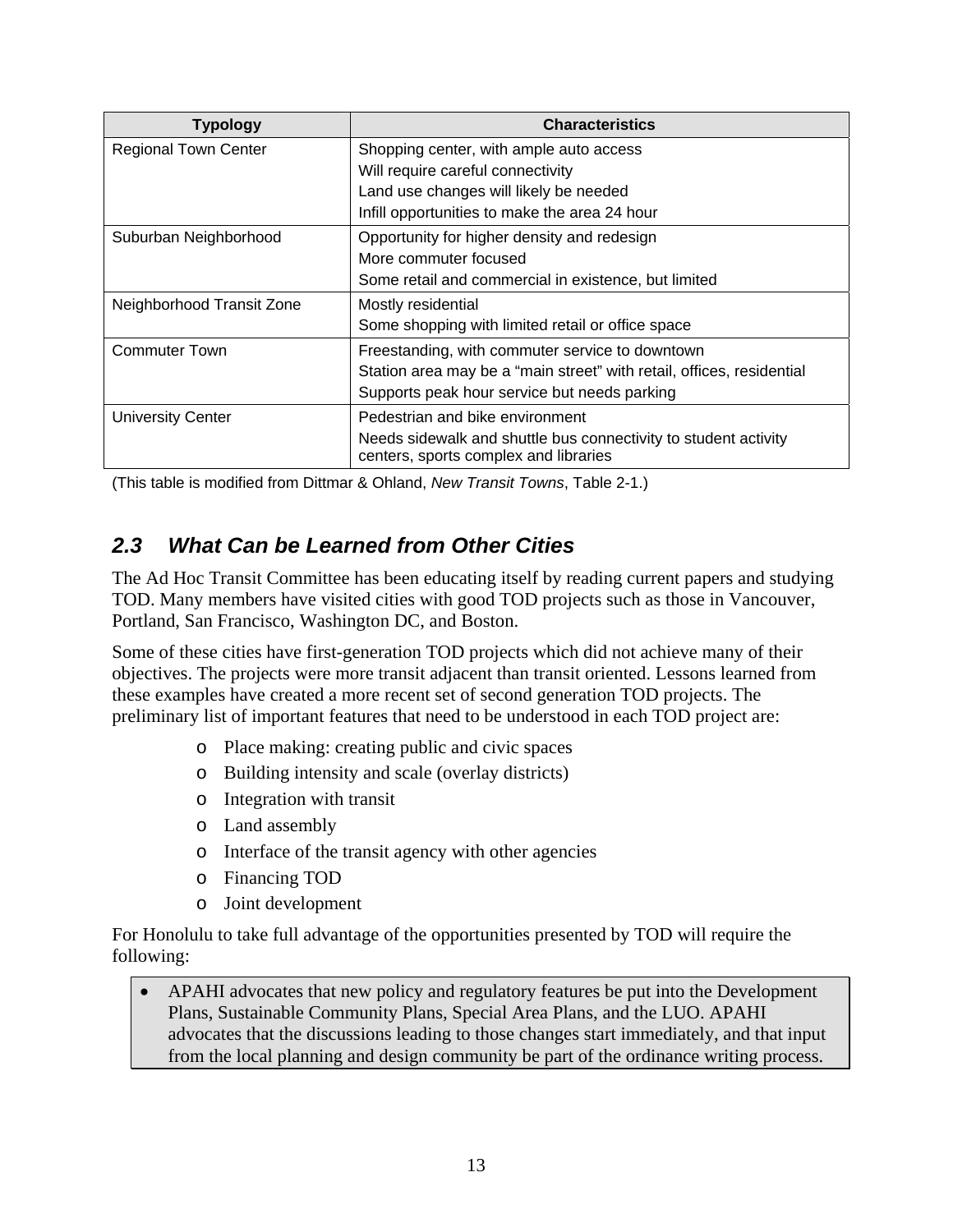| Typology | Characteristics |
|---|---|
| Regional Town Center | Shopping center, with ample auto access<br>Will require careful connectivity<br>Land use changes will likely be needed<br>Infill opportunities to make the area 24 hour |
| Suburban Neighborhood | Opportunity for higher density and redesign<br>More commuter focused<br>Some retail and commercial in existence, but limited |
| Neighborhood Transit Zone | Mostly residential<br>Some shopping with limited retail or office space |
| Commuter Town | Freestanding, with commuter service to downtown<br>Station area may be a "main street" with retail, offices, residential<br>Supports peak hour service but needs parking |
| University Center | Pedestrian and bike environment<br>Needs sidewalk and shuttle bus connectivity to student activity centers, sports complex and libraries |

(This table is modified from Dittmar & Ohland, *New Transit Towns*, Table 2-1.)

## *2.3 What Can be Learned from Other Cities*

The Ad Hoc Transit Committee has been educating itself by reading current papers and studying TOD. Many members have visited cities with good TOD projects such as those in Vancouver, Portland, San Francisco, Washington DC, and Boston.

Some of these cities have first-generation TOD projects which did not achieve many of their objectives. The projects were more transit adjacent than transit oriented. Lessons learned from these examples have created a more recent set of second generation TOD projects. The preliminary list of important features that need to be understood in each TOD project are:

- Place making: creating public and civic spaces
- Building intensity and scale (overlay districts)
- Integration with transit
- Land assembly
- Interface of the transit agency with other agencies
- Financing TOD
- Joint development

For Honolulu to take full advantage of the opportunities presented by TOD will require the following:

- APAHI advocates that new policy and regulatory features be put into the Development Plans, Sustainable Community Plans, Special Area Plans, and the LUO. APAHI advocates that the discussions leading to those changes start immediately, and that input from the local planning and design community be part of the ordinance writing process.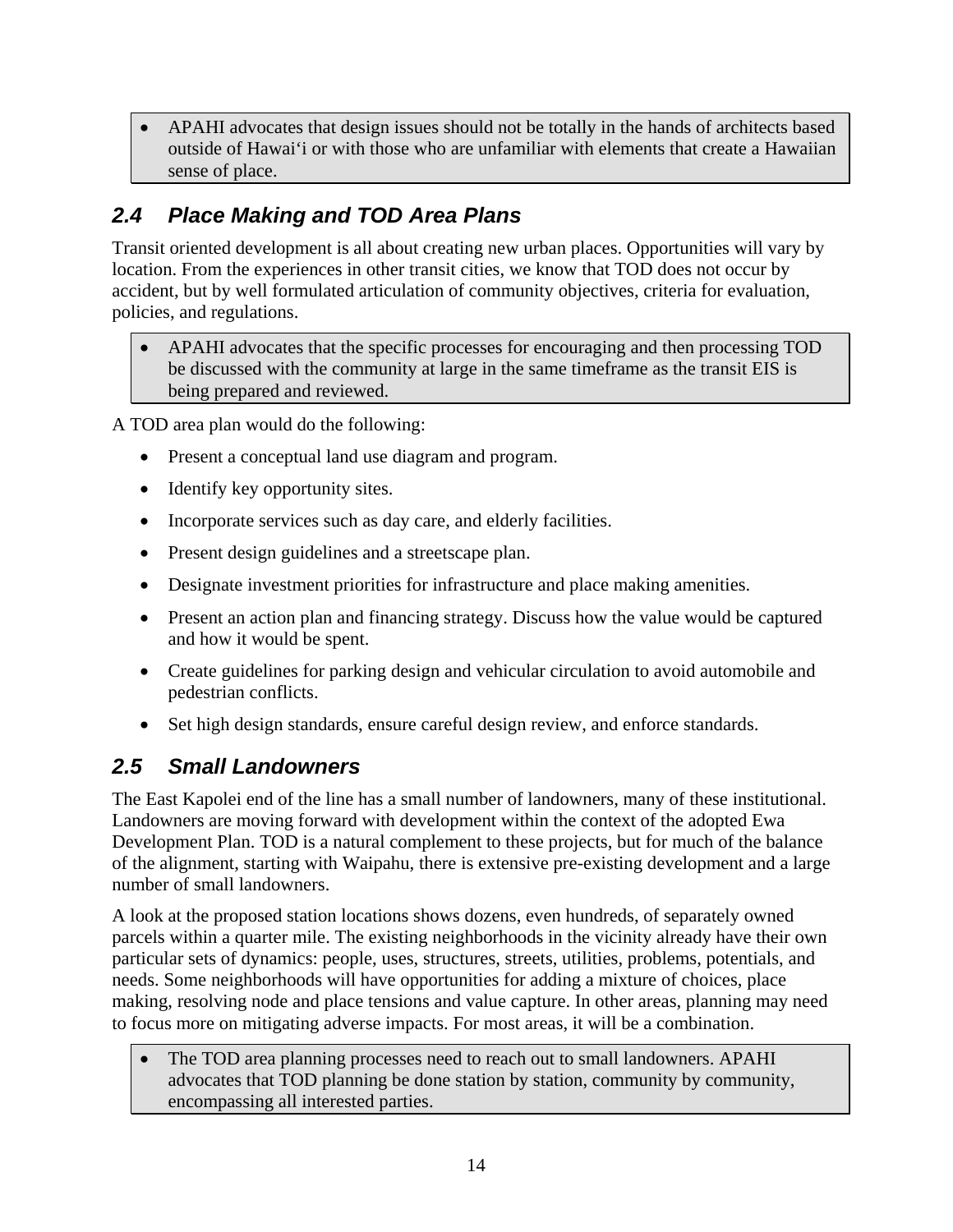- APAHI advocates that design issues should not be totally in the hands of architects based outside of Hawai‘i or with those who are unfamiliar with elements that create a Hawaiian sense of place.

## *2.4 Place Making and TOD Area Plans*

Transit oriented development is all about creating new urban places. Opportunities will vary by location. From the experiences in other transit cities, we know that TOD does not occur by accident, but by well formulated articulation of community objectives, criteria for evaluation, policies, and regulations.

- APAHI advocates that the specific processes for encouraging and then processing TOD be discussed with the community at large in the same timeframe as the transit EIS is being prepared and reviewed.

A TOD area plan would do the following:

- Present a conceptual land use diagram and program.
- Identify key opportunity sites.
- Incorporate services such as day care, and elderly facilities.
- Present design guidelines and a streetscape plan.
- Designate investment priorities for infrastructure and place making amenities.
- Present an action plan and financing strategy. Discuss how the value would be captured and how it would be spent.
- Create guidelines for parking design and vehicular circulation to avoid automobile and pedestrian conflicts.
- Set high design standards, ensure careful design review, and enforce standards.

## *2.5 Small Landowners*

The East Kapolei end of the line has a small number of landowners, many of these institutional. Landowners are moving forward with development within the context of the adopted Ewa Development Plan. TOD is a natural complement to these projects, but for much of the balance of the alignment, starting with Waipahu, there is extensive pre-existing development and a large number of small landowners.

A look at the proposed station locations shows dozens, even hundreds, of separately owned parcels within a quarter mile. The existing neighborhoods in the vicinity already have their own particular sets of dynamics: people, uses, structures, streets, utilities, problems, potentials, and needs. Some neighborhoods will have opportunities for adding a mixture of choices, place making, resolving node and place tensions and value capture. In other areas, planning may need to focus more on mitigating adverse impacts. For most areas, it will be a combination.

- The TOD area planning processes need to reach out to small landowners. APAHI advocates that TOD planning be done station by station, community by community, encompassing all interested parties.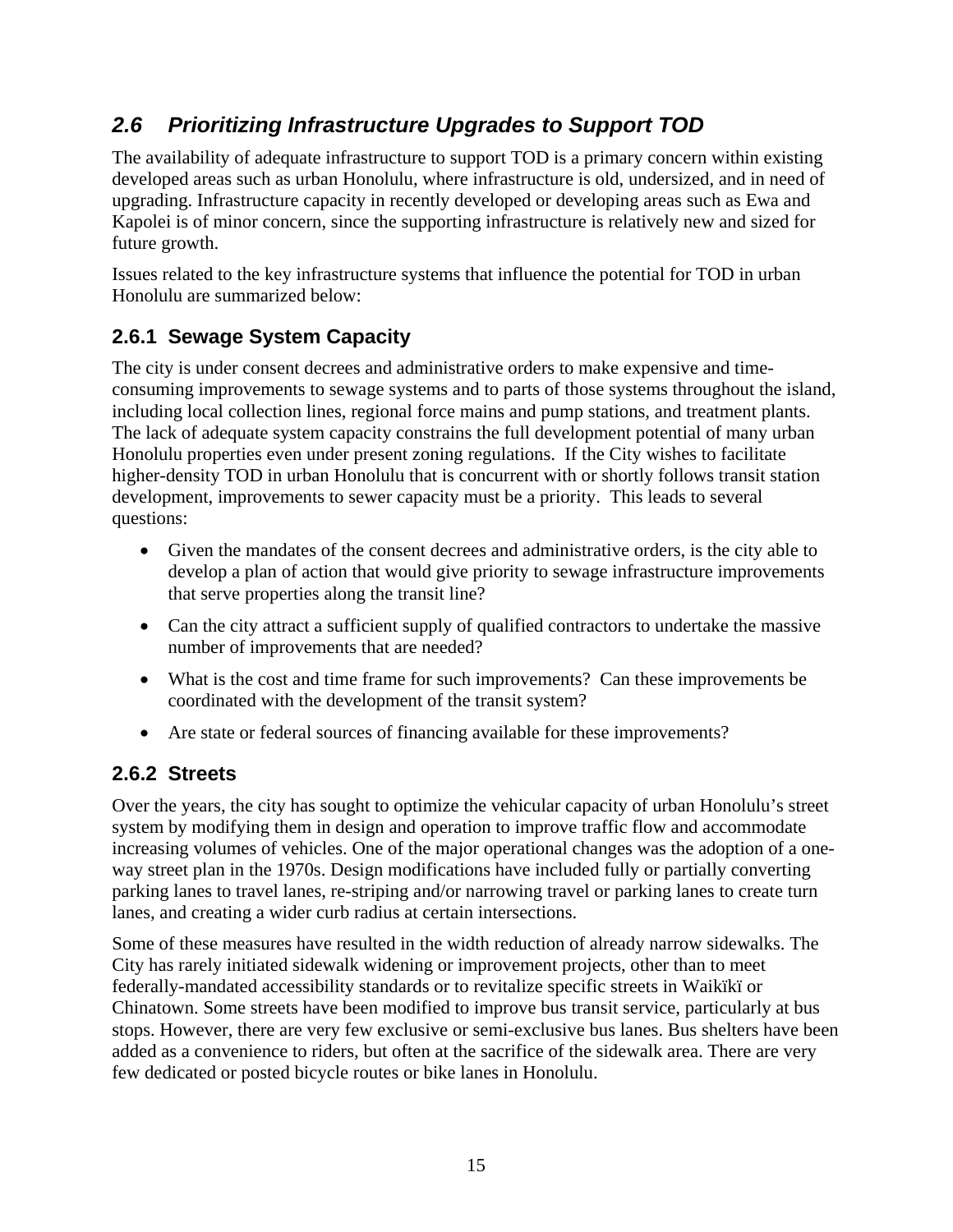## *2.6 Prioritizing Infrastructure Upgrades to Support TOD*

The availability of adequate infrastructure to support TOD is a primary concern within existing developed areas such as urban Honolulu, where infrastructure is old, undersized, and in need of upgrading. Infrastructure capacity in recently developed or developing areas such as Ewa and Kapolei is of minor concern, since the supporting infrastructure is relatively new and sized for future growth.

Issues related to the key infrastructure systems that influence the potential for TOD in urban Honolulu are summarized below:

### 2.6.1 Sewage System Capacity

The city is under consent decrees and administrative orders to make expensive and time-consuming improvements to sewage systems and to parts of those systems throughout the island, including local collection lines, regional force mains and pump stations, and treatment plants. The lack of adequate system capacity constrains the full development potential of many urban Honolulu properties even under present zoning regulations. If the City wishes to facilitate higher-density TOD in urban Honolulu that is concurrent with or shortly follows transit station development, improvements to sewer capacity must be a priority. This leads to several questions:

- Given the mandates of the consent decrees and administrative orders, is the city able to develop a plan of action that would give priority to sewage infrastructure improvements that serve properties along the transit line?
- Can the city attract a sufficient supply of qualified contractors to undertake the massive number of improvements that are needed?
- What is the cost and time frame for such improvements? Can these improvements be coordinated with the development of the transit system?
- Are state or federal sources of financing available for these improvements?

### 2.6.2 Streets

Over the years, the city has sought to optimize the vehicular capacity of urban Honolulu's street system by modifying them in design and operation to improve traffic flow and accommodate increasing volumes of vehicles. One of the major operational changes was the adoption of a one-way street plan in the 1970s. Design modifications have included fully or partially converting parking lanes to travel lanes, re-striping and/or narrowing travel or parking lanes to create turn lanes, and creating a wider curb radius at certain intersections.

Some of these measures have resulted in the width reduction of already narrow sidewalks. The City has rarely initiated sidewalk widening or improvement projects, other than to meet federally-mandated accessibility standards or to revitalize specific streets in Waikïkï or Chinatown. Some streets have been modified to improve bus transit service, particularly at bus stops. However, there are very few exclusive or semi-exclusive bus lanes. Bus shelters have been added as a convenience to riders, but often at the sacrifice of the sidewalk area. There are very few dedicated or posted bicycle routes or bike lanes in Honolulu.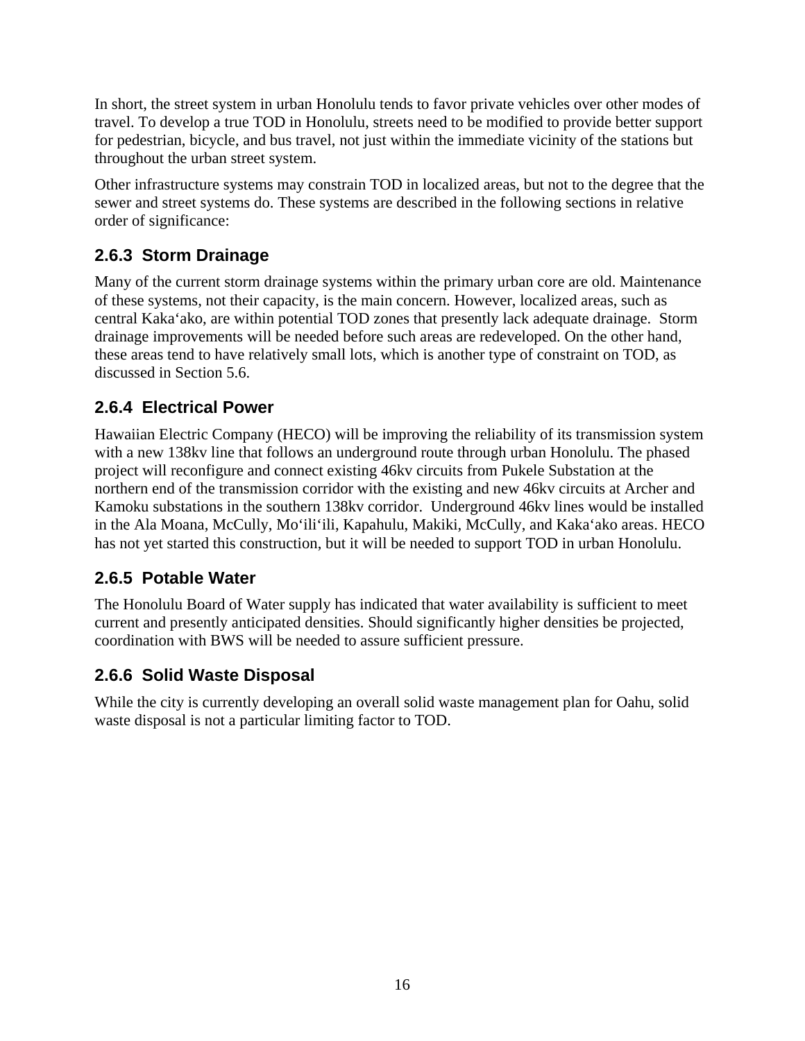In short, the street system in urban Honolulu tends to favor private vehicles over other modes of travel. To develop a true TOD in Honolulu, streets need to be modified to provide better support for pedestrian, bicycle, and bus travel, not just within the immediate vicinity of the stations but throughout the urban street system.

Other infrastructure systems may constrain TOD in localized areas, but not to the degree that the sewer and street systems do. These systems are described in the following sections in relative order of significance:

### 2.6.3 Storm Drainage

Many of the current storm drainage systems within the primary urban core are old. Maintenance of these systems, not their capacity, is the main concern. However, localized areas, such as central Kakaʻako, are within potential TOD zones that presently lack adequate drainage. Storm drainage improvements will be needed before such areas are redeveloped. On the other hand, these areas tend to have relatively small lots, which is another type of constraint on TOD, as discussed in Section 5.6.

### 2.6.4 Electrical Power

Hawaiian Electric Company (HECO) will be improving the reliability of its transmission system with a new 138kv line that follows an underground route through urban Honolulu. The phased project will reconfigure and connect existing 46kv circuits from Pukele Substation at the northern end of the transmission corridor with the existing and new 46kv circuits at Archer and Kamoku substations in the southern 138kv corridor. Underground 46kv lines would be installed in the Ala Moana, McCully, Moʻiliʻili, Kapahulu, Makiki, McCully, and Kakaʻako areas. HECO has not yet started this construction, but it will be needed to support TOD in urban Honolulu.

### 2.6.5 Potable Water

The Honolulu Board of Water supply has indicated that water availability is sufficient to meet current and presently anticipated densities. Should significantly higher densities be projected, coordination with BWS will be needed to assure sufficient pressure.

### 2.6.6 Solid Waste Disposal

While the city is currently developing an overall solid waste management plan for Oahu, solid waste disposal is not a particular limiting factor to TOD.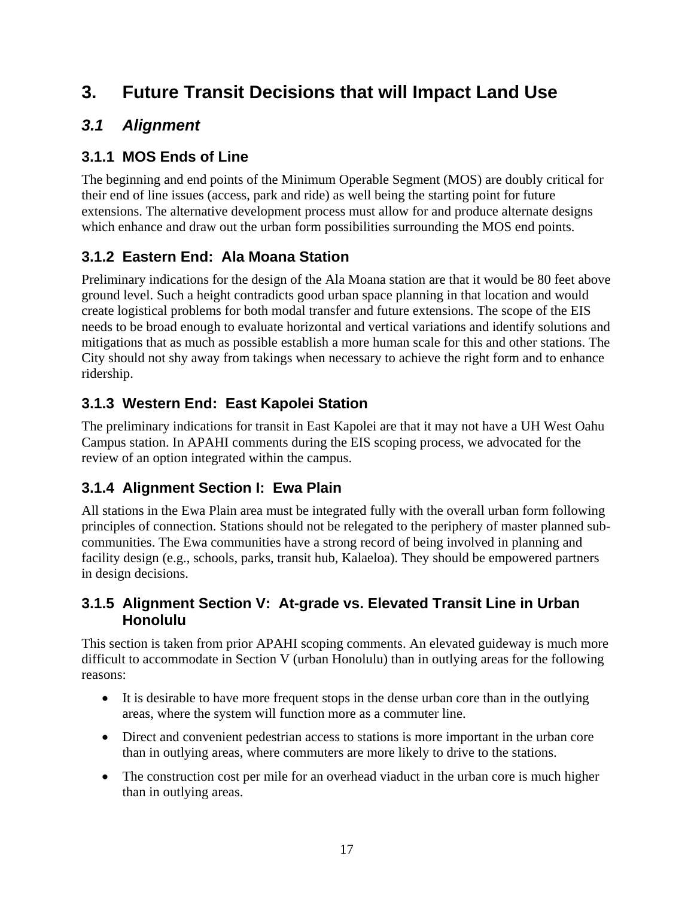# 3. Future Transit Decisions that will Impact Land Use

## *3.1 Alignment*

### 3.1.1 MOS Ends of Line

The beginning and end points of the Minimum Operable Segment (MOS) are doubly critical for their end of line issues (access, park and ride) as well being the starting point for future extensions. The alternative development process must allow for and produce alternate designs which enhance and draw out the urban form possibilities surrounding the MOS end points.

### 3.1.2 Eastern End: Ala Moana Station

Preliminary indications for the design of the Ala Moana station are that it would be 80 feet above ground level. Such a height contradicts good urban space planning in that location and would create logistical problems for both modal transfer and future extensions. The scope of the EIS needs to be broad enough to evaluate horizontal and vertical variations and identify solutions and mitigations that as much as possible establish a more human scale for this and other stations. The City should not shy away from takings when necessary to achieve the right form and to enhance ridership.

### 3.1.3 Western End: East Kapolei Station

The preliminary indications for transit in East Kapolei are that it may not have a UH West Oahu Campus station. In APAHI comments during the EIS scoping process, we advocated for the review of an option integrated within the campus.

### 3.1.4 Alignment Section I: Ewa Plain

All stations in the Ewa Plain area must be integrated fully with the overall urban form following principles of connection. Stations should not be relegated to the periphery of master planned sub-communities. The Ewa communities have a strong record of being involved in planning and facility design (e.g., schools, parks, transit hub, Kalaeloa). They should be empowered partners in design decisions.

### 3.1.5 Alignment Section V: At-grade vs. Elevated Transit Line in Urban Honolulu

This section is taken from prior APAHI scoping comments. An elevated guideway is much more difficult to accommodate in Section V (urban Honolulu) than in outlying areas for the following reasons:

- It is desirable to have more frequent stops in the dense urban core than in the outlying areas, where the system will function more as a commuter line.
- Direct and convenient pedestrian access to stations is more important in the urban core than in outlying areas, where commuters are more likely to drive to the stations.
- The construction cost per mile for an overhead viaduct in the urban core is much higher than in outlying areas.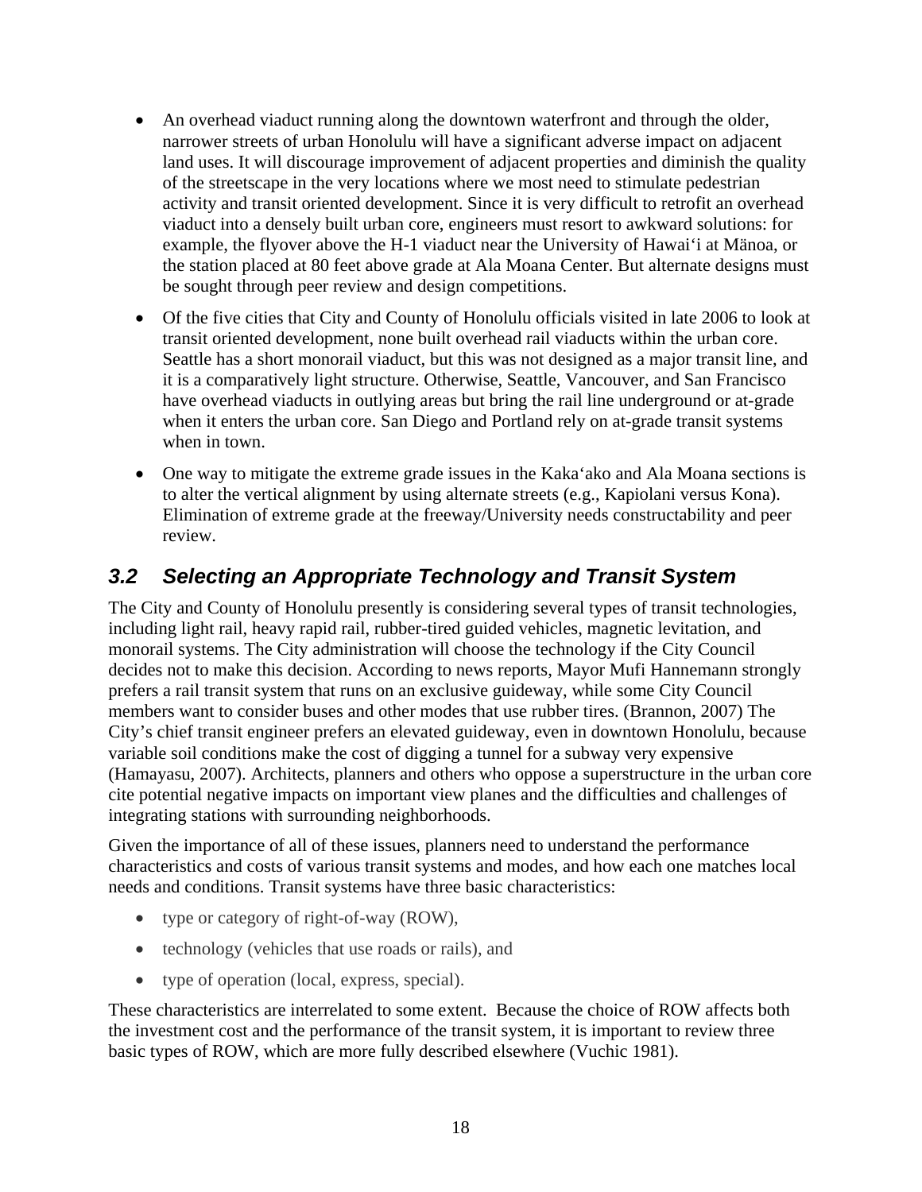- An overhead viaduct running along the downtown waterfront and through the older, narrower streets of urban Honolulu will have a significant adverse impact on adjacent land uses. It will discourage improvement of adjacent properties and diminish the quality of the streetscape in the very locations where we most need to stimulate pedestrian activity and transit oriented development. Since it is very difficult to retrofit an overhead viaduct into a densely built urban core, engineers must resort to awkward solutions: for example, the flyover above the H-1 viaduct near the University of Hawaiʻi at Mänoa, or the station placed at 80 feet above grade at Ala Moana Center. But alternate designs must be sought through peer review and design competitions.

- Of the five cities that City and County of Honolulu officials visited in late 2006 to look at transit oriented development, none built overhead rail viaducts within the urban core. Seattle has a short monorail viaduct, but this was not designed as a major transit line, and it is a comparatively light structure. Otherwise, Seattle, Vancouver, and San Francisco have overhead viaducts in outlying areas but bring the rail line underground or at-grade when it enters the urban core. San Diego and Portland rely on at-grade transit systems when in town.

- One way to mitigate the extreme grade issues in the Kakaʻako and Ala Moana sections is to alter the vertical alignment by using alternate streets (e.g., Kapiolani versus Kona). Elimination of extreme grade at the freeway/University needs constructability and peer review.

## *3.2 Selecting an Appropriate Technology and Transit System*

The City and County of Honolulu presently is considering several types of transit technologies, including light rail, heavy rapid rail, rubber-tired guided vehicles, magnetic levitation, and monorail systems. The City administration will choose the technology if the City Council decides not to make this decision. According to news reports, Mayor Mufi Hannemann strongly prefers a rail transit system that runs on an exclusive guideway, while some City Council members want to consider buses and other modes that use rubber tires. (Brannon, 2007) The City's chief transit engineer prefers an elevated guideway, even in downtown Honolulu, because variable soil conditions make the cost of digging a tunnel for a subway very expensive (Hamayasu, 2007). Architects, planners and others who oppose a superstructure in the urban core cite potential negative impacts on important view planes and the difficulties and challenges of integrating stations with surrounding neighborhoods.

Given the importance of all of these issues, planners need to understand the performance characteristics and costs of various transit systems and modes, and how each one matches local needs and conditions. Transit systems have three basic characteristics:

- type or category of right-of-way (ROW),
- technology (vehicles that use roads or rails), and
- type of operation (local, express, special).

These characteristics are interrelated to some extent. Because the choice of ROW affects both the investment cost and the performance of the transit system, it is important to review three basic types of ROW, which are more fully described elsewhere (Vuchic 1981).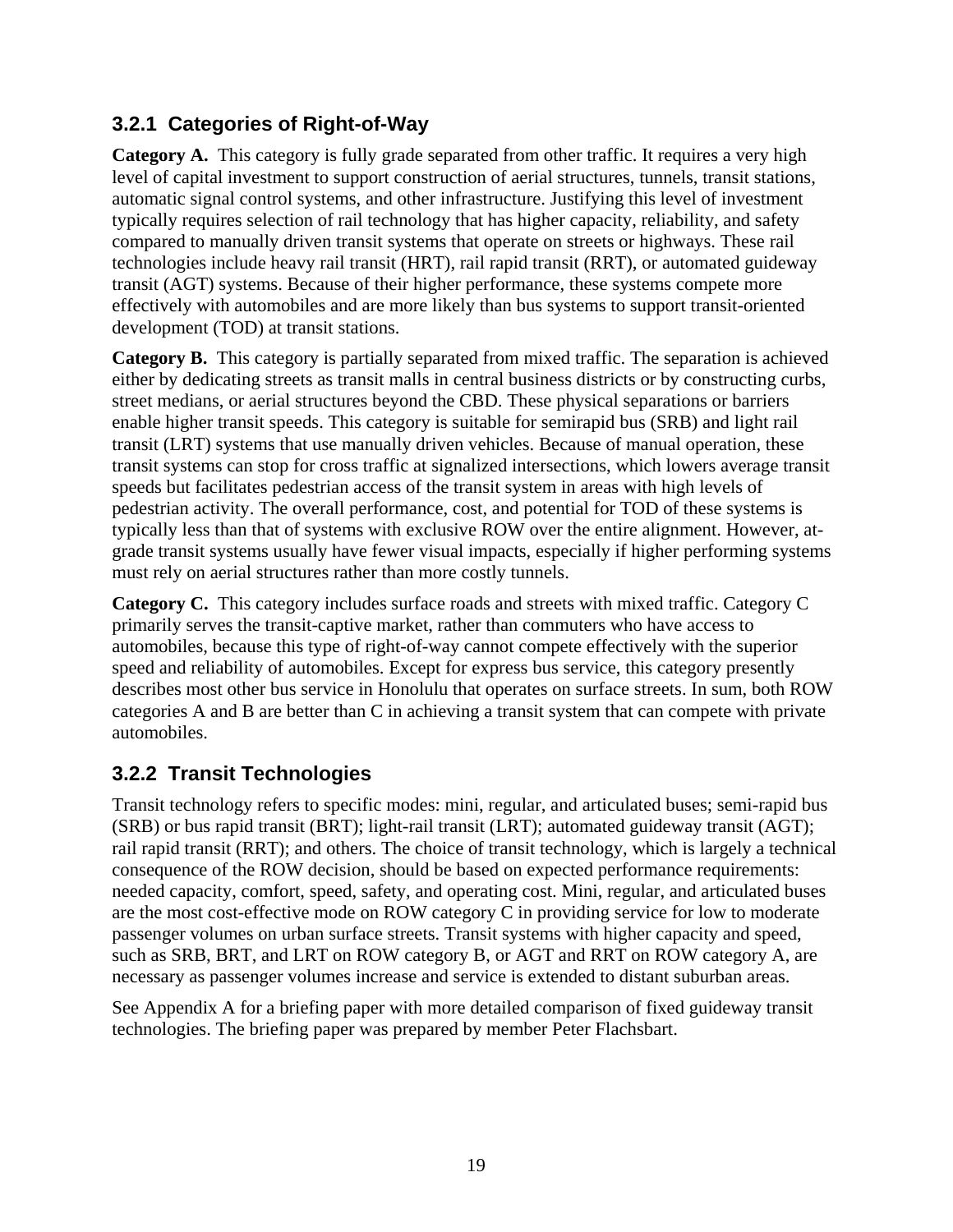### 3.2.1 Categories of Right-of-Way

**Category A.** This category is fully grade separated from other traffic. It requires a very high level of capital investment to support construction of aerial structures, tunnels, transit stations, automatic signal control systems, and other infrastructure. Justifying this level of investment typically requires selection of rail technology that has higher capacity, reliability, and safety compared to manually driven transit systems that operate on streets or highways. These rail technologies include heavy rail transit (HRT), rail rapid transit (RRT), or automated guideway transit (AGT) systems. Because of their higher performance, these systems compete more effectively with automobiles and are more likely than bus systems to support transit-oriented development (TOD) at transit stations.

**Category B.** This category is partially separated from mixed traffic. The separation is achieved either by dedicating streets as transit malls in central business districts or by constructing curbs, street medians, or aerial structures beyond the CBD. These physical separations or barriers enable higher transit speeds. This category is suitable for semirapid bus (SRB) and light rail transit (LRT) systems that use manually driven vehicles. Because of manual operation, these transit systems can stop for cross traffic at signalized intersections, which lowers average transit speeds but facilitates pedestrian access of the transit system in areas with high levels of pedestrian activity. The overall performance, cost, and potential for TOD of these systems is typically less than that of systems with exclusive ROW over the entire alignment. However, at-grade transit systems usually have fewer visual impacts, especially if higher performing systems must rely on aerial structures rather than more costly tunnels.

**Category C.** This category includes surface roads and streets with mixed traffic. Category C primarily serves the transit-captive market, rather than commuters who have access to automobiles, because this type of right-of-way cannot compete effectively with the superior speed and reliability of automobiles. Except for express bus service, this category presently describes most other bus service in Honolulu that operates on surface streets. In sum, both ROW categories A and B are better than C in achieving a transit system that can compete with private automobiles.

### 3.2.2 Transit Technologies

Transit technology refers to specific modes: mini, regular, and articulated buses; semi-rapid bus (SRB) or bus rapid transit (BRT); light-rail transit (LRT); automated guideway transit (AGT); rail rapid transit (RRT); and others. The choice of transit technology, which is largely a technical consequence of the ROW decision, should be based on expected performance requirements: needed capacity, comfort, speed, safety, and operating cost. Mini, regular, and articulated buses are the most cost-effective mode on ROW category C in providing service for low to moderate passenger volumes on urban surface streets. Transit systems with higher capacity and speed, such as SRB, BRT, and LRT on ROW category B, or AGT and RRT on ROW category A, are necessary as passenger volumes increase and service is extended to distant suburban areas.

See Appendix A for a briefing paper with more detailed comparison of fixed guideway transit technologies. The briefing paper was prepared by member Peter Flachsbart.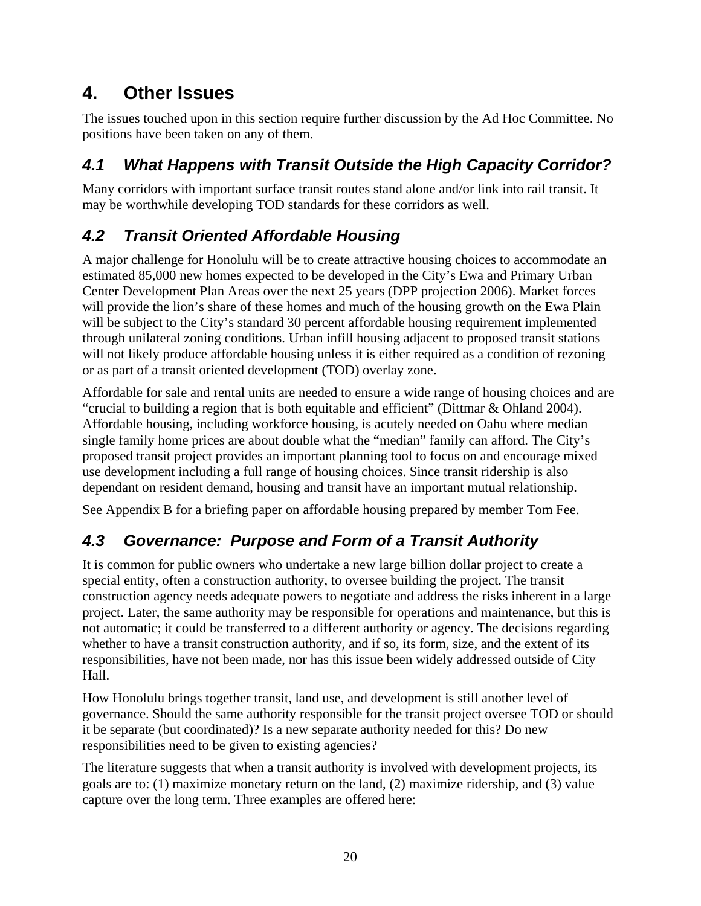# 4. Other Issues

The issues touched upon in this section require further discussion by the Ad Hoc Committee. No positions have been taken on any of them.

## *4.1 What Happens with Transit Outside the High Capacity Corridor?*

Many corridors with important surface transit routes stand alone and/or link into rail transit. It may be worthwhile developing TOD standards for these corridors as well.

## *4.2 Transit Oriented Affordable Housing*

A major challenge for Honolulu will be to create attractive housing choices to accommodate an estimated 85,000 new homes expected to be developed in the City's Ewa and Primary Urban Center Development Plan Areas over the next 25 years (DPP projection 2006). Market forces will provide the lion's share of these homes and much of the housing growth on the Ewa Plain will be subject to the City's standard 30 percent affordable housing requirement implemented through unilateral zoning conditions. Urban infill housing adjacent to proposed transit stations will not likely produce affordable housing unless it is either required as a condition of rezoning or as part of a transit oriented development (TOD) overlay zone.

Affordable for sale and rental units are needed to ensure a wide range of housing choices and are "crucial to building a region that is both equitable and efficient" (Dittmar & Ohland 2004). Affordable housing, including workforce housing, is acutely needed on Oahu where median single family home prices are about double what the "median" family can afford. The City's proposed transit project provides an important planning tool to focus on and encourage mixed use development including a full range of housing choices. Since transit ridership is also dependant on resident demand, housing and transit have an important mutual relationship.

See Appendix B for a briefing paper on affordable housing prepared by member Tom Fee.

## *4.3 Governance: Purpose and Form of a Transit Authority*

It is common for public owners who undertake a new large billion dollar project to create a special entity, often a construction authority, to oversee building the project. The transit construction agency needs adequate powers to negotiate and address the risks inherent in a large project. Later, the same authority may be responsible for operations and maintenance, but this is not automatic; it could be transferred to a different authority or agency. The decisions regarding whether to have a transit construction authority, and if so, its form, size, and the extent of its responsibilities, have not been made, nor has this issue been widely addressed outside of City Hall.

How Honolulu brings together transit, land use, and development is still another level of governance. Should the same authority responsible for the transit project oversee TOD or should it be separate (but coordinated)? Is a new separate authority needed for this? Do new responsibilities need to be given to existing agencies?

The literature suggests that when a transit authority is involved with development projects, its goals are to: (1) maximize monetary return on the land, (2) maximize ridership, and (3) value capture over the long term. Three examples are offered here: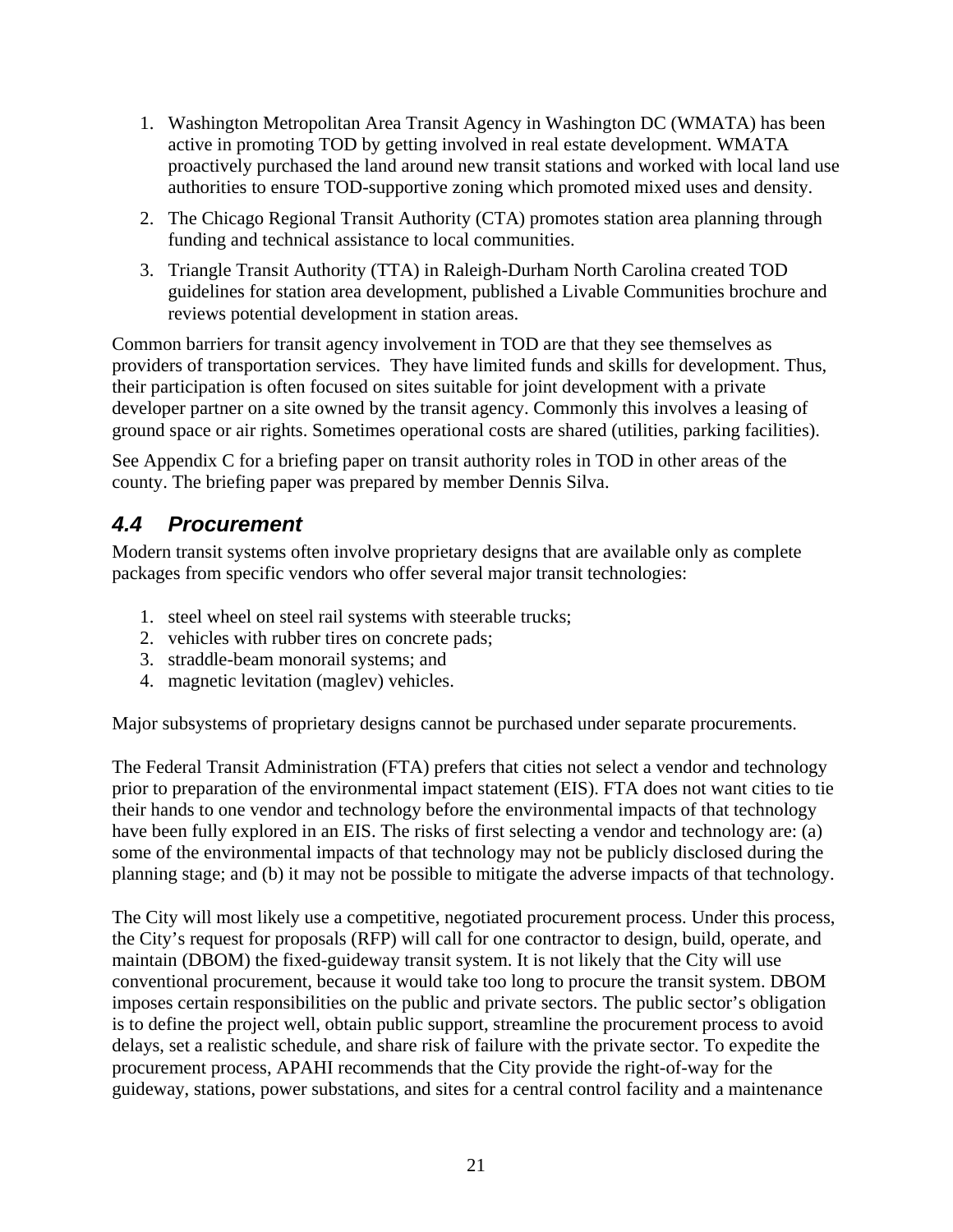1. Washington Metropolitan Area Transit Agency in Washington DC (WMATA) has been active in promoting TOD by getting involved in real estate development. WMATA proactively purchased the land around new transit stations and worked with local land use authorities to ensure TOD-supportive zoning which promoted mixed uses and density.
2. The Chicago Regional Transit Authority (CTA) promotes station area planning through funding and technical assistance to local communities.
3. Triangle Transit Authority (TTA) in Raleigh-Durham North Carolina created TOD guidelines for station area development, published a Livable Communities brochure and reviews potential development in station areas.

Common barriers for transit agency involvement in TOD are that they see themselves as providers of transportation services. They have limited funds and skills for development. Thus, their participation is often focused on sites suitable for joint development with a private developer partner on a site owned by the transit agency. Commonly this involves a leasing of ground space or air rights. Sometimes operational costs are shared (utilities, parking facilities).

See Appendix C for a briefing paper on transit authority roles in TOD in other areas of the county. The briefing paper was prepared by member Dennis Silva.

## 4.4 Procurement

Modern transit systems often involve proprietary designs that are available only as complete packages from specific vendors who offer several major transit technologies:

1. steel wheel on steel rail systems with steerable trucks;
2. vehicles with rubber tires on concrete pads;
3. straddle-beam monorail systems; and
4. magnetic levitation (maglev) vehicles.

Major subsystems of proprietary designs cannot be purchased under separate procurements.

The Federal Transit Administration (FTA) prefers that cities not select a vendor and technology prior to preparation of the environmental impact statement (EIS). FTA does not want cities to tie their hands to one vendor and technology before the environmental impacts of that technology have been fully explored in an EIS. The risks of first selecting a vendor and technology are: (a) some of the environmental impacts of that technology may not be publicly disclosed during the planning stage; and (b) it may not be possible to mitigate the adverse impacts of that technology.

The City will most likely use a competitive, negotiated procurement process. Under this process, the City's request for proposals (RFP) will call for one contractor to design, build, operate, and maintain (DBOM) the fixed-guideway transit system. It is not likely that the City will use conventional procurement, because it would take too long to procure the transit system. DBOM imposes certain responsibilities on the public and private sectors. The public sector's obligation is to define the project well, obtain public support, streamline the procurement process to avoid delays, set a realistic schedule, and share risk of failure with the private sector. To expedite the procurement process, APAHI recommends that the City provide the right-of-way for the guideway, stations, power substations, and sites for a central control facility and a maintenance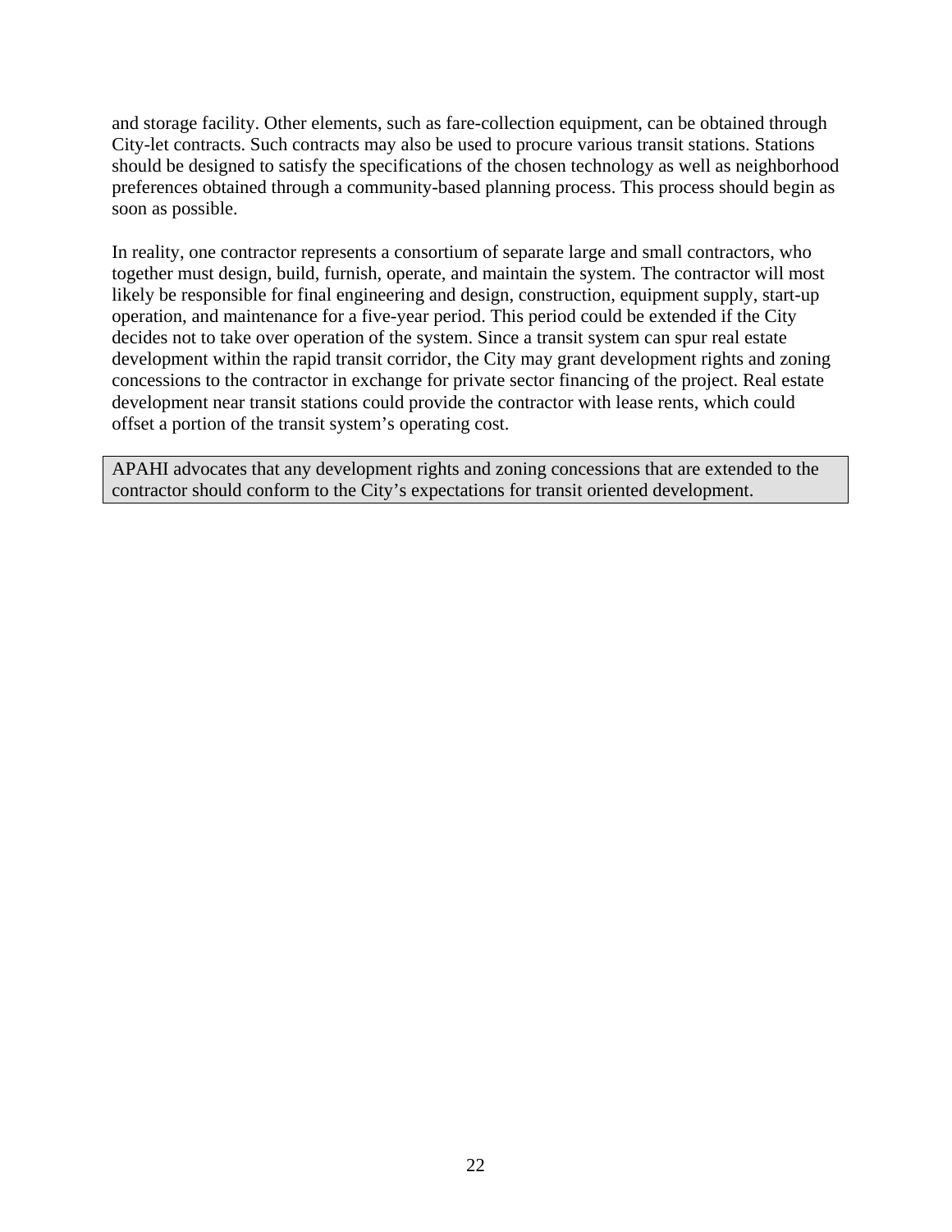and storage facility. Other elements, such as fare-collection equipment, can be obtained through City-let contracts. Such contracts may also be used to procure various transit stations. Stations should be designed to satisfy the specifications of the chosen technology as well as neighborhood preferences obtained through a community-based planning process. This process should begin as soon as possible.

In reality, one contractor represents a consortium of separate large and small contractors, who together must design, build, furnish, operate, and maintain the system. The contractor will most likely be responsible for final engineering and design, construction, equipment supply, start-up operation, and maintenance for a five-year period. This period could be extended if the City decides not to take over operation of the system. Since a transit system can spur real estate development within the rapid transit corridor, the City may grant development rights and zoning concessions to the contractor in exchange for private sector financing of the project. Real estate development near transit stations could provide the contractor with lease rents, which could offset a portion of the transit system's operating cost.

> APAHI advocates that any development rights and zoning concessions that are extended to the contractor should conform to the City's expectations for transit oriented development.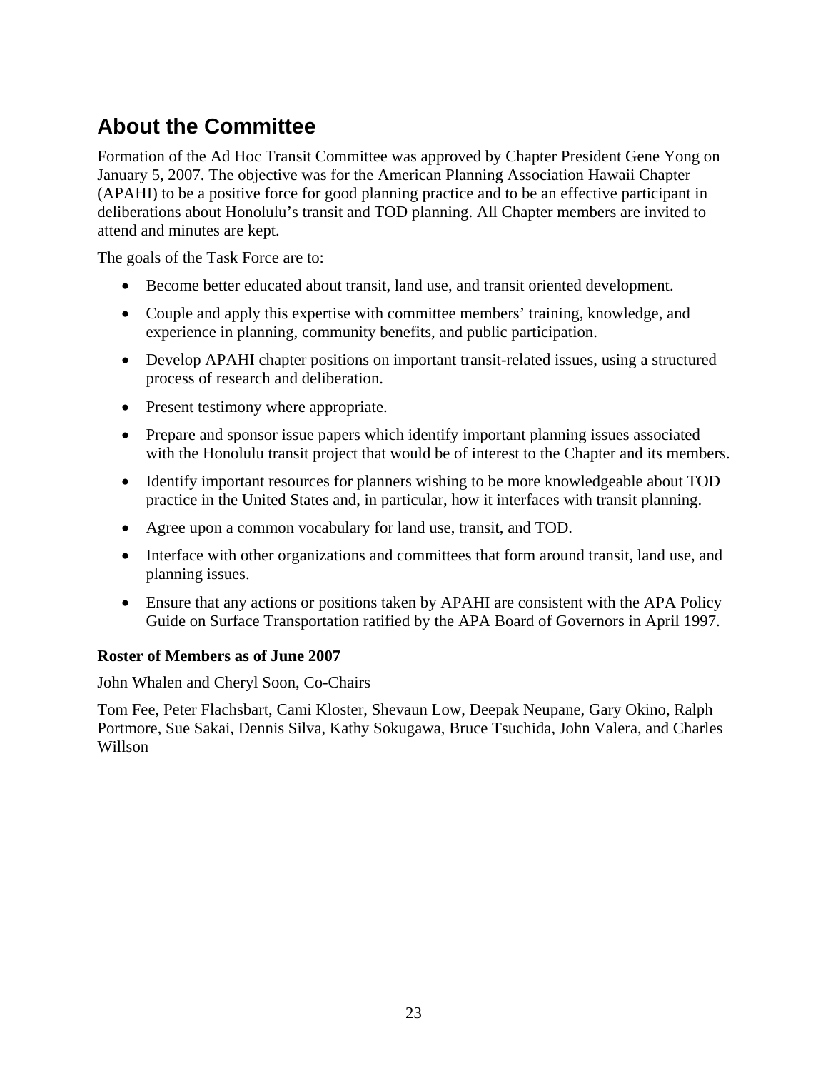## About the Committee

Formation of the Ad Hoc Transit Committee was approved by Chapter President Gene Yong on January 5, 2007. The objective was for the American Planning Association Hawaii Chapter (APAHI) to be a positive force for good planning practice and to be an effective participant in deliberations about Honolulu's transit and TOD planning. All Chapter members are invited to attend and minutes are kept.

The goals of the Task Force are to:

- Become better educated about transit, land use, and transit oriented development.
- Couple and apply this expertise with committee members' training, knowledge, and experience in planning, community benefits, and public participation.
- Develop APAHI chapter positions on important transit-related issues, using a structured process of research and deliberation.
- Present testimony where appropriate.
- Prepare and sponsor issue papers which identify important planning issues associated with the Honolulu transit project that would be of interest to the Chapter and its members.
- Identify important resources for planners wishing to be more knowledgeable about TOD practice in the United States and, in particular, how it interfaces with transit planning.
- Agree upon a common vocabulary for land use, transit, and TOD.
- Interface with other organizations and committees that form around transit, land use, and planning issues.
- Ensure that any actions or positions taken by APAHI are consistent with the APA Policy Guide on Surface Transportation ratified by the APA Board of Governors in April 1997.

**Roster of Members as of June 2007**

John Whalen and Cheryl Soon, Co-Chairs

Tom Fee, Peter Flachsbart, Cami Kloster, Shevaun Low, Deepak Neupane, Gary Okino, Ralph Portmore, Sue Sakai, Dennis Silva, Kathy Sokugawa, Bruce Tsuchida, John Valera, and Charles Willson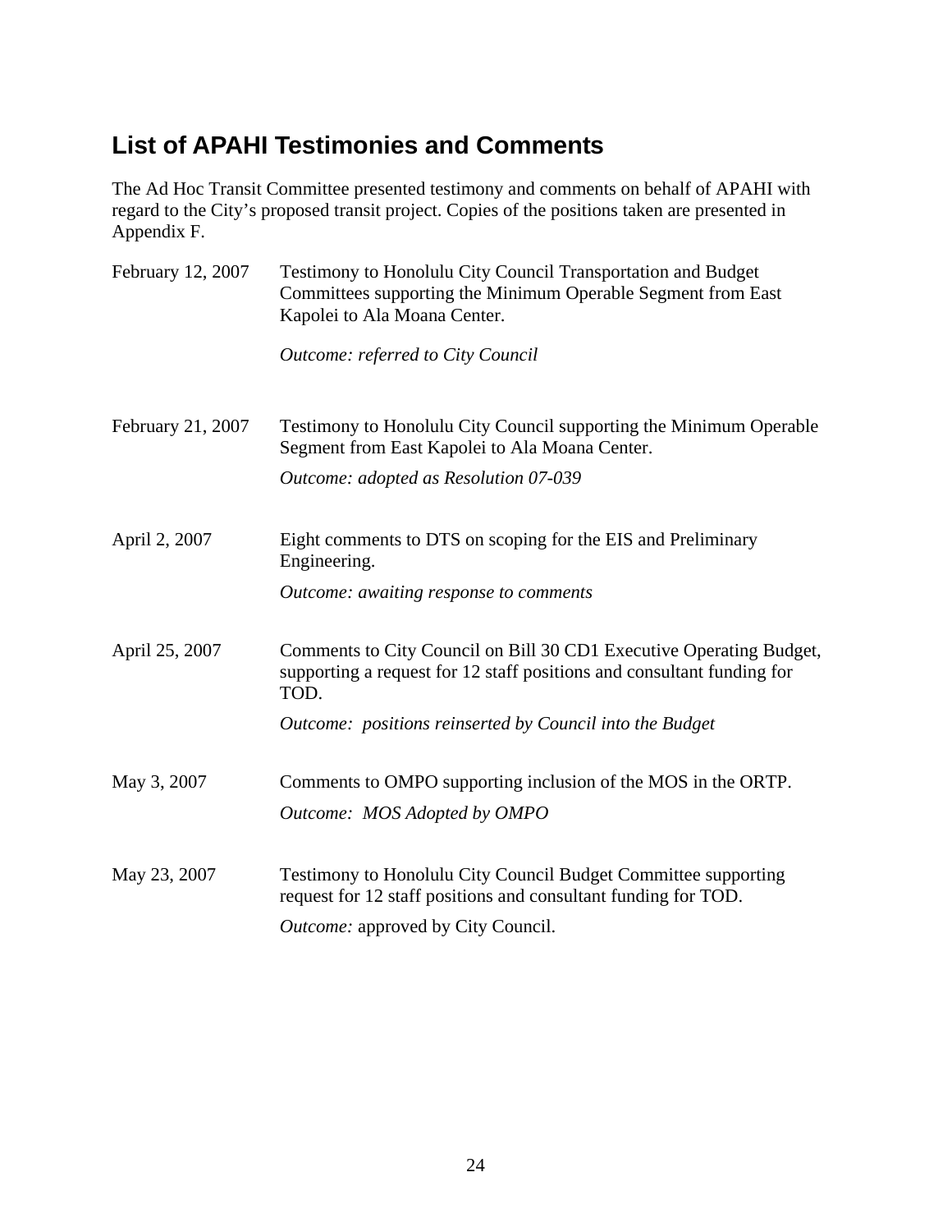## List of APAHI Testimonies and Comments

The Ad Hoc Transit Committee presented testimony and comments on behalf of APAHI with regard to the City's proposed transit project. Copies of the positions taken are presented in Appendix F.

| | |
|---|---|
| February 12, 2007 | Testimony to Honolulu City Council Transportation and Budget Committees supporting the Minimum Operable Segment from East Kapolei to Ala Moana Center.<br><br>*Outcome: referred to City Council* |
| February 21, 2007 | Testimony to Honolulu City Council supporting the Minimum Operable Segment from East Kapolei to Ala Moana Center.<br><br>*Outcome: adopted as Resolution 07-039* |
| April 2, 2007 | Eight comments to DTS on scoping for the EIS and Preliminary Engineering.<br><br>*Outcome: awaiting response to comments* |
| April 25, 2007 | Comments to City Council on Bill 30 CD1 Executive Operating Budget, supporting a request for 12 staff positions and consultant funding for TOD.<br><br>*Outcome: positions reinserted by Council into the Budget* |
| May 3, 2007 | Comments to OMPO supporting inclusion of the MOS in the ORTP.<br><br>*Outcome: MOS Adopted by OMPO* |
| May 23, 2007 | Testimony to Honolulu City Council Budget Committee supporting request for 12 staff positions and consultant funding for TOD.<br><br>*Outcome:* approved by City Council. |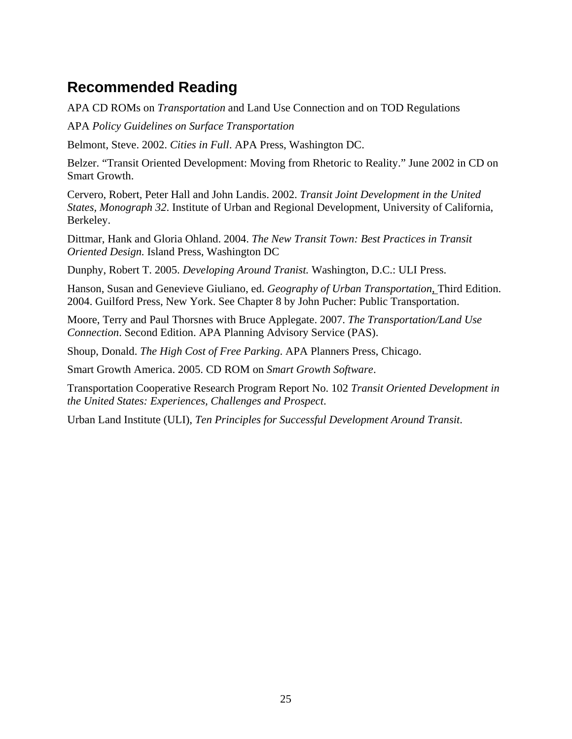## Recommended Reading

APA CD ROMs on *Transportation* and Land Use Connection and on TOD Regulations

APA *Policy Guidelines on Surface Transportation*

Belmont, Steve. 2002. *Cities in Full*. APA Press, Washington DC.

Belzer. "Transit Oriented Development: Moving from Rhetoric to Reality." June 2002 in CD on Smart Growth.

Cervero, Robert, Peter Hall and John Landis. 2002. *Transit Joint Development in the United States, Monograph 32*. Institute of Urban and Regional Development, University of California, Berkeley.

Dittmar, Hank and Gloria Ohland. 2004. *The New Transit Town: Best Practices in Transit Oriented Design.* Island Press, Washington DC

Dunphy, Robert T. 2005. *Developing Around Tranist.* Washington, D.C.: ULI Press.

Hanson, Susan and Genevieve Giuliano, ed. *Geography of Urban Transportation*, Third Edition. 2004. Guilford Press, New York. See Chapter 8 by John Pucher: Public Transportation.

Moore, Terry and Paul Thorsnes with Bruce Applegate. 2007. *The Transportation/Land Use Connection*. Second Edition. APA Planning Advisory Service (PAS).

Shoup, Donald. *The High Cost of Free Parking*. APA Planners Press, Chicago.

Smart Growth America. 2005. CD ROM on *Smart Growth Software*.

Transportation Cooperative Research Program Report No. 102 *Transit Oriented Development in the United States: Experiences, Challenges and Prospect*.

Urban Land Institute (ULI), *Ten Principles for Successful Development Around Transit*.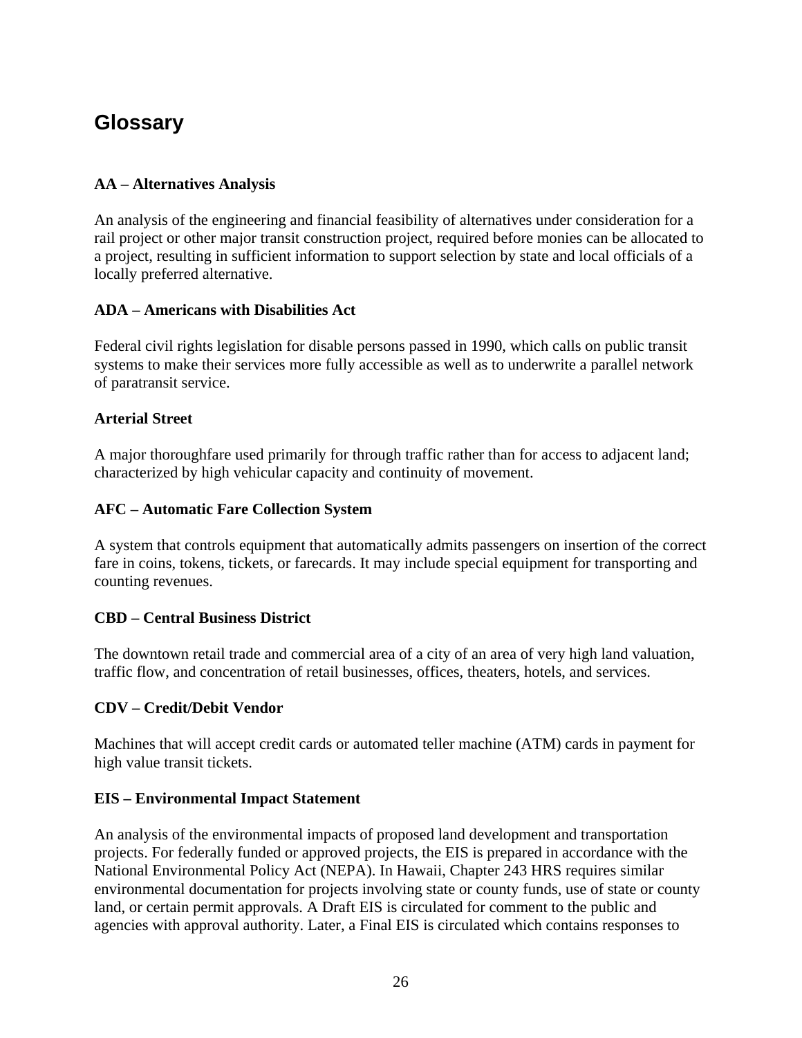## Glossary

**AA – Alternatives Analysis**

An analysis of the engineering and financial feasibility of alternatives under consideration for a rail project or other major transit construction project, required before monies can be allocated to a project, resulting in sufficient information to support selection by state and local officials of a locally preferred alternative.

**ADA – Americans with Disabilities Act**

Federal civil rights legislation for disable persons passed in 1990, which calls on public transit systems to make their services more fully accessible as well as to underwrite a parallel network of paratransit service.

**Arterial Street**

A major thoroughfare used primarily for through traffic rather than for access to adjacent land; characterized by high vehicular capacity and continuity of movement.

**AFC – Automatic Fare Collection System**

A system that controls equipment that automatically admits passengers on insertion of the correct fare in coins, tokens, tickets, or farecards. It may include special equipment for transporting and counting revenues.

**CBD – Central Business District**

The downtown retail trade and commercial area of a city of an area of very high land valuation, traffic flow, and concentration of retail businesses, offices, theaters, hotels, and services.

**CDV – Credit/Debit Vendor**

Machines that will accept credit cards or automated teller machine (ATM) cards in payment for high value transit tickets.

**EIS – Environmental Impact Statement**

An analysis of the environmental impacts of proposed land development and transportation projects. For federally funded or approved projects, the EIS is prepared in accordance with the National Environmental Policy Act (NEPA). In Hawaii, Chapter 243 HRS requires similar environmental documentation for projects involving state or county funds, use of state or county land, or certain permit approvals. A Draft EIS is circulated for comment to the public and agencies with approval authority. Later, a Final EIS is circulated which contains responses to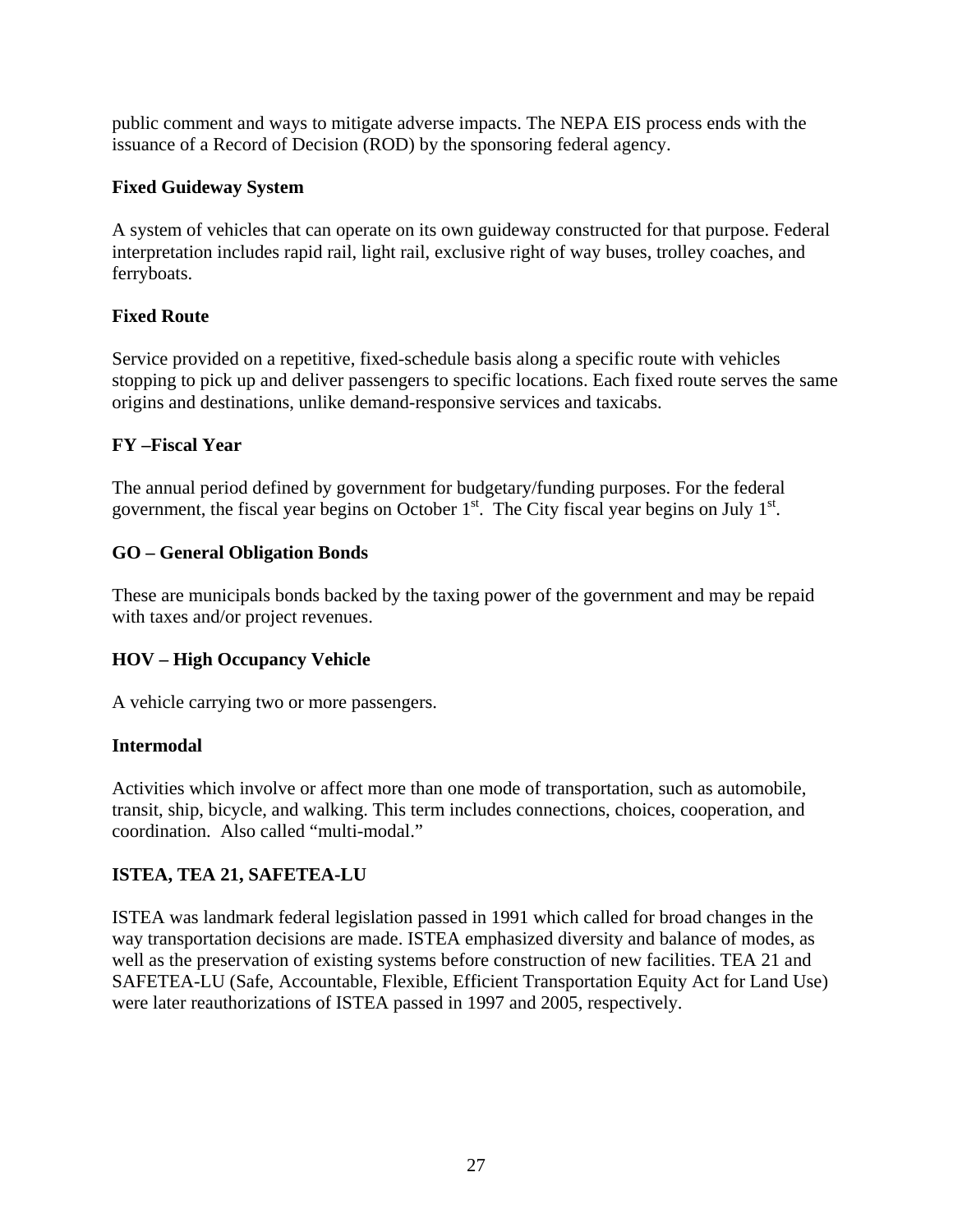public comment and ways to mitigate adverse impacts. The NEPA EIS process ends with the issuance of a Record of Decision (ROD) by the sponsoring federal agency.

**Fixed Guideway System**

A system of vehicles that can operate on its own guideway constructed for that purpose. Federal interpretation includes rapid rail, light rail, exclusive right of way buses, trolley coaches, and ferryboats.

**Fixed Route**

Service provided on a repetitive, fixed-schedule basis along a specific route with vehicles stopping to pick up and deliver passengers to specific locations. Each fixed route serves the same origins and destinations, unlike demand-responsive services and taxicabs.

**FY –Fiscal Year**

The annual period defined by government for budgetary/funding purposes. For the federal government, the fiscal year begins on October 1st. The City fiscal year begins on July 1st.

**GO – General Obligation Bonds**

These are municipals bonds backed by the taxing power of the government and may be repaid with taxes and/or project revenues.

**HOV – High Occupancy Vehicle**

A vehicle carrying two or more passengers.

**Intermodal**

Activities which involve or affect more than one mode of transportation, such as automobile, transit, ship, bicycle, and walking. This term includes connections, choices, cooperation, and coordination. Also called "multi-modal."

**ISTEA, TEA 21, SAFETEA-LU**

ISTEA was landmark federal legislation passed in 1991 which called for broad changes in the way transportation decisions are made. ISTEA emphasized diversity and balance of modes, as well as the preservation of existing systems before construction of new facilities. TEA 21 and SAFETEA-LU (Safe, Accountable, Flexible, Efficient Transportation Equity Act for Land Use) were later reauthorizations of ISTEA passed in 1997 and 2005, respectively.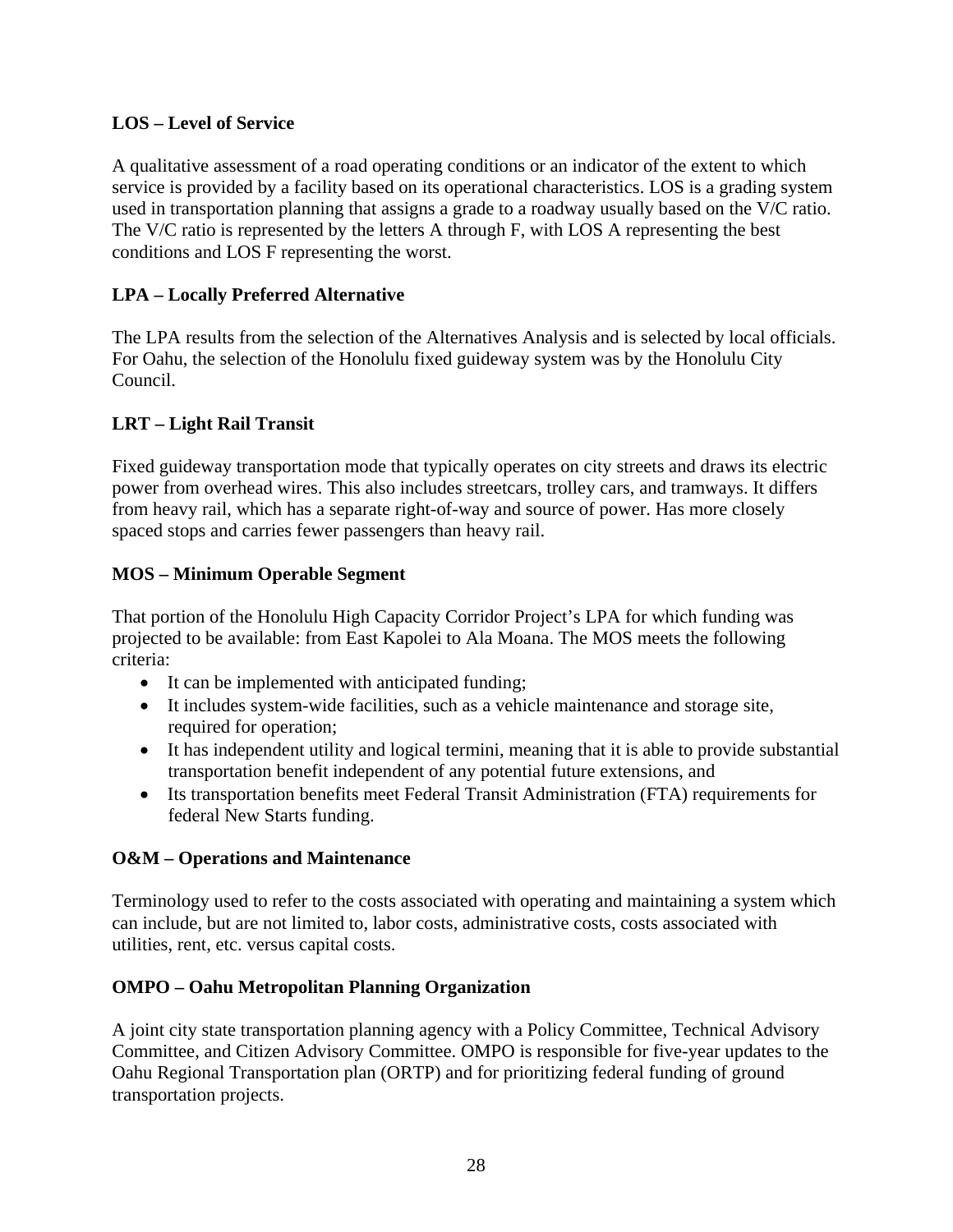**LOS – Level of Service**

A qualitative assessment of a road operating conditions or an indicator of the extent to which service is provided by a facility based on its operational characteristics. LOS is a grading system used in transportation planning that assigns a grade to a roadway usually based on the V/C ratio. The V/C ratio is represented by the letters A through F, with LOS A representing the best conditions and LOS F representing the worst.

**LPA – Locally Preferred Alternative**

The LPA results from the selection of the Alternatives Analysis and is selected by local officials. For Oahu, the selection of the Honolulu fixed guideway system was by the Honolulu City Council.

**LRT – Light Rail Transit**

Fixed guideway transportation mode that typically operates on city streets and draws its electric power from overhead wires. This also includes streetcars, trolley cars, and tramways. It differs from heavy rail, which has a separate right-of-way and source of power. Has more closely spaced stops and carries fewer passengers than heavy rail.

**MOS – Minimum Operable Segment**

That portion of the Honolulu High Capacity Corridor Project's LPA for which funding was projected to be available: from East Kapolei to Ala Moana. The MOS meets the following criteria:

- It can be implemented with anticipated funding;
- It includes system-wide facilities, such as a vehicle maintenance and storage site, required for operation;
- It has independent utility and logical termini, meaning that it is able to provide substantial transportation benefit independent of any potential future extensions, and
- Its transportation benefits meet Federal Transit Administration (FTA) requirements for federal New Starts funding.

**O&M – Operations and Maintenance**

Terminology used to refer to the costs associated with operating and maintaining a system which can include, but are not limited to, labor costs, administrative costs, costs associated with utilities, rent, etc. versus capital costs.

**OMPO – Oahu Metropolitan Planning Organization**

A joint city state transportation planning agency with a Policy Committee, Technical Advisory Committee, and Citizen Advisory Committee. OMPO is responsible for five-year updates to the Oahu Regional Transportation plan (ORTP) and for prioritizing federal funding of ground transportation projects.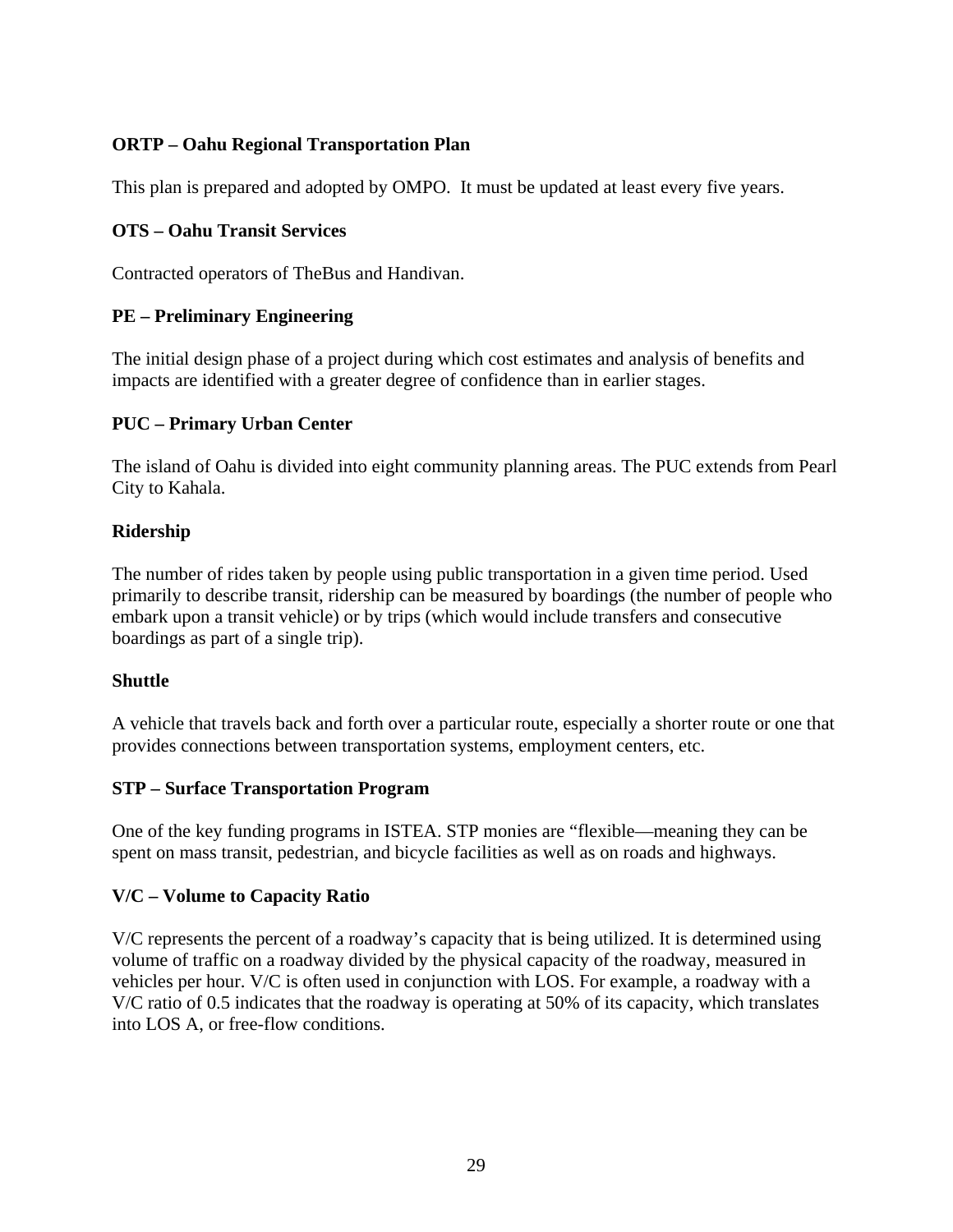**ORTP – Oahu Regional Transportation Plan**

This plan is prepared and adopted by OMPO.  It must be updated at least every five years.

**OTS – Oahu Transit Services**

Contracted operators of TheBus and Handivan.

**PE – Preliminary Engineering**

The initial design phase of a project during which cost estimates and analysis of benefits and impacts are identified with a greater degree of confidence than in earlier stages.

**PUC – Primary Urban Center**

The island of Oahu is divided into eight community planning areas. The PUC extends from Pearl City to Kahala.

**Ridership**

The number of rides taken by people using public transportation in a given time period. Used primarily to describe transit, ridership can be measured by boardings (the number of people who embark upon a transit vehicle) or by trips (which would include transfers and consecutive boardings as part of a single trip).

**Shuttle**

A vehicle that travels back and forth over a particular route, especially a shorter route or one that provides connections between transportation systems, employment centers, etc.

**STP – Surface Transportation Program**

One of the key funding programs in ISTEA. STP monies are "flexible—meaning they can be spent on mass transit, pedestrian, and bicycle facilities as well as on roads and highways.

**V/C – Volume to Capacity Ratio**

V/C represents the percent of a roadway's capacity that is being utilized. It is determined using volume of traffic on a roadway divided by the physical capacity of the roadway, measured in vehicles per hour. V/C is often used in conjunction with LOS. For example, a roadway with a V/C ratio of 0.5 indicates that the roadway is operating at 50% of its capacity, which translates into LOS A, or free-flow conditions.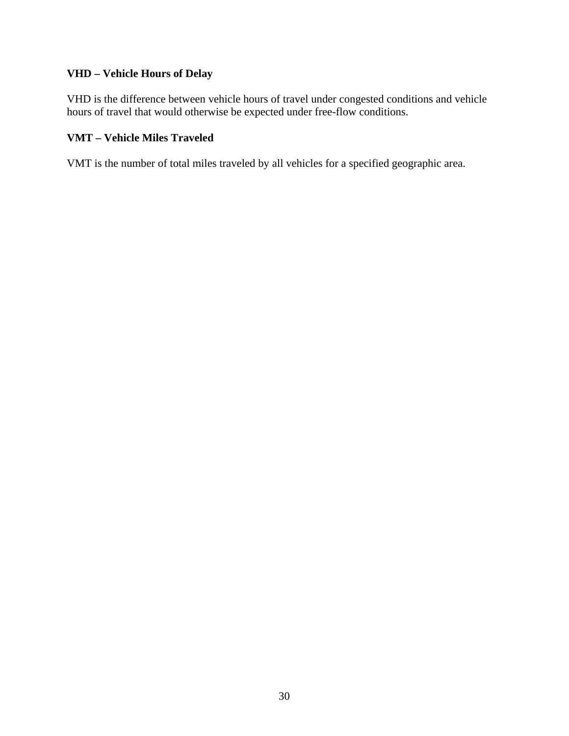**VHD – Vehicle Hours of Delay**

VHD is the difference between vehicle hours of travel under congested conditions and vehicle hours of travel that would otherwise be expected under free-flow conditions.

**VMT – Vehicle Miles Traveled**

VMT is the number of total miles traveled by all vehicles for a specified geographic area.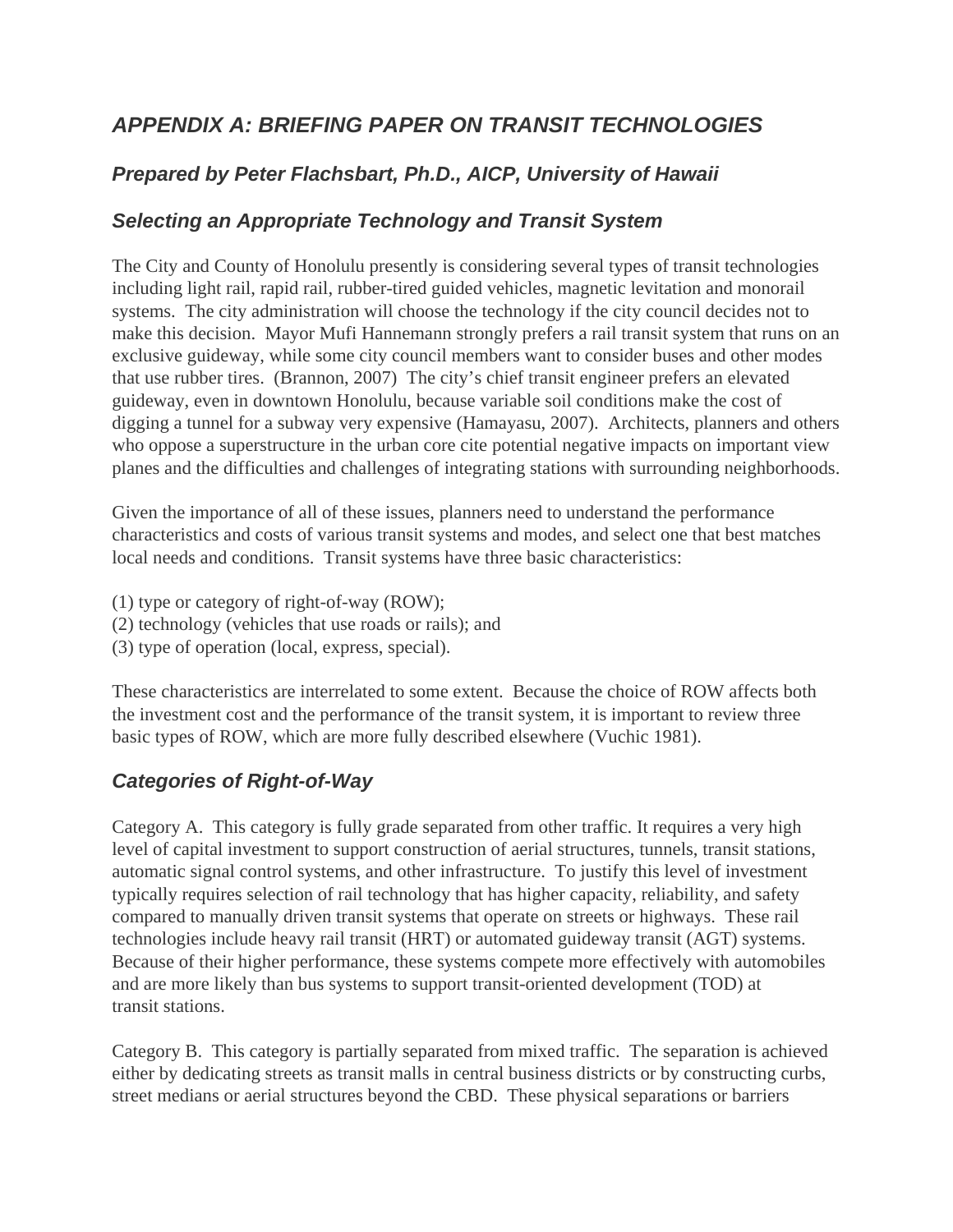## *APPENDIX A: BRIEFING PAPER ON TRANSIT TECHNOLOGIES*

### *Prepared by Peter Flachsbart, Ph.D., AICP, University of Hawaii*

### *Selecting an Appropriate Technology and Transit System*

The City and County of Honolulu presently is considering several types of transit technologies including light rail, rapid rail, rubber-tired guided vehicles, magnetic levitation and monorail systems. The city administration will choose the technology if the city council decides not to make this decision. Mayor Mufi Hannemann strongly prefers a rail transit system that runs on an exclusive guideway, while some city council members want to consider buses and other modes that use rubber tires. (Brannon, 2007) The city's chief transit engineer prefers an elevated guideway, even in downtown Honolulu, because variable soil conditions make the cost of digging a tunnel for a subway very expensive (Hamayasu, 2007). Architects, planners and others who oppose a superstructure in the urban core cite potential negative impacts on important view planes and the difficulties and challenges of integrating stations with surrounding neighborhoods.

Given the importance of all of these issues, planners need to understand the performance characteristics and costs of various transit systems and modes, and select one that best matches local needs and conditions. Transit systems have three basic characteristics:

(1) type or category of right-of-way (ROW);
(2) technology (vehicles that use roads or rails); and
(3) type of operation (local, express, special).

These characteristics are interrelated to some extent. Because the choice of ROW affects both the investment cost and the performance of the transit system, it is important to review three basic types of ROW, which are more fully described elsewhere (Vuchic 1981).

### *Categories of Right-of-Way*

Category A. This category is fully grade separated from other traffic. It requires a very high level of capital investment to support construction of aerial structures, tunnels, transit stations, automatic signal control systems, and other infrastructure. To justify this level of investment typically requires selection of rail technology that has higher capacity, reliability, and safety compared to manually driven transit systems that operate on streets or highways. These rail technologies include heavy rail transit (HRT) or automated guideway transit (AGT) systems. Because of their higher performance, these systems compete more effectively with automobiles and are more likely than bus systems to support transit-oriented development (TOD) at transit stations.

Category B. This category is partially separated from mixed traffic. The separation is achieved either by dedicating streets as transit malls in central business districts or by constructing curbs, street medians or aerial structures beyond the CBD. These physical separations or barriers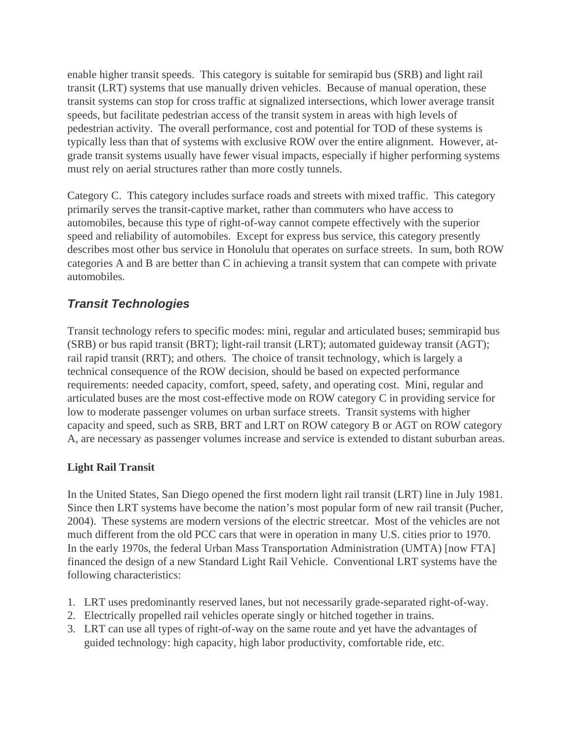enable higher transit speeds. This category is suitable for semirapid bus (SRB) and light rail transit (LRT) systems that use manually driven vehicles. Because of manual operation, these transit systems can stop for cross traffic at signalized intersections, which lower average transit speeds, but facilitate pedestrian access of the transit system in areas with high levels of pedestrian activity. The overall performance, cost and potential for TOD of these systems is typically less than that of systems with exclusive ROW over the entire alignment. However, at-grade transit systems usually have fewer visual impacts, especially if higher performing systems must rely on aerial structures rather than more costly tunnels.

Category C. This category includes surface roads and streets with mixed traffic. This category primarily serves the transit-captive market, rather than commuters who have access to automobiles, because this type of right-of-way cannot compete effectively with the superior speed and reliability of automobiles. Except for express bus service, this category presently describes most other bus service in Honolulu that operates on surface streets. In sum, both ROW categories A and B are better than C in achieving a transit system that can compete with private automobiles.

## *Transit Technologies*

Transit technology refers to specific modes: mini, regular and articulated buses; semmirapid bus (SRB) or bus rapid transit (BRT); light-rail transit (LRT); automated guideway transit (AGT); rail rapid transit (RRT); and others. The choice of transit technology, which is largely a technical consequence of the ROW decision, should be based on expected performance requirements: needed capacity, comfort, speed, safety, and operating cost. Mini, regular and articulated buses are the most cost-effective mode on ROW category C in providing service for low to moderate passenger volumes on urban surface streets. Transit systems with higher capacity and speed, such as SRB, BRT and LRT on ROW category B or AGT on ROW category A, are necessary as passenger volumes increase and service is extended to distant suburban areas.

### Light Rail Transit

In the United States, San Diego opened the first modern light rail transit (LRT) line in July 1981. Since then LRT systems have become the nation's most popular form of new rail transit (Pucher, 2004). These systems are modern versions of the electric streetcar. Most of the vehicles are not much different from the old PCC cars that were in operation in many U.S. cities prior to 1970. In the early 1970s, the federal Urban Mass Transportation Administration (UMTA) [now FTA] financed the design of a new Standard Light Rail Vehicle. Conventional LRT systems have the following characteristics:

1. LRT uses predominantly reserved lanes, but not necessarily grade-separated right-of-way.
2. Electrically propelled rail vehicles operate singly or hitched together in trains.
3. LRT can use all types of right-of-way on the same route and yet have the advantages of guided technology: high capacity, high labor productivity, comfortable ride, etc.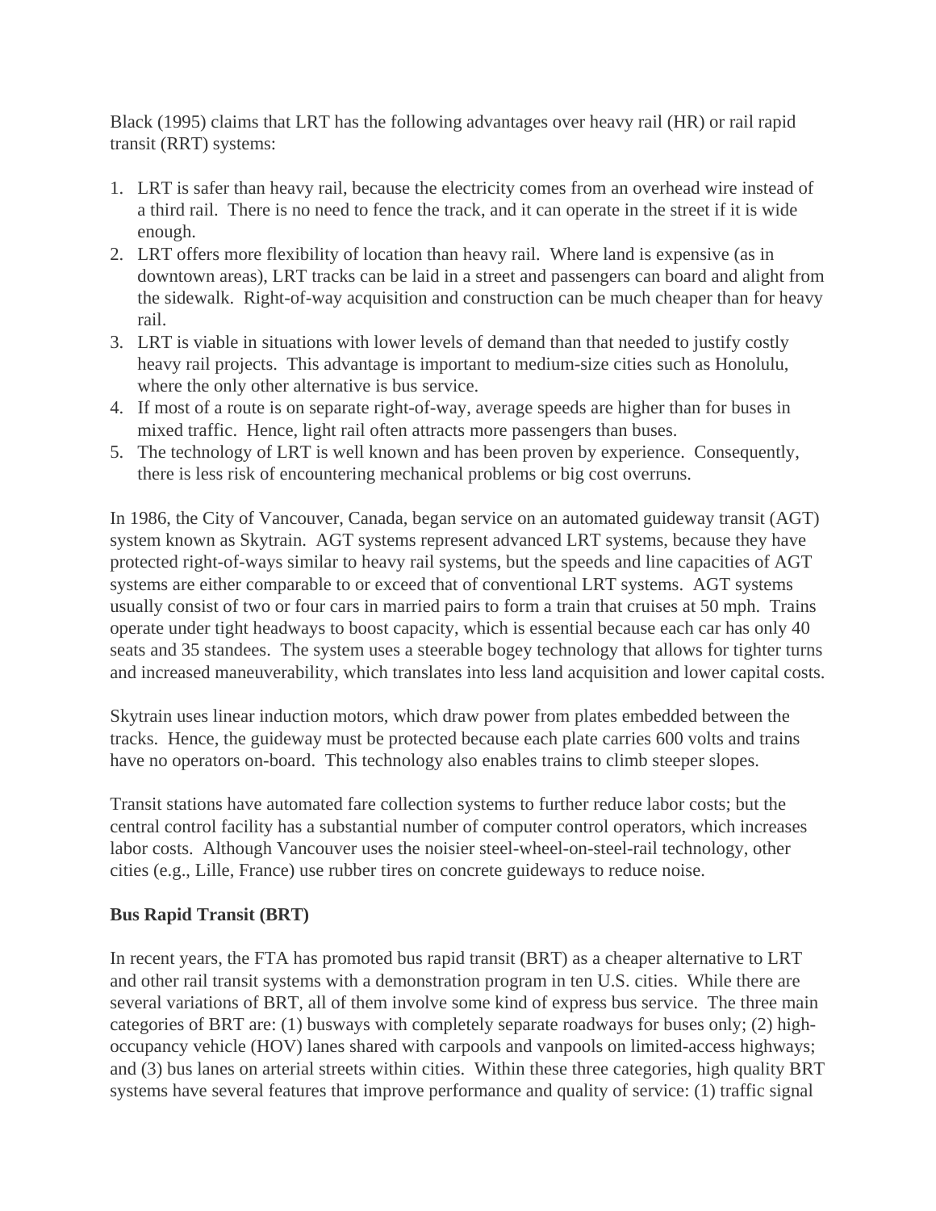Black (1995) claims that LRT has the following advantages over heavy rail (HR) or rail rapid transit (RRT) systems:

1. LRT is safer than heavy rail, because the electricity comes from an overhead wire instead of a third rail. There is no need to fence the track, and it can operate in the street if it is wide enough.
2. LRT offers more flexibility of location than heavy rail. Where land is expensive (as in downtown areas), LRT tracks can be laid in a street and passengers can board and alight from the sidewalk. Right-of-way acquisition and construction can be much cheaper than for heavy rail.
3. LRT is viable in situations with lower levels of demand than that needed to justify costly heavy rail projects. This advantage is important to medium-size cities such as Honolulu, where the only other alternative is bus service.
4. If most of a route is on separate right-of-way, average speeds are higher than for buses in mixed traffic. Hence, light rail often attracts more passengers than buses.
5. The technology of LRT is well known and has been proven by experience. Consequently, there is less risk of encountering mechanical problems or big cost overruns.

In 1986, the City of Vancouver, Canada, began service on an automated guideway transit (AGT) system known as Skytrain. AGT systems represent advanced LRT systems, because they have protected right-of-ways similar to heavy rail systems, but the speeds and line capacities of AGT systems are either comparable to or exceed that of conventional LRT systems. AGT systems usually consist of two or four cars in married pairs to form a train that cruises at 50 mph. Trains operate under tight headways to boost capacity, which is essential because each car has only 40 seats and 35 standees. The system uses a steerable bogey technology that allows for tighter turns and increased maneuverability, which translates into less land acquisition and lower capital costs.

Skytrain uses linear induction motors, which draw power from plates embedded between the tracks. Hence, the guideway must be protected because each plate carries 600 volts and trains have no operators on-board. This technology also enables trains to climb steeper slopes.

Transit stations have automated fare collection systems to further reduce labor costs; but the central control facility has a substantial number of computer control operators, which increases labor costs. Although Vancouver uses the noisier steel-wheel-on-steel-rail technology, other cities (e.g., Lille, France) use rubber tires on concrete guideways to reduce noise.

**Bus Rapid Transit (BRT)**

In recent years, the FTA has promoted bus rapid transit (BRT) as a cheaper alternative to LRT and other rail transit systems with a demonstration program in ten U.S. cities. While there are several variations of BRT, all of them involve some kind of express bus service. The three main categories of BRT are: (1) busways with completely separate roadways for buses only; (2) high-occupancy vehicle (HOV) lanes shared with carpools and vanpools on limited-access highways; and (3) bus lanes on arterial streets within cities. Within these three categories, high quality BRT systems have several features that improve performance and quality of service: (1) traffic signal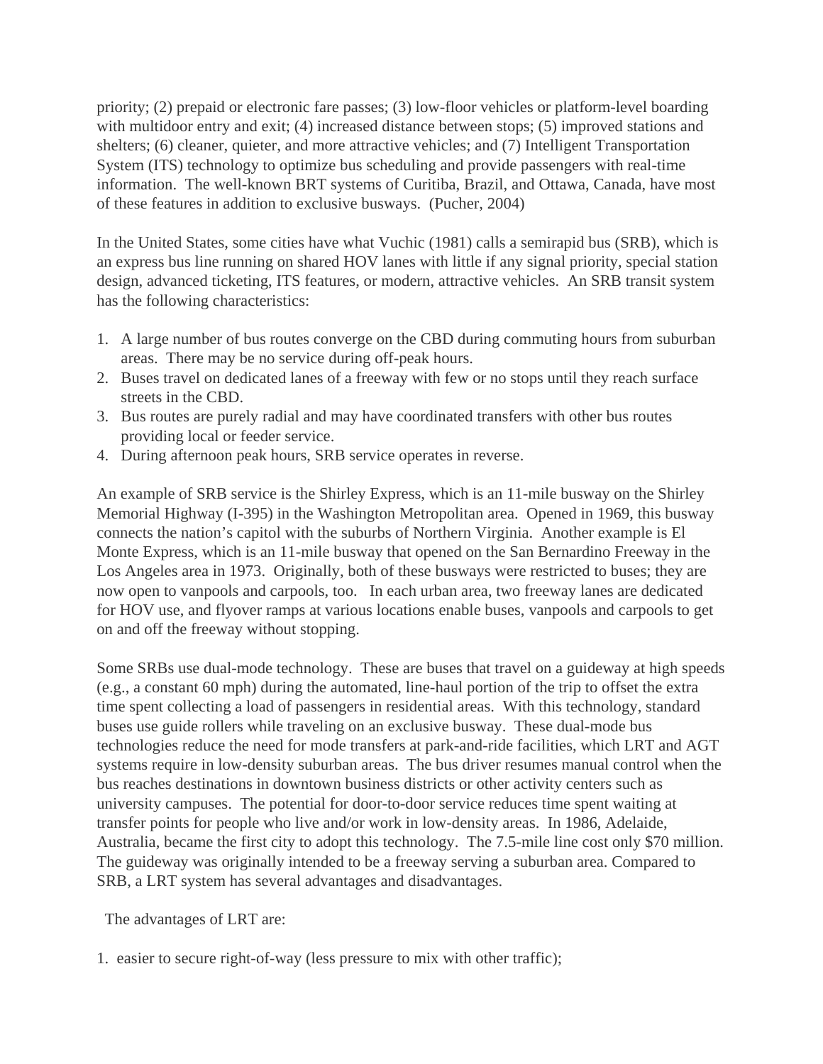priority; (2) prepaid or electronic fare passes; (3) low-floor vehicles or platform-level boarding with multidoor entry and exit; (4) increased distance between stops; (5) improved stations and shelters; (6) cleaner, quieter, and more attractive vehicles; and (7) Intelligent Transportation System (ITS) technology to optimize bus scheduling and provide passengers with real-time information. The well-known BRT systems of Curitiba, Brazil, and Ottawa, Canada, have most of these features in addition to exclusive busways. (Pucher, 2004)

In the United States, some cities have what Vuchic (1981) calls a semirapid bus (SRB), which is an express bus line running on shared HOV lanes with little if any signal priority, special station design, advanced ticketing, ITS features, or modern, attractive vehicles. An SRB transit system has the following characteristics:

1. A large number of bus routes converge on the CBD during commuting hours from suburban areas. There may be no service during off-peak hours.
2. Buses travel on dedicated lanes of a freeway with few or no stops until they reach surface streets in the CBD.
3. Bus routes are purely radial and may have coordinated transfers with other bus routes providing local or feeder service.
4. During afternoon peak hours, SRB service operates in reverse.

An example of SRB service is the Shirley Express, which is an 11-mile busway on the Shirley Memorial Highway (I-395) in the Washington Metropolitan area. Opened in 1969, this busway connects the nation's capitol with the suburbs of Northern Virginia. Another example is El Monte Express, which is an 11-mile busway that opened on the San Bernardino Freeway in the Los Angeles area in 1973. Originally, both of these busways were restricted to buses; they are now open to vanpools and carpools, too. In each urban area, two freeway lanes are dedicated for HOV use, and flyover ramps at various locations enable buses, vanpools and carpools to get on and off the freeway without stopping.

Some SRBs use dual-mode technology. These are buses that travel on a guideway at high speeds (e.g., a constant 60 mph) during the automated, line-haul portion of the trip to offset the extra time spent collecting a load of passengers in residential areas. With this technology, standard buses use guide rollers while traveling on an exclusive busway. These dual-mode bus technologies reduce the need for mode transfers at park-and-ride facilities, which LRT and AGT systems require in low-density suburban areas. The bus driver resumes manual control when the bus reaches destinations in downtown business districts or other activity centers such as university campuses. The potential for door-to-door service reduces time spent waiting at transfer points for people who live and/or work in low-density areas. In 1986, Adelaide, Australia, became the first city to adopt this technology. The 7.5-mile line cost only $70 million. The guideway was originally intended to be a freeway serving a suburban area. Compared to SRB, a LRT system has several advantages and disadvantages.

The advantages of LRT are:

1. easier to secure right-of-way (less pressure to mix with other traffic);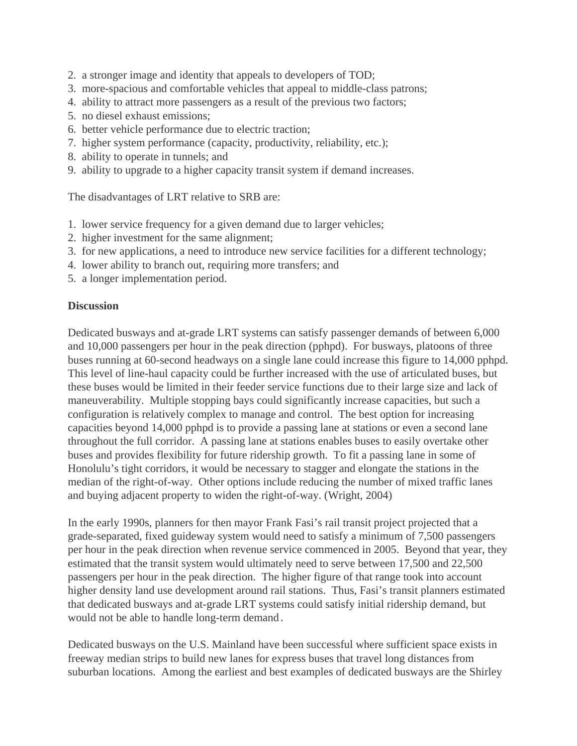2. a stronger image and identity that appeals to developers of TOD;
3. more-spacious and comfortable vehicles that appeal to middle-class patrons;
4. ability to attract more passengers as a result of the previous two factors;
5. no diesel exhaust emissions;
6. better vehicle performance due to electric traction;
7. higher system performance (capacity, productivity, reliability, etc.);
8. ability to operate in tunnels; and
9. ability to upgrade to a higher capacity transit system if demand increases.

The disadvantages of LRT relative to SRB are:

1. lower service frequency for a given demand due to larger vehicles;
2. higher investment for the same alignment;
3. for new applications, a need to introduce new service facilities for a different technology;
4. lower ability to branch out, requiring more transfers; and
5. a longer implementation period.

**Discussion**

Dedicated busways and at-grade LRT systems can satisfy passenger demands of between 6,000 and 10,000 passengers per hour in the peak direction (pphpd). For busways, platoons of three buses running at 60-second headways on a single lane could increase this figure to 14,000 pphpd. This level of line-haul capacity could be further increased with the use of articulated buses, but these buses would be limited in their feeder service functions due to their large size and lack of maneuverability. Multiple stopping bays could significantly increase capacities, but such a configuration is relatively complex to manage and control. The best option for increasing capacities beyond 14,000 pphpd is to provide a passing lane at stations or even a second lane throughout the full corridor. A passing lane at stations enables buses to easily overtake other buses and provides flexibility for future ridership growth. To fit a passing lane in some of Honolulu's tight corridors, it would be necessary to stagger and elongate the stations in the median of the right-of-way. Other options include reducing the number of mixed traffic lanes and buying adjacent property to widen the right-of-way. (Wright, 2004)

In the early 1990s, planners for then mayor Frank Fasi's rail transit project projected that a grade-separated, fixed guideway system would need to satisfy a minimum of 7,500 passengers per hour in the peak direction when revenue service commenced in 2005. Beyond that year, they estimated that the transit system would ultimately need to serve between 17,500 and 22,500 passengers per hour in the peak direction. The higher figure of that range took into account higher density land use development around rail stations. Thus, Fasi's transit planners estimated that dedicated busways and at-grade LRT systems could satisfy initial ridership demand, but would not be able to handle long-term demand.

Dedicated busways on the U.S. Mainland have been successful where sufficient space exists in freeway median strips to build new lanes for express buses that travel long distances from suburban locations. Among the earliest and best examples of dedicated busways are the Shirley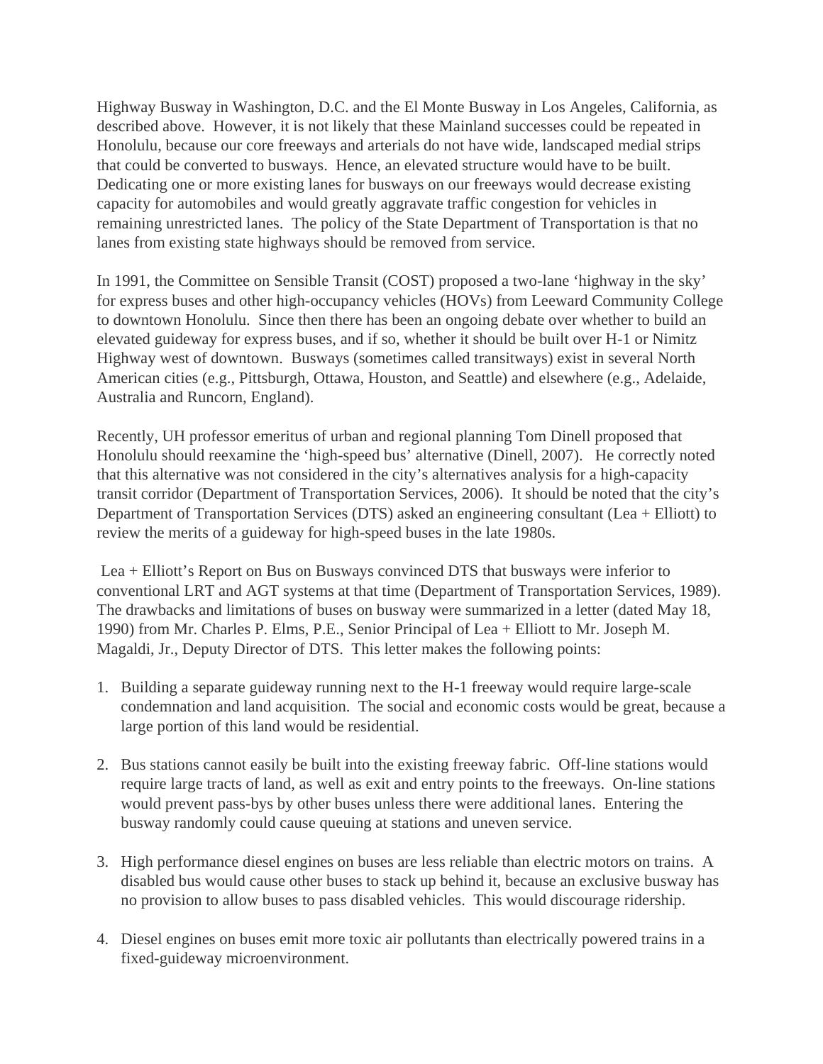Highway Busway in Washington, D.C. and the El Monte Busway in Los Angeles, California, as described above. However, it is not likely that these Mainland successes could be repeated in Honolulu, because our core freeways and arterials do not have wide, landscaped medial strips that could be converted to busways. Hence, an elevated structure would have to be built. Dedicating one or more existing lanes for busways on our freeways would decrease existing capacity for automobiles and would greatly aggravate traffic congestion for vehicles in remaining unrestricted lanes. The policy of the State Department of Transportation is that no lanes from existing state highways should be removed from service.

In 1991, the Committee on Sensible Transit (COST) proposed a two-lane 'highway in the sky' for express buses and other high-occupancy vehicles (HOVs) from Leeward Community College to downtown Honolulu. Since then there has been an ongoing debate over whether to build an elevated guideway for express buses, and if so, whether it should be built over H-1 or Nimitz Highway west of downtown. Busways (sometimes called transitways) exist in several North American cities (e.g., Pittsburgh, Ottawa, Houston, and Seattle) and elsewhere (e.g., Adelaide, Australia and Runcorn, England).

Recently, UH professor emeritus of urban and regional planning Tom Dinell proposed that Honolulu should reexamine the 'high-speed bus' alternative (Dinell, 2007). He correctly noted that this alternative was not considered in the city's alternatives analysis for a high-capacity transit corridor (Department of Transportation Services, 2006). It should be noted that the city's Department of Transportation Services (DTS) asked an engineering consultant (Lea + Elliott) to review the merits of a guideway for high-speed buses in the late 1980s.

Lea + Elliott's Report on Bus on Busways convinced DTS that busways were inferior to conventional LRT and AGT systems at that time (Department of Transportation Services, 1989). The drawbacks and limitations of buses on busway were summarized in a letter (dated May 18, 1990) from Mr. Charles P. Elms, P.E., Senior Principal of Lea + Elliott to Mr. Joseph M. Magaldi, Jr., Deputy Director of DTS. This letter makes the following points:

1. Building a separate guideway running next to the H-1 freeway would require large-scale condemnation and land acquisition. The social and economic costs would be great, because a large portion of this land would be residential.

2. Bus stations cannot easily be built into the existing freeway fabric. Off-line stations would require large tracts of land, as well as exit and entry points to the freeways. On-line stations would prevent pass-bys by other buses unless there were additional lanes. Entering the busway randomly could cause queuing at stations and uneven service.

3. High performance diesel engines on buses are less reliable than electric motors on trains. A disabled bus would cause other buses to stack up behind it, because an exclusive busway has no provision to allow buses to pass disabled vehicles. This would discourage ridership.

4. Diesel engines on buses emit more toxic air pollutants than electrically powered trains in a fixed-guideway microenvironment.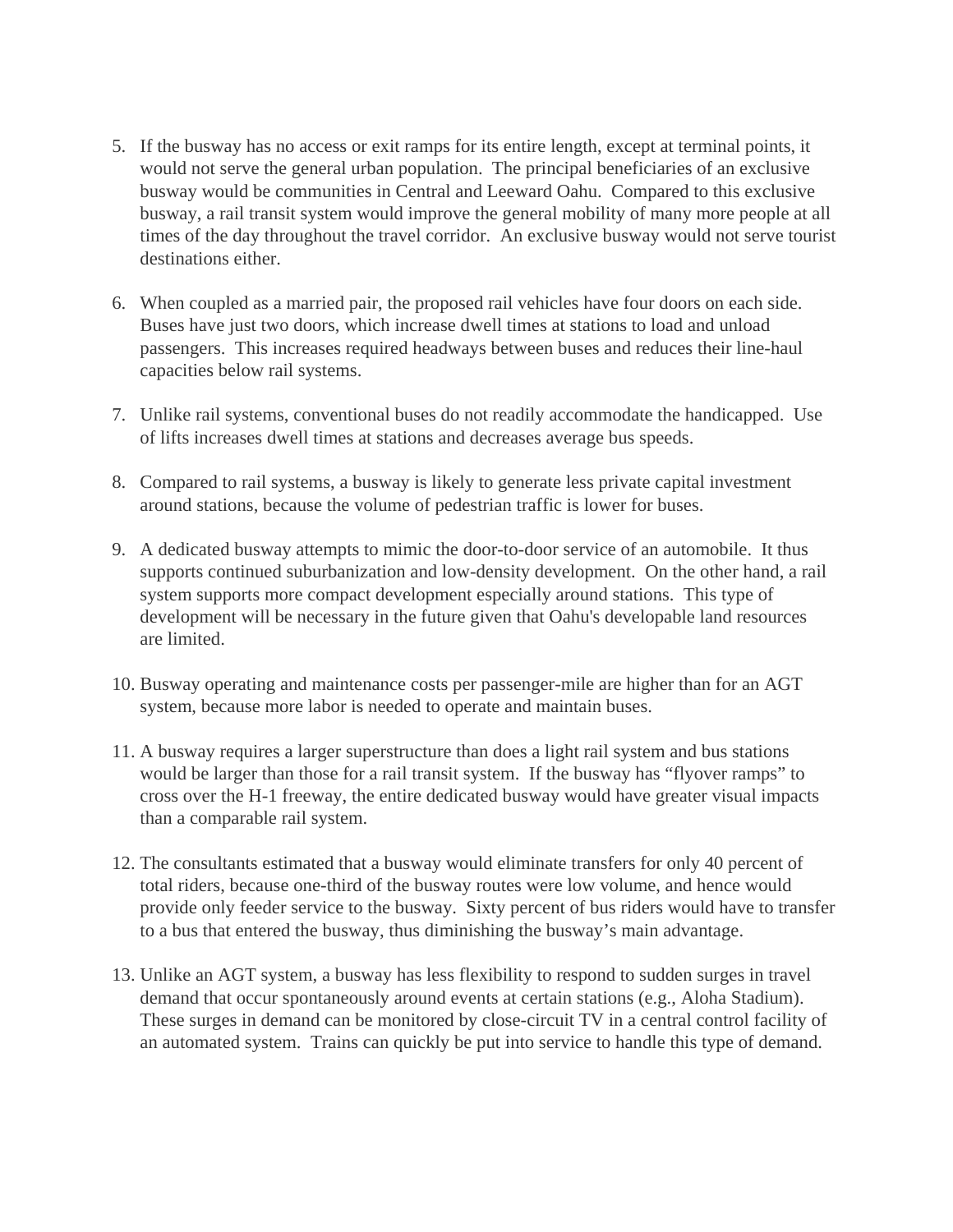5. If the busway has no access or exit ramps for its entire length, except at terminal points, it would not serve the general urban population. The principal beneficiaries of an exclusive busway would be communities in Central and Leeward Oahu. Compared to this exclusive busway, a rail transit system would improve the general mobility of many more people at all times of the day throughout the travel corridor. An exclusive busway would not serve tourist destinations either.

6. When coupled as a married pair, the proposed rail vehicles have four doors on each side. Buses have just two doors, which increase dwell times at stations to load and unload passengers. This increases required headways between buses and reduces their line-haul capacities below rail systems.

7. Unlike rail systems, conventional buses do not readily accommodate the handicapped. Use of lifts increases dwell times at stations and decreases average bus speeds.

8. Compared to rail systems, a busway is likely to generate less private capital investment around stations, because the volume of pedestrian traffic is lower for buses.

9. A dedicated busway attempts to mimic the door-to-door service of an automobile. It thus supports continued suburbanization and low-density development. On the other hand, a rail system supports more compact development especially around stations. This type of development will be necessary in the future given that Oahu's developable land resources are limited.

10. Busway operating and maintenance costs per passenger-mile are higher than for an AGT system, because more labor is needed to operate and maintain buses.

11. A busway requires a larger superstructure than does a light rail system and bus stations would be larger than those for a rail transit system. If the busway has "flyover ramps" to cross over the H-1 freeway, the entire dedicated busway would have greater visual impacts than a comparable rail system.

12. The consultants estimated that a busway would eliminate transfers for only 40 percent of total riders, because one-third of the busway routes were low volume, and hence would provide only feeder service to the busway. Sixty percent of bus riders would have to transfer to a bus that entered the busway, thus diminishing the busway's main advantage.

13. Unlike an AGT system, a busway has less flexibility to respond to sudden surges in travel demand that occur spontaneously around events at certain stations (e.g., Aloha Stadium). These surges in demand can be monitored by close-circuit TV in a central control facility of an automated system. Trains can quickly be put into service to handle this type of demand.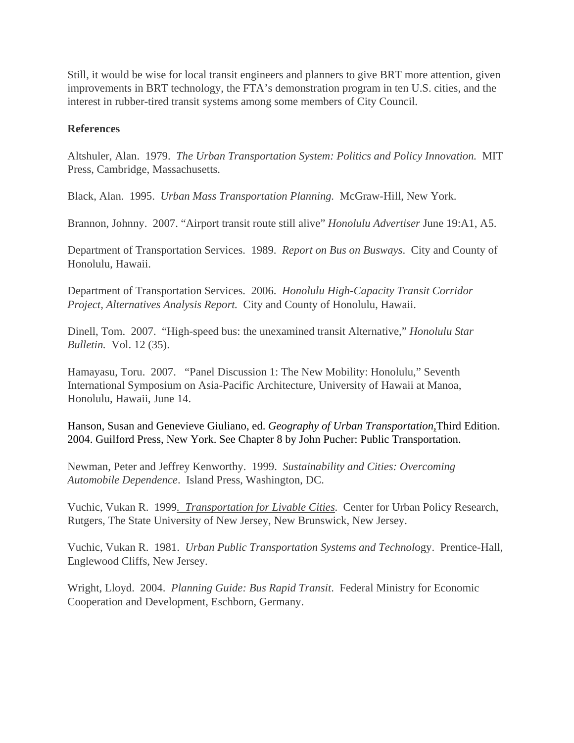Still, it would be wise for local transit engineers and planners to give BRT more attention, given improvements in BRT technology, the FTA's demonstration program in ten U.S. cities, and the interest in rubber-tired transit systems among some members of City Council.

**References**

Altshuler, Alan. 1979. *The Urban Transportation System: Politics and Policy Innovation.* MIT Press, Cambridge, Massachusetts.

Black, Alan. 1995. *Urban Mass Transportation Planning.* McGraw-Hill, New York.

Brannon, Johnny. 2007. "Airport transit route still alive" *Honolulu Advertiser* June 19:A1, A5.

Department of Transportation Services. 1989. *Report on Bus on Busways*. City and County of Honolulu, Hawaii.

Department of Transportation Services. 2006. *Honolulu High-Capacity Transit Corridor Project, Alternatives Analysis Report.* City and County of Honolulu, Hawaii.

Dinell, Tom. 2007. "High-speed bus: the unexamined transit Alternative," *Honolulu Star Bulletin.* Vol. 12 (35).

Hamayasu, Toru. 2007. "Panel Discussion 1: The New Mobility: Honolulu," Seventh International Symposium on Asia-Pacific Architecture, University of Hawaii at Manoa, Honolulu, Hawaii, June 14.

Hanson, Susan and Genevieve Giuliano, ed. *Geography of Urban Transportation*, Third Edition. 2004. Guilford Press, New York. See Chapter 8 by John Pucher: Public Transportation.

Newman, Peter and Jeffrey Kenworthy. 1999. *Sustainability and Cities: Overcoming Automobile Dependence*. Island Press, Washington, DC.

Vuchic, Vukan R. 1999. *Transportation for Livable Cities.* Center for Urban Policy Research, Rutgers, The State University of New Jersey, New Brunswick, New Jersey.

Vuchic, Vukan R. 1981. *Urban Public Transportation Systems and Technology*. Prentice-Hall, Englewood Cliffs, New Jersey.

Wright, Lloyd. 2004. *Planning Guide: Bus Rapid Transit*. Federal Ministry for Economic Cooperation and Development, Eschborn, Germany.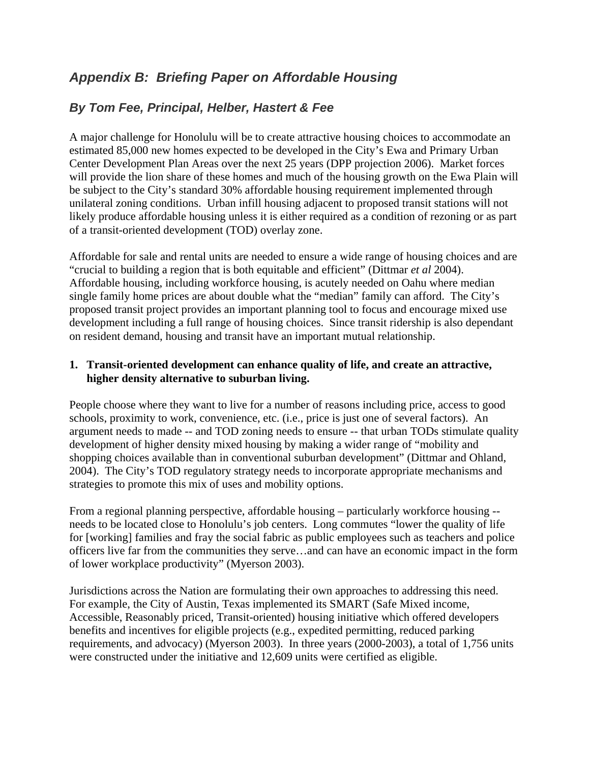## *Appendix B: Briefing Paper on Affordable Housing*

### *By Tom Fee, Principal, Helber, Hastert & Fee*

A major challenge for Honolulu will be to create attractive housing choices to accommodate an estimated 85,000 new homes expected to be developed in the City's Ewa and Primary Urban Center Development Plan Areas over the next 25 years (DPP projection 2006). Market forces will provide the lion share of these homes and much of the housing growth on the Ewa Plain will be subject to the City's standard 30% affordable housing requirement implemented through unilateral zoning conditions. Urban infill housing adjacent to proposed transit stations will not likely produce affordable housing unless it is either required as a condition of rezoning or as part of a transit-oriented development (TOD) overlay zone.

Affordable for sale and rental units are needed to ensure a wide range of housing choices and are "crucial to building a region that is both equitable and efficient" (Dittmar *et al* 2004). Affordable housing, including workforce housing, is acutely needed on Oahu where median single family home prices are about double what the "median" family can afford. The City's proposed transit project provides an important planning tool to focus and encourage mixed use development including a full range of housing choices. Since transit ridership is also dependant on resident demand, housing and transit have an important mutual relationship.

**1. Transit-oriented development can enhance quality of life, and create an attractive, higher density alternative to suburban living.**

People choose where they want to live for a number of reasons including price, access to good schools, proximity to work, convenience, etc. (i.e., price is just one of several factors). An argument needs to made -- and TOD zoning needs to ensure -- that urban TODs stimulate quality development of higher density mixed housing by making a wider range of "mobility and shopping choices available than in conventional suburban development" (Dittmar and Ohland, 2004). The City's TOD regulatory strategy needs to incorporate appropriate mechanisms and strategies to promote this mix of uses and mobility options.

From a regional planning perspective, affordable housing – particularly workforce housing -- needs to be located close to Honolulu's job centers. Long commutes "lower the quality of life for [working] families and fray the social fabric as public employees such as teachers and police officers live far from the communities they serve…and can have an economic impact in the form of lower workplace productivity" (Myerson 2003).

Jurisdictions across the Nation are formulating their own approaches to addressing this need. For example, the City of Austin, Texas implemented its SMART (Safe Mixed income, Accessible, Reasonably priced, Transit-oriented) housing initiative which offered developers benefits and incentives for eligible projects (e.g., expedited permitting, reduced parking requirements, and advocacy) (Myerson 2003). In three years (2000-2003), a total of 1,756 units were constructed under the initiative and 12,609 units were certified as eligible.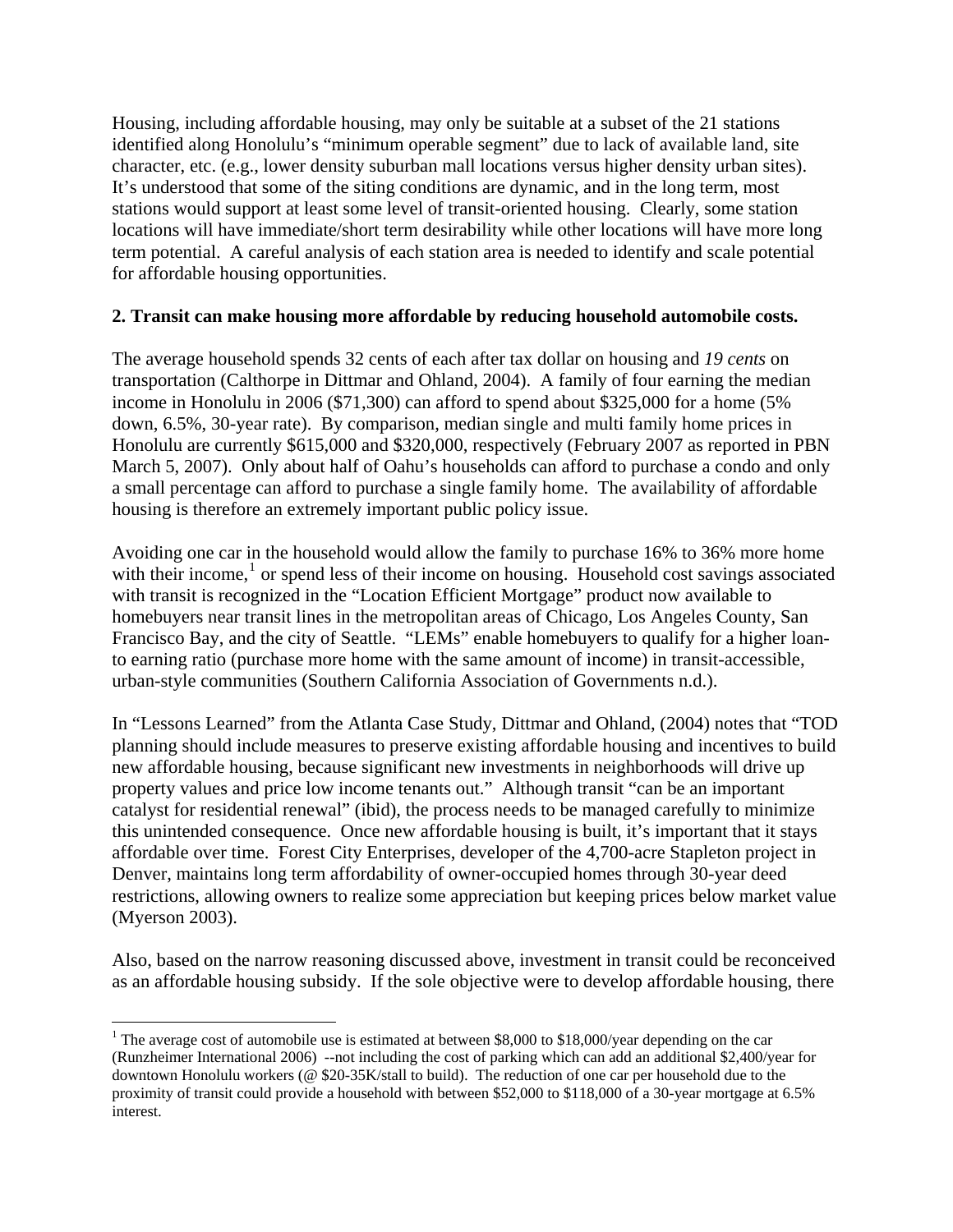Housing, including affordable housing, may only be suitable at a subset of the 21 stations identified along Honolulu's "minimum operable segment" due to lack of available land, site character, etc. (e.g., lower density suburban mall locations versus higher density urban sites). It's understood that some of the siting conditions are dynamic, and in the long term, most stations would support at least some level of transit-oriented housing. Clearly, some station locations will have immediate/short term desirability while other locations will have more long term potential. A careful analysis of each station area is needed to identify and scale potential for affordable housing opportunities.

**2. Transit can make housing more affordable by reducing household automobile costs.**

The average household spends 32 cents of each after tax dollar on housing and *19 cents* on transportation (Calthorpe in Dittmar and Ohland, 2004). A family of four earning the median income in Honolulu in 2006 ($71,300) can afford to spend about $325,000 for a home (5% down, 6.5%, 30-year rate). By comparison, median single and multi family home prices in Honolulu are currently $615,000 and $320,000, respectively (February 2007 as reported in PBN March 5, 2007). Only about half of Oahu's households can afford to purchase a condo and only a small percentage can afford to purchase a single family home. The availability of affordable housing is therefore an extremely important public policy issue.

Avoiding one car in the household would allow the family to purchase 16% to 36% more home with their income,[1] or spend less of their income on housing. Household cost savings associated with transit is recognized in the "Location Efficient Mortgage" product now available to homebuyers near transit lines in the metropolitan areas of Chicago, Los Angeles County, San Francisco Bay, and the city of Seattle. "LEMs" enable homebuyers to qualify for a higher loan-to earning ratio (purchase more home with the same amount of income) in transit-accessible, urban-style communities (Southern California Association of Governments n.d.).

In "Lessons Learned" from the Atlanta Case Study, Dittmar and Ohland, (2004) notes that "TOD planning should include measures to preserve existing affordable housing and incentives to build new affordable housing, because significant new investments in neighborhoods will drive up property values and price low income tenants out." Although transit "can be an important catalyst for residential renewal" (ibid), the process needs to be managed carefully to minimize this unintended consequence. Once new affordable housing is built, it's important that it stays affordable over time. Forest City Enterprises, developer of the 4,700-acre Stapleton project in Denver, maintains long term affordability of owner-occupied homes through 30-year deed restrictions, allowing owners to realize some appreciation but keeping prices below market value (Myerson 2003).

Also, based on the narrow reasoning discussed above, investment in transit could be reconceived as an affordable housing subsidy. If the sole objective were to develop affordable housing, there

[1] The average cost of automobile use is estimated at between $8,000 to $18,000/year depending on the car (Runzheimer International 2006) --not including the cost of parking which can add an additional $2,400/year for downtown Honolulu workers (@ $20-35K/stall to build). The reduction of one car per household due to the proximity of transit could provide a household with between $52,000 to $118,000 of a 30-year mortgage at 6.5% interest.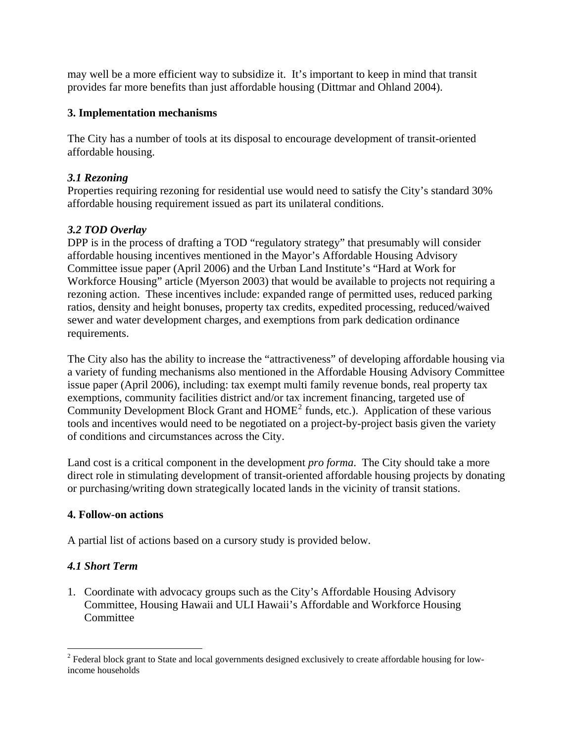may well be a more efficient way to subsidize it. It's important to keep in mind that transit provides far more benefits than just affordable housing (Dittmar and Ohland 2004).

## 3. Implementation mechanisms

The City has a number of tools at its disposal to encourage development of transit-oriented affordable housing.

### *3.1 Rezoning*

Properties requiring rezoning for residential use would need to satisfy the City's standard 30% affordable housing requirement issued as part its unilateral conditions.

### *3.2 TOD Overlay*

DPP is in the process of drafting a TOD "regulatory strategy" that presumably will consider affordable housing incentives mentioned in the Mayor's Affordable Housing Advisory Committee issue paper (April 2006) and the Urban Land Institute's "Hard at Work for Workforce Housing" article (Myerson 2003) that would be available to projects not requiring a rezoning action. These incentives include: expanded range of permitted uses, reduced parking ratios, density and height bonuses, property tax credits, expedited processing, reduced/waived sewer and water development charges, and exemptions from park dedication ordinance requirements.

The City also has the ability to increase the "attractiveness" of developing affordable housing via a variety of funding mechanisms also mentioned in the Affordable Housing Advisory Committee issue paper (April 2006), including: tax exempt multi family revenue bonds, real property tax exemptions, community facilities district and/or tax increment financing, targeted use of Community Development Block Grant and HOME[2] funds, etc.). Application of these various tools and incentives would need to be negotiated on a project-by-project basis given the variety of conditions and circumstances across the City.

Land cost is a critical component in the development *pro forma*. The City should take a more direct role in stimulating development of transit-oriented affordable housing projects by donating or purchasing/writing down strategically located lands in the vicinity of transit stations.

## 4. Follow-on actions

A partial list of actions based on a cursory study is provided below.

### *4.1 Short Term*

1. Coordinate with advocacy groups such as the City's Affordable Housing Advisory Committee, Housing Hawaii and ULI Hawaii's Affordable and Workforce Housing Committee

[2] Federal block grant to State and local governments designed exclusively to create affordable housing for low-income households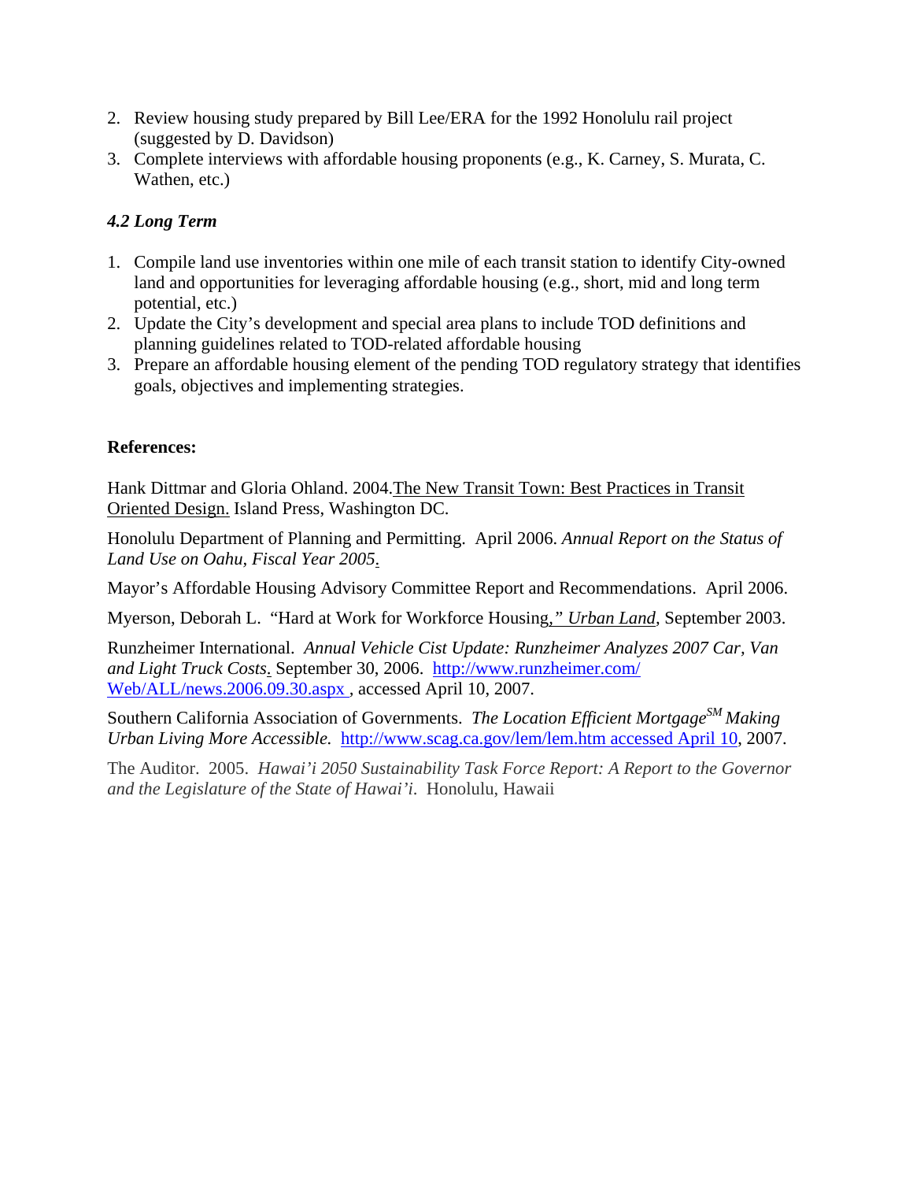2. Review housing study prepared by Bill Lee/ERA for the 1992 Honolulu rail project (suggested by D. Davidson)
3. Complete interviews with affordable housing proponents (e.g., K. Carney, S. Murata, C. Wathen, etc.)

### *4.2 Long Term*

1. Compile land use inventories within one mile of each transit station to identify City-owned land and opportunities for leveraging affordable housing (e.g., short, mid and long term potential, etc.)
2. Update the City's development and special area plans to include TOD definitions and planning guidelines related to TOD-related affordable housing
3. Prepare an affordable housing element of the pending TOD regulatory strategy that identifies goals, objectives and implementing strategies.

**References:**

Hank Dittmar and Gloria Ohland. 2004. The New Transit Town: Best Practices in Transit Oriented Design. Island Press, Washington DC.

Honolulu Department of Planning and Permitting. April 2006. *Annual Report on the Status of Land Use on Oahu, Fiscal Year 2005*.

Mayor's Affordable Housing Advisory Committee Report and Recommendations. April 2006.

Myerson, Deborah L. "Hard at Work for Workforce Housing," *Urban Land*, September 2003.

Runzheimer International. *Annual Vehicle Cist Update: Runzheimer Analyzes 2007 Car, Van and Light Truck Costs*. September 30, 2006. http://www.runzheimer.com/Web/ALL/news.2006.09.30.aspx , accessed April 10, 2007.

Southern California Association of Governments. *The Location Efficient Mortgage*[SM] *Making Urban Living More Accessible.* http://www.scag.ca.gov/lem/lem.htm accessed April 10, 2007.

The Auditor. 2005. *Hawai'i 2050 Sustainability Task Force Report: A Report to the Governor and the Legislature of the State of Hawai'i*. Honolulu, Hawaii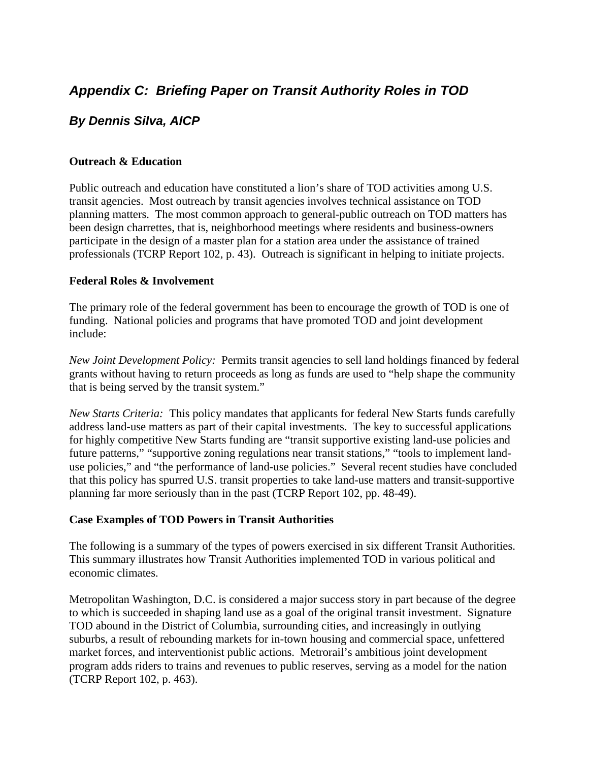## *Appendix C: Briefing Paper on Transit Authority Roles in TOD*

### *By Dennis Silva, AICP*

**Outreach & Education**

Public outreach and education have constituted a lion's share of TOD activities among U.S. transit agencies. Most outreach by transit agencies involves technical assistance on TOD planning matters. The most common approach to general-public outreach on TOD matters has been design charrettes, that is, neighborhood meetings where residents and business-owners participate in the design of a master plan for a station area under the assistance of trained professionals (TCRP Report 102, p. 43). Outreach is significant in helping to initiate projects.

**Federal Roles & Involvement**

The primary role of the federal government has been to encourage the growth of TOD is one of funding. National policies and programs that have promoted TOD and joint development include:

*New Joint Development Policy:* Permits transit agencies to sell land holdings financed by federal grants without having to return proceeds as long as funds are used to "help shape the community that is being served by the transit system."

*New Starts Criteria:* This policy mandates that applicants for federal New Starts funds carefully address land-use matters as part of their capital investments. The key to successful applications for highly competitive New Starts funding are "transit supportive existing land-use policies and future patterns," "supportive zoning regulations near transit stations," "tools to implement land-use policies," and "the performance of land-use policies." Several recent studies have concluded that this policy has spurred U.S. transit properties to take land-use matters and transit-supportive planning far more seriously than in the past (TCRP Report 102, pp. 48-49).

**Case Examples of TOD Powers in Transit Authorities**

The following is a summary of the types of powers exercised in six different Transit Authorities. This summary illustrates how Transit Authorities implemented TOD in various political and economic climates.

Metropolitan Washington, D.C. is considered a major success story in part because of the degree to which is succeeded in shaping land use as a goal of the original transit investment. Signature TOD abound in the District of Columbia, surrounding cities, and increasingly in outlying suburbs, a result of rebounding markets for in-town housing and commercial space, unfettered market forces, and interventionist public actions. Metrorail's ambitious joint development program adds riders to trains and revenues to public reserves, serving as a model for the nation (TCRP Report 102, p. 463).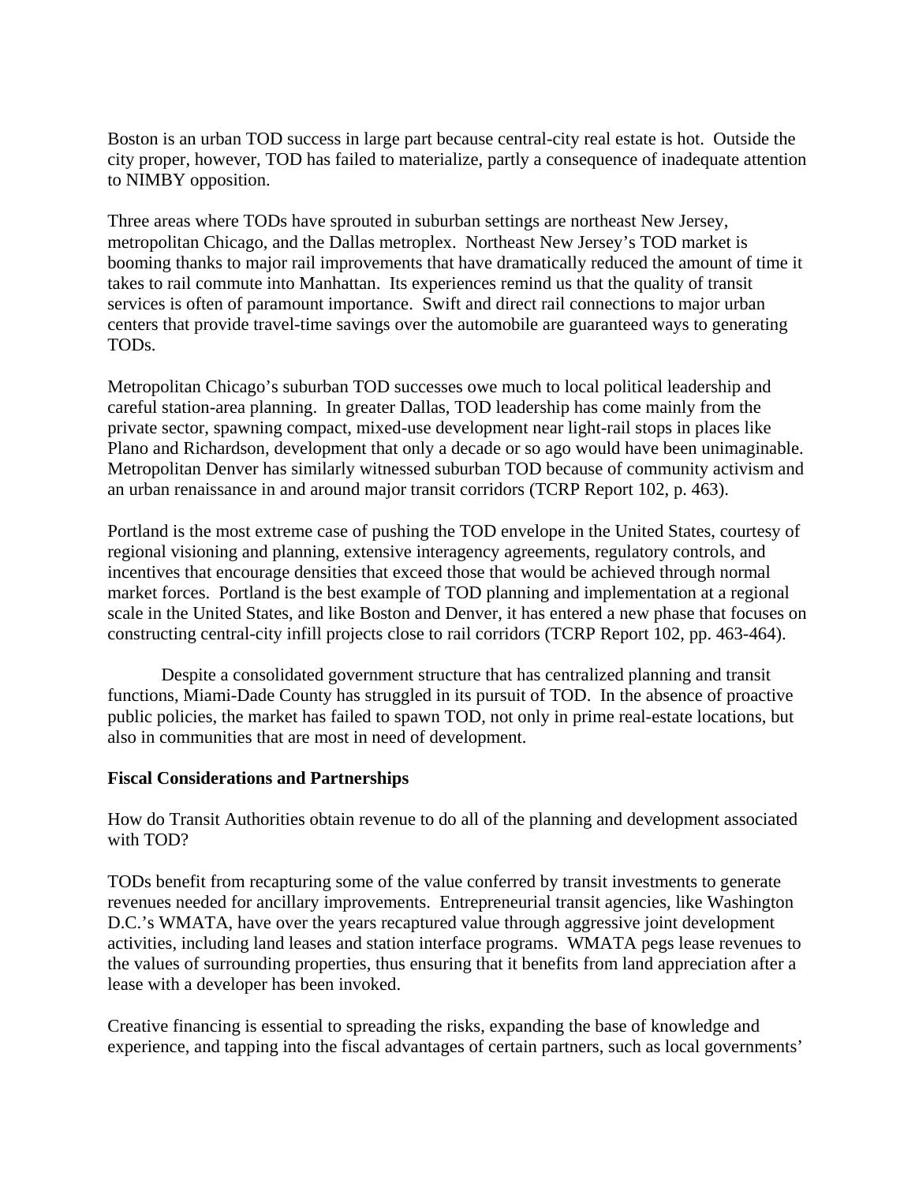Boston is an urban TOD success in large part because central-city real estate is hot. Outside the city proper, however, TOD has failed to materialize, partly a consequence of inadequate attention to NIMBY opposition.

Three areas where TODs have sprouted in suburban settings are northeast New Jersey, metropolitan Chicago, and the Dallas metroplex. Northeast New Jersey's TOD market is booming thanks to major rail improvements that have dramatically reduced the amount of time it takes to rail commute into Manhattan. Its experiences remind us that the quality of transit services is often of paramount importance. Swift and direct rail connections to major urban centers that provide travel-time savings over the automobile are guaranteed ways to generating TODs.

Metropolitan Chicago's suburban TOD successes owe much to local political leadership and careful station-area planning. In greater Dallas, TOD leadership has come mainly from the private sector, spawning compact, mixed-use development near light-rail stops in places like Plano and Richardson, development that only a decade or so ago would have been unimaginable. Metropolitan Denver has similarly witnessed suburban TOD because of community activism and an urban renaissance in and around major transit corridors (TCRP Report 102, p. 463).

Portland is the most extreme case of pushing the TOD envelope in the United States, courtesy of regional visioning and planning, extensive interagency agreements, regulatory controls, and incentives that encourage densities that exceed those that would be achieved through normal market forces. Portland is the best example of TOD planning and implementation at a regional scale in the United States, and like Boston and Denver, it has entered a new phase that focuses on constructing central-city infill projects close to rail corridors (TCRP Report 102, pp. 463-464).

Despite a consolidated government structure that has centralized planning and transit functions, Miami-Dade County has struggled in its pursuit of TOD. In the absence of proactive public policies, the market has failed to spawn TOD, not only in prime real-estate locations, but also in communities that are most in need of development.

**Fiscal Considerations and Partnerships**

How do Transit Authorities obtain revenue to do all of the planning and development associated with TOD?

TODs benefit from recapturing some of the value conferred by transit investments to generate revenues needed for ancillary improvements. Entrepreneurial transit agencies, like Washington D.C.'s WMATA, have over the years recaptured value through aggressive joint development activities, including land leases and station interface programs. WMATA pegs lease revenues to the values of surrounding properties, thus ensuring that it benefits from land appreciation after a lease with a developer has been invoked.

Creative financing is essential to spreading the risks, expanding the base of knowledge and experience, and tapping into the fiscal advantages of certain partners, such as local governments'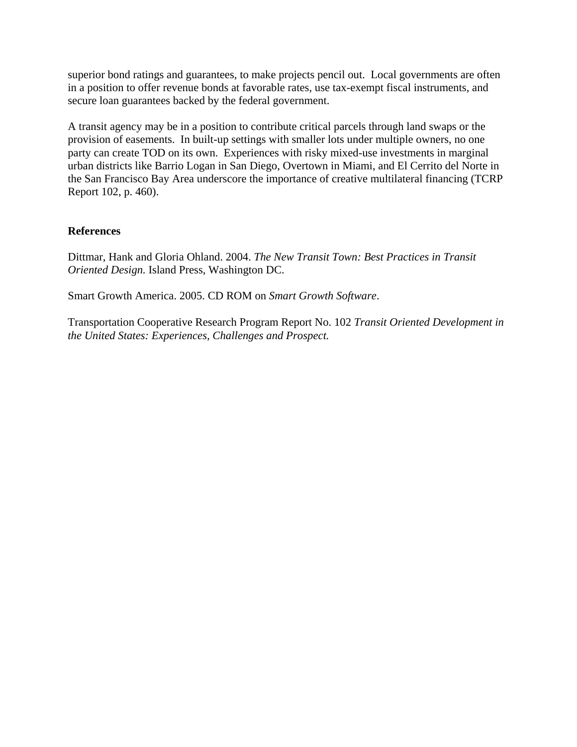superior bond ratings and guarantees, to make projects pencil out. Local governments are often in a position to offer revenue bonds at favorable rates, use tax-exempt fiscal instruments, and secure loan guarantees backed by the federal government.

A transit agency may be in a position to contribute critical parcels through land swaps or the provision of easements. In built-up settings with smaller lots under multiple owners, no one party can create TOD on its own. Experiences with risky mixed-use investments in marginal urban districts like Barrio Logan in San Diego, Overtown in Miami, and El Cerrito del Norte in the San Francisco Bay Area underscore the importance of creative multilateral financing (TCRP Report 102, p. 460).

**References**

Dittmar, Hank and Gloria Ohland. 2004. *The New Transit Town: Best Practices in Transit Oriented Design.* Island Press, Washington DC.

Smart Growth America. 2005. CD ROM on *Smart Growth Software*.

Transportation Cooperative Research Program Report No. 102 *Transit Oriented Development in the United States: Experiences, Challenges and Prospect.*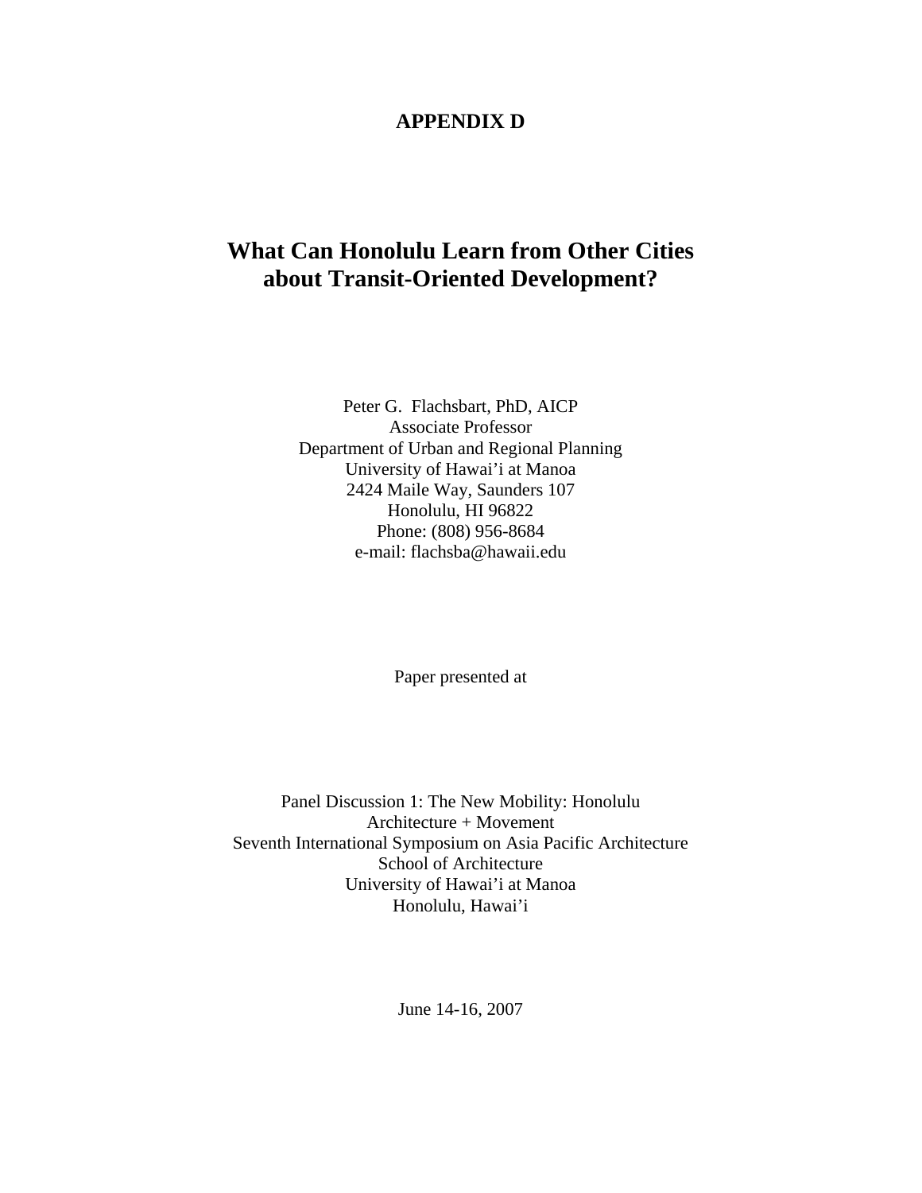**APPENDIX D**

# What Can Honolulu Learn from Other Cities about Transit-Oriented Development?

Peter G. Flachsbart, PhD, AICP
Associate Professor
Department of Urban and Regional Planning
University of Hawai'i at Manoa
2424 Maile Way, Saunders 107
Honolulu, HI 96822
Phone: (808) 956-8684
e-mail: flachsba@hawaii.edu

Paper presented at

Panel Discussion 1: The New Mobility: Honolulu
Architecture + Movement
Seventh International Symposium on Asia Pacific Architecture
School of Architecture
University of Hawai'i at Manoa
Honolulu, Hawai'i

June 14-16, 2007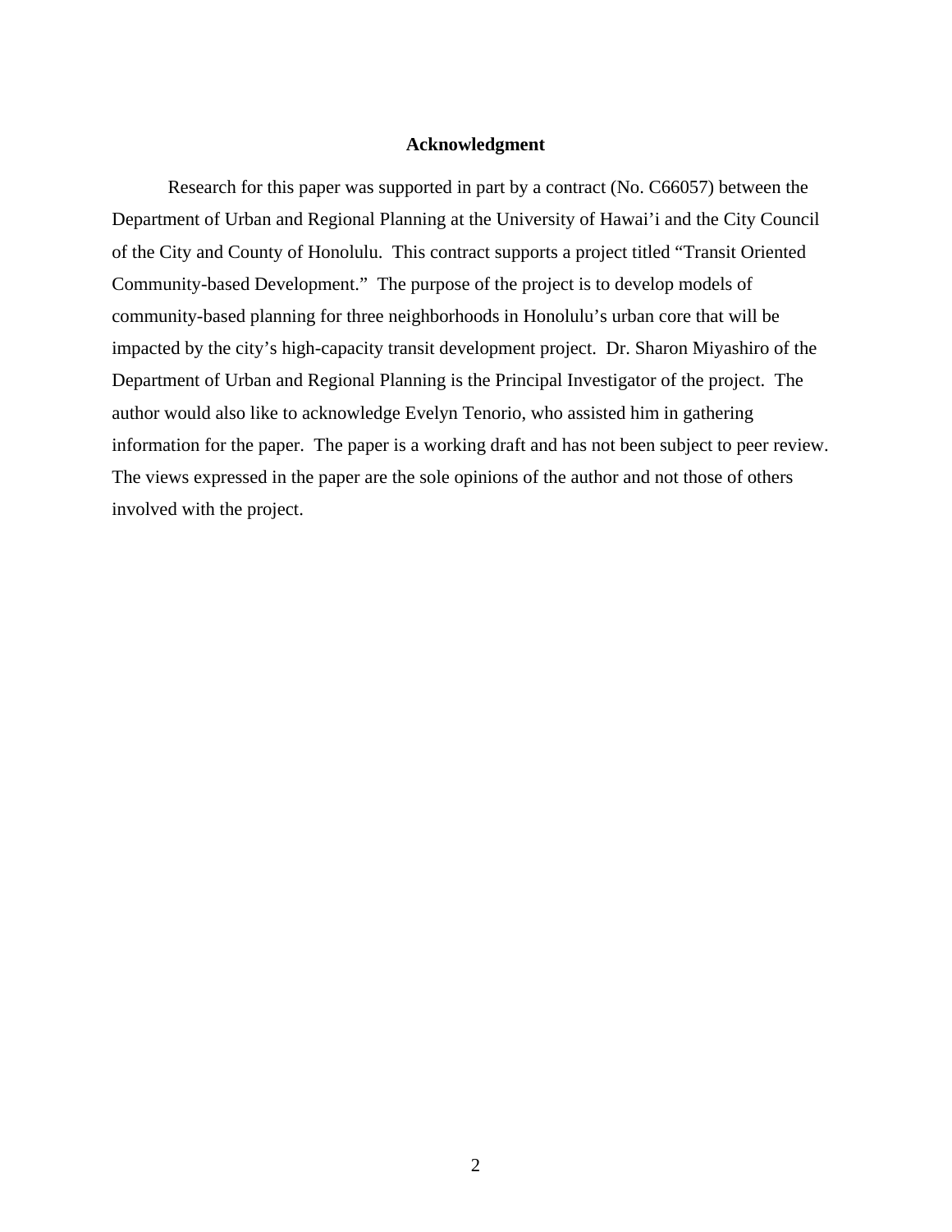**Acknowledgment**

Research for this paper was supported in part by a contract (No. C66057) between the Department of Urban and Regional Planning at the University of Hawai'i and the City Council of the City and County of Honolulu. This contract supports a project titled "Transit Oriented Community-based Development." The purpose of the project is to develop models of community-based planning for three neighborhoods in Honolulu's urban core that will be impacted by the city's high-capacity transit development project. Dr. Sharon Miyashiro of the Department of Urban and Regional Planning is the Principal Investigator of the project. The author would also like to acknowledge Evelyn Tenorio, who assisted him in gathering information for the paper. The paper is a working draft and has not been subject to peer review. The views expressed in the paper are the sole opinions of the author and not those of others involved with the project.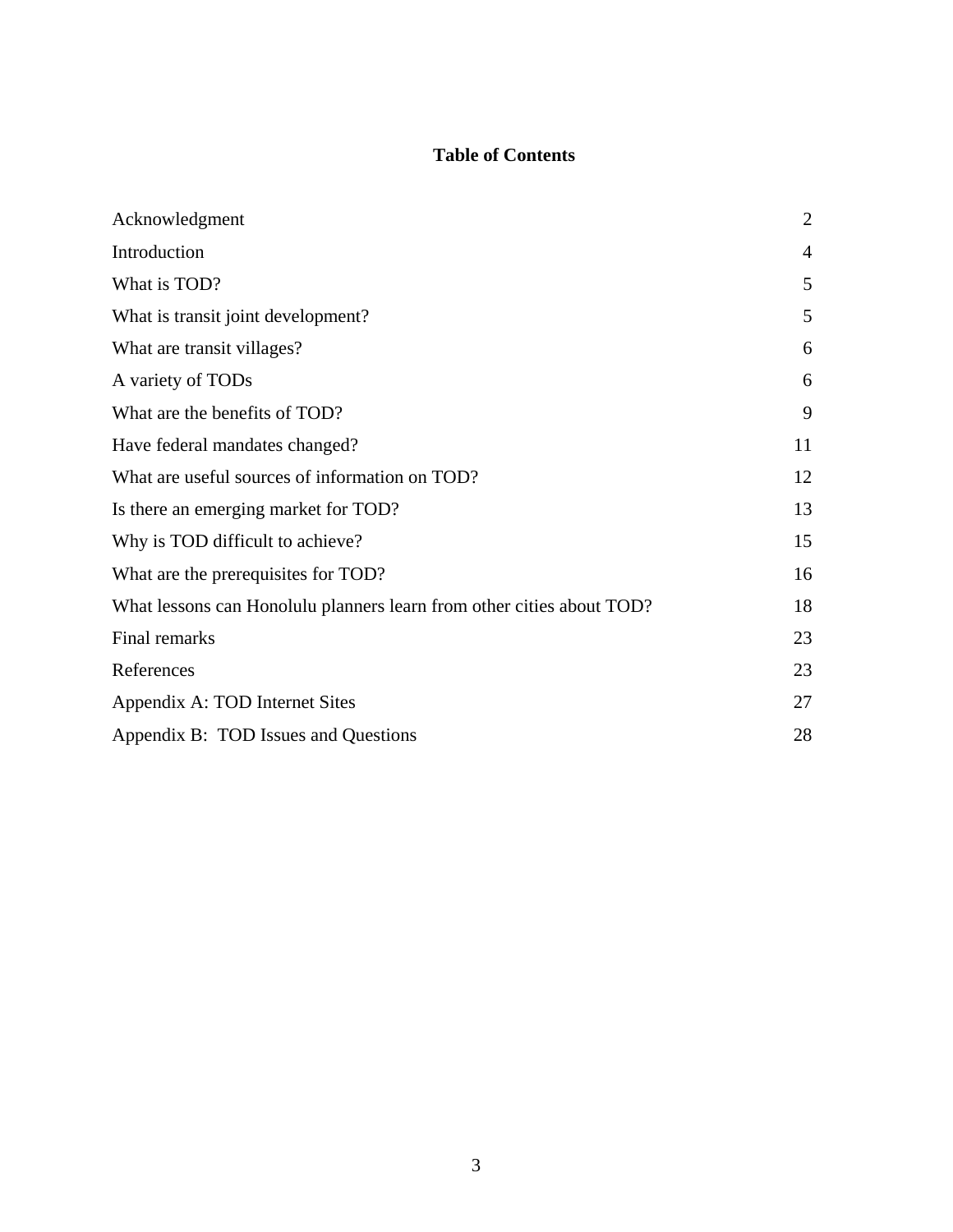## Table of Contents

| | |
|---|---|
| Acknowledgment | 2 |
| Introduction | 4 |
| What is TOD? | 5 |
| What is transit joint development? | 5 |
| What are transit villages? | 6 |
| A variety of TODs | 6 |
| What are the benefits of TOD? | 9 |
| Have federal mandates changed? | 11 |
| What are useful sources of information on TOD? | 12 |
| Is there an emerging market for TOD? | 13 |
| Why is TOD difficult to achieve? | 15 |
| What are the prerequisites for TOD? | 16 |
| What lessons can Honolulu planners learn from other cities about TOD? | 18 |
| Final remarks | 23 |
| References | 23 |
| Appendix A: TOD Internet Sites | 27 |
| Appendix B: TOD Issues and Questions | 28 |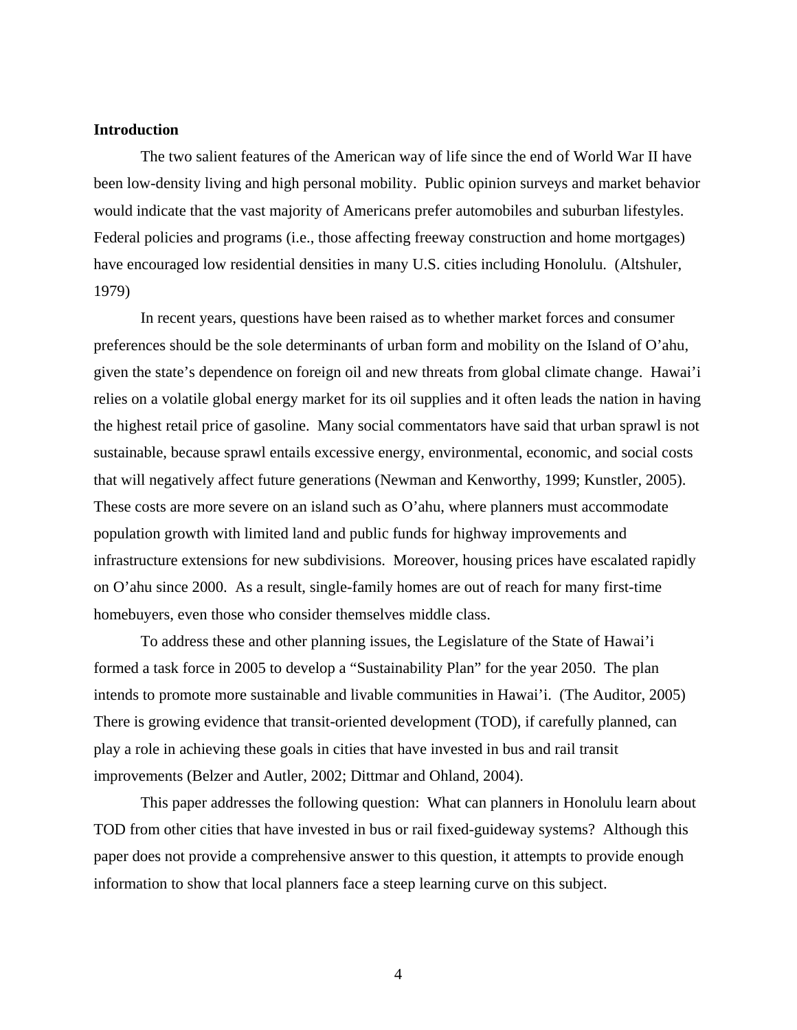## Introduction

The two salient features of the American way of life since the end of World War II have been low-density living and high personal mobility. Public opinion surveys and market behavior would indicate that the vast majority of Americans prefer automobiles and suburban lifestyles. Federal policies and programs (i.e., those affecting freeway construction and home mortgages) have encouraged low residential densities in many U.S. cities including Honolulu. (Altshuler, 1979)

In recent years, questions have been raised as to whether market forces and consumer preferences should be the sole determinants of urban form and mobility on the Island of O'ahu, given the state's dependence on foreign oil and new threats from global climate change. Hawai'i relies on a volatile global energy market for its oil supplies and it often leads the nation in having the highest retail price of gasoline. Many social commentators have said that urban sprawl is not sustainable, because sprawl entails excessive energy, environmental, economic, and social costs that will negatively affect future generations (Newman and Kenworthy, 1999; Kunstler, 2005). These costs are more severe on an island such as O'ahu, where planners must accommodate population growth with limited land and public funds for highway improvements and infrastructure extensions for new subdivisions. Moreover, housing prices have escalated rapidly on O'ahu since 2000. As a result, single-family homes are out of reach for many first-time homebuyers, even those who consider themselves middle class.

To address these and other planning issues, the Legislature of the State of Hawai'i formed a task force in 2005 to develop a "Sustainability Plan" for the year 2050. The plan intends to promote more sustainable and livable communities in Hawai'i. (The Auditor, 2005) There is growing evidence that transit-oriented development (TOD), if carefully planned, can play a role in achieving these goals in cities that have invested in bus and rail transit improvements (Belzer and Autler, 2002; Dittmar and Ohland, 2004).

This paper addresses the following question: What can planners in Honolulu learn about TOD from other cities that have invested in bus or rail fixed-guideway systems? Although this paper does not provide a comprehensive answer to this question, it attempts to provide enough information to show that local planners face a steep learning curve on this subject.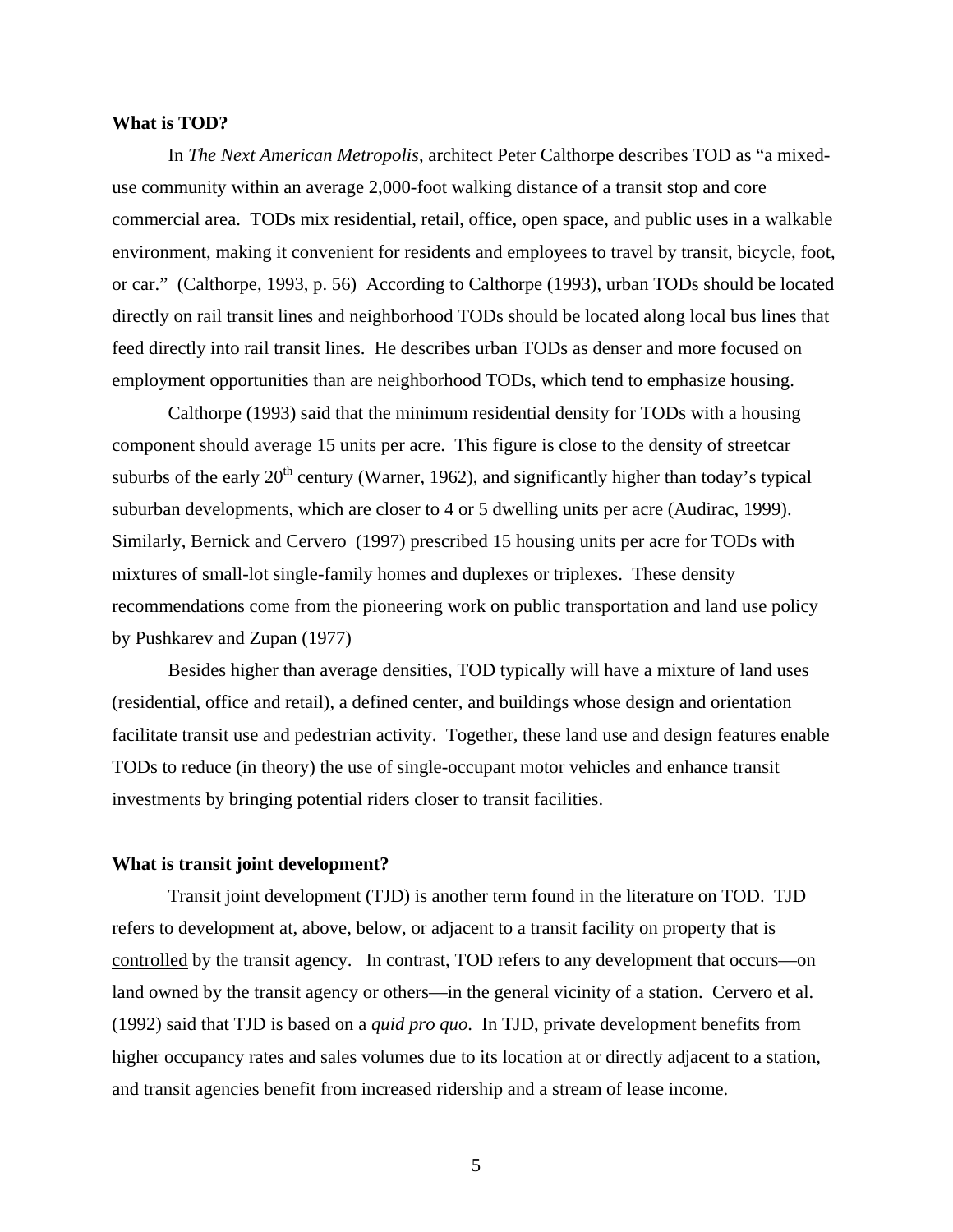**What is TOD?**

In *The Next American Metropolis*, architect Peter Calthorpe describes TOD as "a mixed-use community within an average 2,000-foot walking distance of a transit stop and core commercial area. TODs mix residential, retail, office, open space, and public uses in a walkable environment, making it convenient for residents and employees to travel by transit, bicycle, foot, or car." (Calthorpe, 1993, p. 56) According to Calthorpe (1993), urban TODs should be located directly on rail transit lines and neighborhood TODs should be located along local bus lines that feed directly into rail transit lines. He describes urban TODs as denser and more focused on employment opportunities than are neighborhood TODs, which tend to emphasize housing.

Calthorpe (1993) said that the minimum residential density for TODs with a housing component should average 15 units per acre. This figure is close to the density of streetcar suburbs of the early 20th century (Warner, 1962), and significantly higher than today's typical suburban developments, which are closer to 4 or 5 dwelling units per acre (Audirac, 1999). Similarly, Bernick and Cervero (1997) prescribed 15 housing units per acre for TODs with mixtures of small-lot single-family homes and duplexes or triplexes. These density recommendations come from the pioneering work on public transportation and land use policy by Pushkarev and Zupan (1977)

Besides higher than average densities, TOD typically will have a mixture of land uses (residential, office and retail), a defined center, and buildings whose design and orientation facilitate transit use and pedestrian activity. Together, these land use and design features enable TODs to reduce (in theory) the use of single-occupant motor vehicles and enhance transit investments by bringing potential riders closer to transit facilities.

**What is transit joint development?**

Transit joint development (TJD) is another term found in the literature on TOD. TJD refers to development at, above, below, or adjacent to a transit facility on property that is <u>controlled</u> by the transit agency. In contrast, TOD refers to any development that occurs—on land owned by the transit agency or others—in the general vicinity of a station. Cervero et al. (1992) said that TJD is based on a *quid pro quo*. In TJD, private development benefits from higher occupancy rates and sales volumes due to its location at or directly adjacent to a station, and transit agencies benefit from increased ridership and a stream of lease income.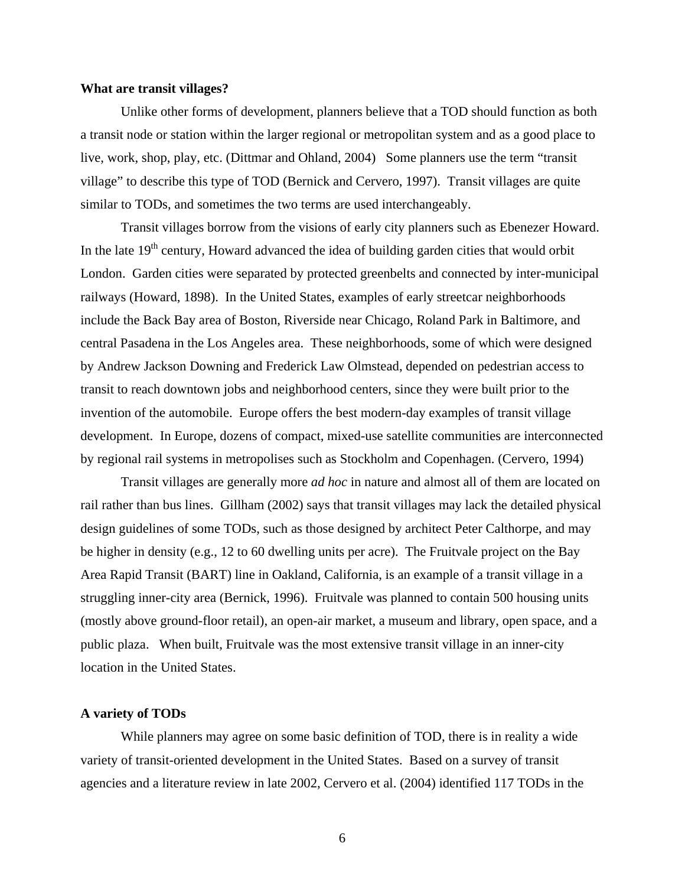**What are transit villages?**

Unlike other forms of development, planners believe that a TOD should function as both a transit node or station within the larger regional or metropolitan system and as a good place to live, work, shop, play, etc. (Dittmar and Ohland, 2004) Some planners use the term "transit village" to describe this type of TOD (Bernick and Cervero, 1997). Transit villages are quite similar to TODs, and sometimes the two terms are used interchangeably.

Transit villages borrow from the visions of early city planners such as Ebenezer Howard. In the late 19th century, Howard advanced the idea of building garden cities that would orbit London. Garden cities were separated by protected greenbelts and connected by inter-municipal railways (Howard, 1898). In the United States, examples of early streetcar neighborhoods include the Back Bay area of Boston, Riverside near Chicago, Roland Park in Baltimore, and central Pasadena in the Los Angeles area. These neighborhoods, some of which were designed by Andrew Jackson Downing and Frederick Law Olmstead, depended on pedestrian access to transit to reach downtown jobs and neighborhood centers, since they were built prior to the invention of the automobile. Europe offers the best modern-day examples of transit village development. In Europe, dozens of compact, mixed-use satellite communities are interconnected by regional rail systems in metropolises such as Stockholm and Copenhagen. (Cervero, 1994)

Transit villages are generally more *ad hoc* in nature and almost all of them are located on rail rather than bus lines. Gillham (2002) says that transit villages may lack the detailed physical design guidelines of some TODs, such as those designed by architect Peter Calthorpe, and may be higher in density (e.g., 12 to 60 dwelling units per acre). The Fruitvale project on the Bay Area Rapid Transit (BART) line in Oakland, California, is an example of a transit village in a struggling inner-city area (Bernick, 1996). Fruitvale was planned to contain 500 housing units (mostly above ground-floor retail), an open-air market, a museum and library, open space, and a public plaza. When built, Fruitvale was the most extensive transit village in an inner-city location in the United States.

**A variety of TODs**

While planners may agree on some basic definition of TOD, there is in reality a wide variety of transit-oriented development in the United States. Based on a survey of transit agencies and a literature review in late 2002, Cervero et al. (2004) identified 117 TODs in the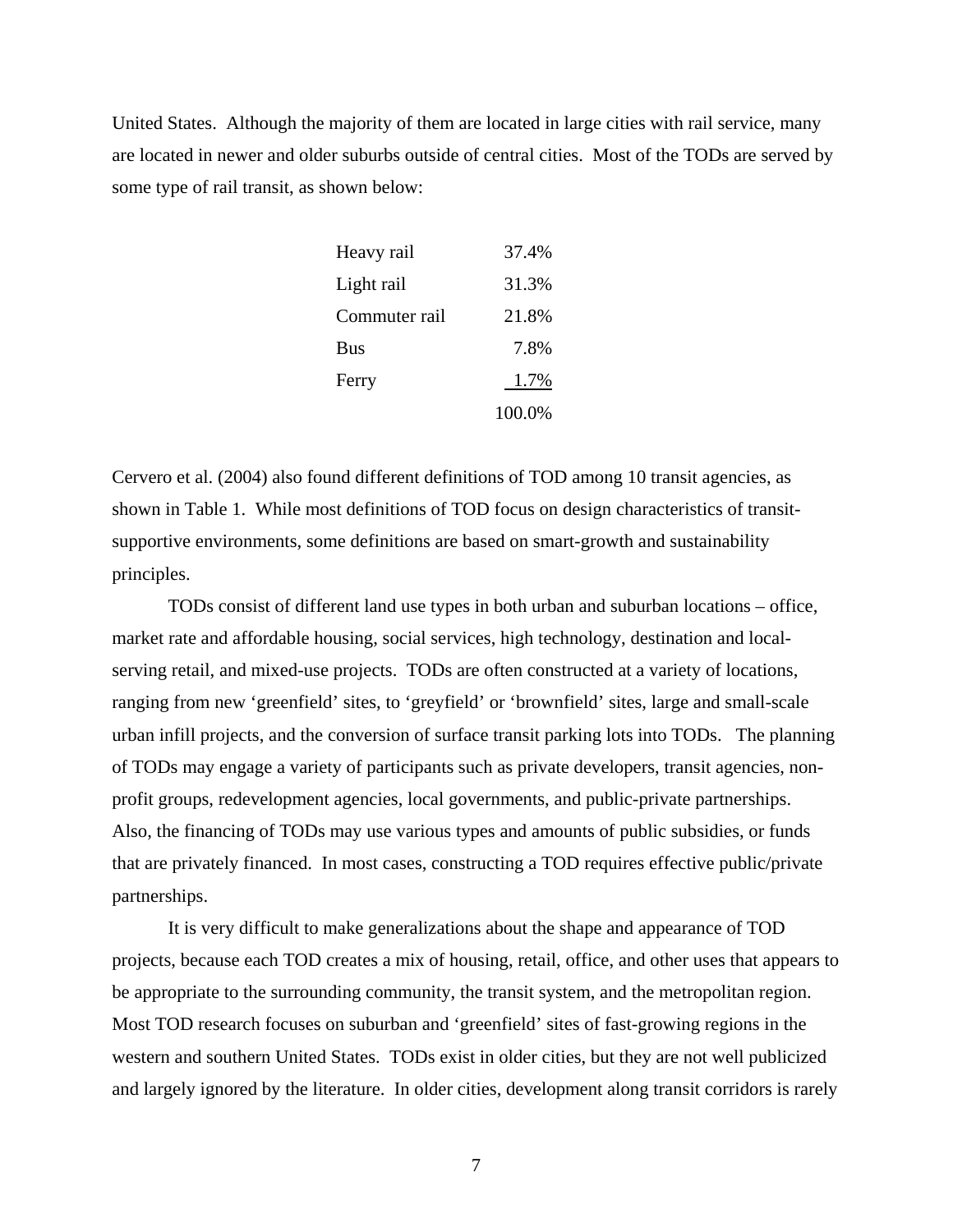United States. Although the majority of them are located in large cities with rail service, many are located in newer and older suburbs outside of central cities. Most of the TODs are served by some type of rail transit, as shown below:

| | |
|---|---|
| Heavy rail | 37.4% |
| Light rail | 31.3% |
| Commuter rail | 21.8% |
| Bus | 7.8% |
| Ferry | 1.7% |
| | 100.0% |

Cervero et al. (2004) also found different definitions of TOD among 10 transit agencies, as shown in Table 1. While most definitions of TOD focus on design characteristics of transit-supportive environments, some definitions are based on smart-growth and sustainability principles.

TODs consist of different land use types in both urban and suburban locations – office, market rate and affordable housing, social services, high technology, destination and local-serving retail, and mixed-use projects. TODs are often constructed at a variety of locations, ranging from new 'greenfield' sites, to 'greyfield' or 'brownfield' sites, large and small-scale urban infill projects, and the conversion of surface transit parking lots into TODs. The planning of TODs may engage a variety of participants such as private developers, transit agencies, non-profit groups, redevelopment agencies, local governments, and public-private partnerships. Also, the financing of TODs may use various types and amounts of public subsidies, or funds that are privately financed. In most cases, constructing a TOD requires effective public/private partnerships.

It is very difficult to make generalizations about the shape and appearance of TOD projects, because each TOD creates a mix of housing, retail, office, and other uses that appears to be appropriate to the surrounding community, the transit system, and the metropolitan region. Most TOD research focuses on suburban and 'greenfield' sites of fast-growing regions in the western and southern United States. TODs exist in older cities, but they are not well publicized and largely ignored by the literature. In older cities, development along transit corridors is rarely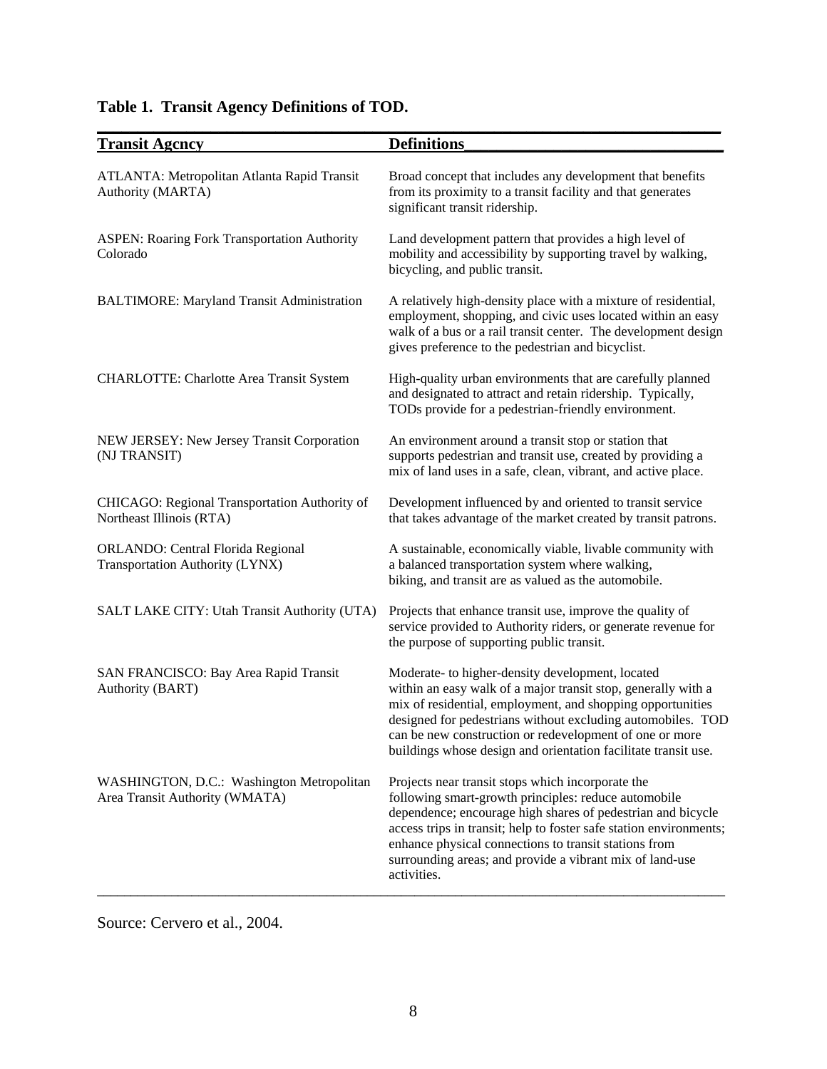**Table 1. Transit Agency Definitions of TOD.**

| Transit Agcncy | Definitions |
|---|---|
| ATLANTA: Metropolitan Atlanta Rapid Transit Authority (MARTA) | Broad concept that includes any development that benefits from its proximity to a transit facility and that generates significant transit ridership. |
| ASPEN: Roaring Fork Transportation Authority Colorado | Land development pattern that provides a high level of mobility and accessibility by supporting travel by walking, bicycling, and public transit. |
| BALTIMORE: Maryland Transit Administration | A relatively high-density place with a mixture of residential, employment, shopping, and civic uses located within an easy walk of a bus or a rail transit center. The development design gives preference to the pedestrian and bicyclist. |
| CHARLOTTE: Charlotte Area Transit System | High-quality urban environments that are carefully planned and designated to attract and retain ridership. Typically, TODs provide for a pedestrian-friendly environment. |
| NEW JERSEY: New Jersey Transit Corporation (NJ TRANSIT) | An environment around a transit stop or station that supports pedestrian and transit use, created by providing a mix of land uses in a safe, clean, vibrant, and active place. |
| CHICAGO: Regional Transportation Authority of Northeast Illinois (RTA) | Development influenced by and oriented to transit service that takes advantage of the market created by transit patrons. |
| ORLANDO: Central Florida Regional Transportation Authority (LYNX) | A sustainable, economically viable, livable community with a balanced transportation system where walking, biking, and transit are as valued as the automobile. |
| SALT LAKE CITY: Utah Transit Authority (UTA) | Projects that enhance transit use, improve the quality of service provided to Authority riders, or generate revenue for the purpose of supporting public transit. |
| SAN FRANCISCO: Bay Area Rapid Transit Authority (BART) | Moderate- to higher-density development, located within an easy walk of a major transit stop, generally with a mix of residential, employment, and shopping opportunities designed for pedestrians without excluding automobiles. TOD can be new construction or redevelopment of one or more buildings whose design and orientation facilitate transit use. |
| WASHINGTON, D.C.: Washington Metropolitan Area Transit Authority (WMATA) | Projects near transit stops which incorporate the following smart-growth principles: reduce automobile dependence; encourage high shares of pedestrian and bicycle access trips in transit; help to foster safe station environments; enhance physical connections to transit stations from surrounding areas; and provide a vibrant mix of land-use activities. |

Source: Cervero et al., 2004.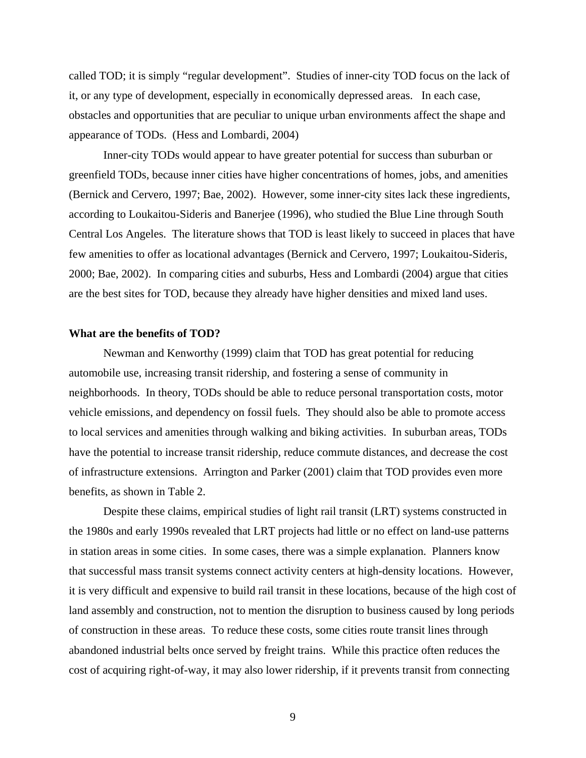called TOD; it is simply "regular development". Studies of inner-city TOD focus on the lack of it, or any type of development, especially in economically depressed areas. In each case, obstacles and opportunities that are peculiar to unique urban environments affect the shape and appearance of TODs. (Hess and Lombardi, 2004)

Inner-city TODs would appear to have greater potential for success than suburban or greenfield TODs, because inner cities have higher concentrations of homes, jobs, and amenities (Bernick and Cervero, 1997; Bae, 2002). However, some inner-city sites lack these ingredients, according to Loukaitou-Sideris and Banerjee (1996), who studied the Blue Line through South Central Los Angeles. The literature shows that TOD is least likely to succeed in places that have few amenities to offer as locational advantages (Bernick and Cervero, 1997; Loukaitou-Sideris, 2000; Bae, 2002). In comparing cities and suburbs, Hess and Lombardi (2004) argue that cities are the best sites for TOD, because they already have higher densities and mixed land uses.

**What are the benefits of TOD?**

Newman and Kenworthy (1999) claim that TOD has great potential for reducing automobile use, increasing transit ridership, and fostering a sense of community in neighborhoods. In theory, TODs should be able to reduce personal transportation costs, motor vehicle emissions, and dependency on fossil fuels. They should also be able to promote access to local services and amenities through walking and biking activities. In suburban areas, TODs have the potential to increase transit ridership, reduce commute distances, and decrease the cost of infrastructure extensions. Arrington and Parker (2001) claim that TOD provides even more benefits, as shown in Table 2.

Despite these claims, empirical studies of light rail transit (LRT) systems constructed in the 1980s and early 1990s revealed that LRT projects had little or no effect on land-use patterns in station areas in some cities. In some cases, there was a simple explanation. Planners know that successful mass transit systems connect activity centers at high-density locations. However, it is very difficult and expensive to build rail transit in these locations, because of the high cost of land assembly and construction, not to mention the disruption to business caused by long periods of construction in these areas. To reduce these costs, some cities route transit lines through abandoned industrial belts once served by freight trains. While this practice often reduces the cost of acquiring right-of-way, it may also lower ridership, if it prevents transit from connecting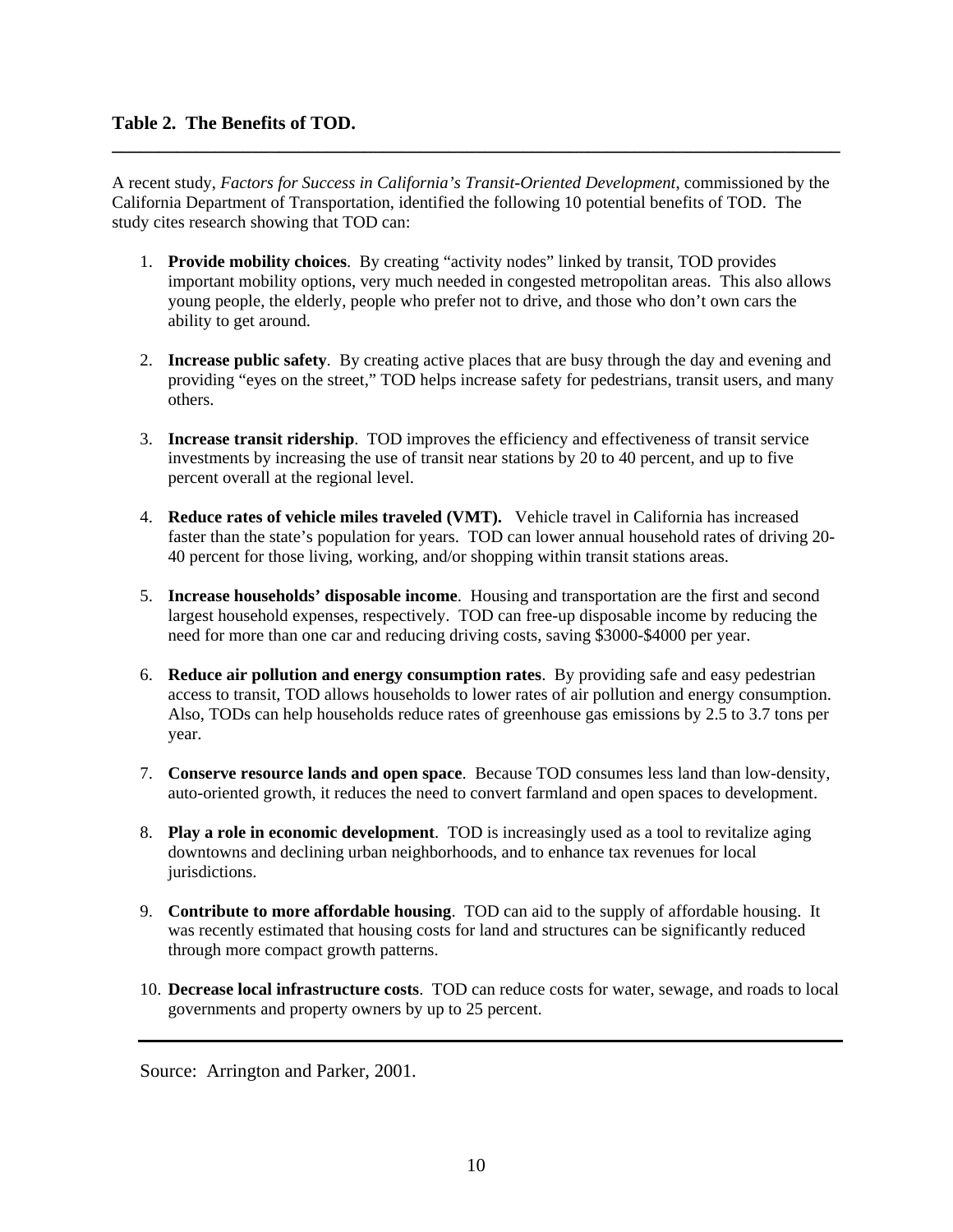**Table 2. The Benefits of TOD.**

---

A recent study, *Factors for Success in California's Transit-Oriented Development*, commissioned by the California Department of Transportation, identified the following 10 potential benefits of TOD. The study cites research showing that TOD can:

1. **Provide mobility choices**. By creating "activity nodes" linked by transit, TOD provides important mobility options, very much needed in congested metropolitan areas. This also allows young people, the elderly, people who prefer not to drive, and those who don't own cars the ability to get around.

2. **Increase public safety**. By creating active places that are busy through the day and evening and providing "eyes on the street," TOD helps increase safety for pedestrians, transit users, and many others.

3. **Increase transit ridership**. TOD improves the efficiency and effectiveness of transit service investments by increasing the use of transit near stations by 20 to 40 percent, and up to five percent overall at the regional level.

4. **Reduce rates of vehicle miles traveled (VMT).** Vehicle travel in California has increased faster than the state's population for years. TOD can lower annual household rates of driving 20-40 percent for those living, working, and/or shopping within transit stations areas.

5. **Increase households' disposable income**. Housing and transportation are the first and second largest household expenses, respectively. TOD can free-up disposable income by reducing the need for more than one car and reducing driving costs, saving $3000-$4000 per year.

6. **Reduce air pollution and energy consumption rates**. By providing safe and easy pedestrian access to transit, TOD allows households to lower rates of air pollution and energy consumption. Also, TODs can help households reduce rates of greenhouse gas emissions by 2.5 to 3.7 tons per year.

7. **Conserve resource lands and open space**. Because TOD consumes less land than low-density, auto-oriented growth, it reduces the need to convert farmland and open spaces to development.

8. **Play a role in economic development**. TOD is increasingly used as a tool to revitalize aging downtowns and declining urban neighborhoods, and to enhance tax revenues for local jurisdictions.

9. **Contribute to more affordable housing**. TOD can aid to the supply of affordable housing. It was recently estimated that housing costs for land and structures can be significantly reduced through more compact growth patterns.

10. **Decrease local infrastructure costs**. TOD can reduce costs for water, sewage, and roads to local governments and property owners by up to 25 percent.

---

Source: Arrington and Parker, 2001.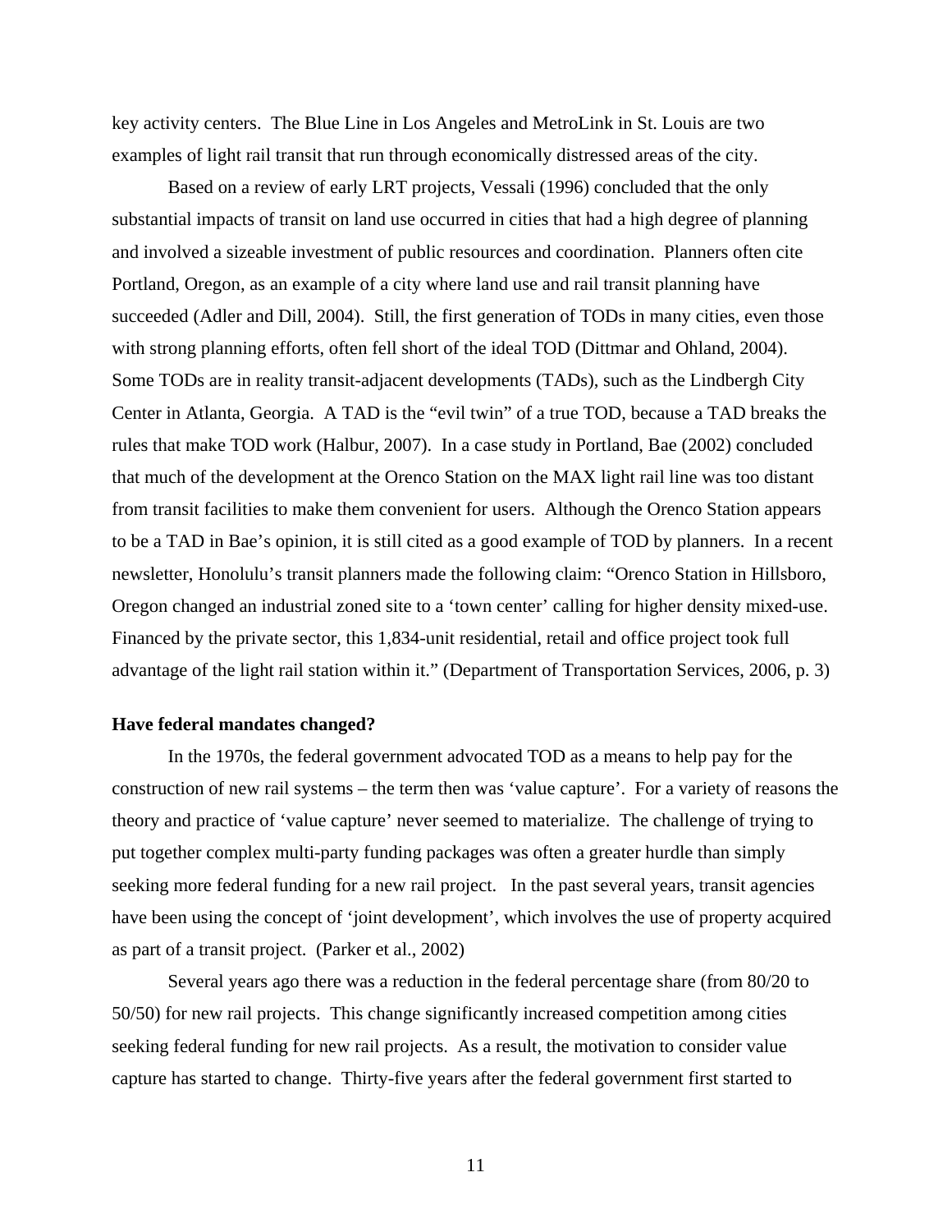key activity centers. The Blue Line in Los Angeles and MetroLink in St. Louis are two examples of light rail transit that run through economically distressed areas of the city.

Based on a review of early LRT projects, Vessali (1996) concluded that the only substantial impacts of transit on land use occurred in cities that had a high degree of planning and involved a sizeable investment of public resources and coordination. Planners often cite Portland, Oregon, as an example of a city where land use and rail transit planning have succeeded (Adler and Dill, 2004). Still, the first generation of TODs in many cities, even those with strong planning efforts, often fell short of the ideal TOD (Dittmar and Ohland, 2004). Some TODs are in reality transit-adjacent developments (TADs), such as the Lindbergh City Center in Atlanta, Georgia. A TAD is the "evil twin" of a true TOD, because a TAD breaks the rules that make TOD work (Halbur, 2007). In a case study in Portland, Bae (2002) concluded that much of the development at the Orenco Station on the MAX light rail line was too distant from transit facilities to make them convenient for users. Although the Orenco Station appears to be a TAD in Bae's opinion, it is still cited as a good example of TOD by planners. In a recent newsletter, Honolulu's transit planners made the following claim: "Orenco Station in Hillsboro, Oregon changed an industrial zoned site to a 'town center' calling for higher density mixed-use. Financed by the private sector, this 1,834-unit residential, retail and office project took full advantage of the light rail station within it." (Department of Transportation Services, 2006, p. 3)

**Have federal mandates changed?**

In the 1970s, the federal government advocated TOD as a means to help pay for the construction of new rail systems – the term then was 'value capture'. For a variety of reasons the theory and practice of 'value capture' never seemed to materialize. The challenge of trying to put together complex multi-party funding packages was often a greater hurdle than simply seeking more federal funding for a new rail project. In the past several years, transit agencies have been using the concept of 'joint development', which involves the use of property acquired as part of a transit project. (Parker et al., 2002)

Several years ago there was a reduction in the federal percentage share (from 80/20 to 50/50) for new rail projects. This change significantly increased competition among cities seeking federal funding for new rail projects. As a result, the motivation to consider value capture has started to change. Thirty-five years after the federal government first started to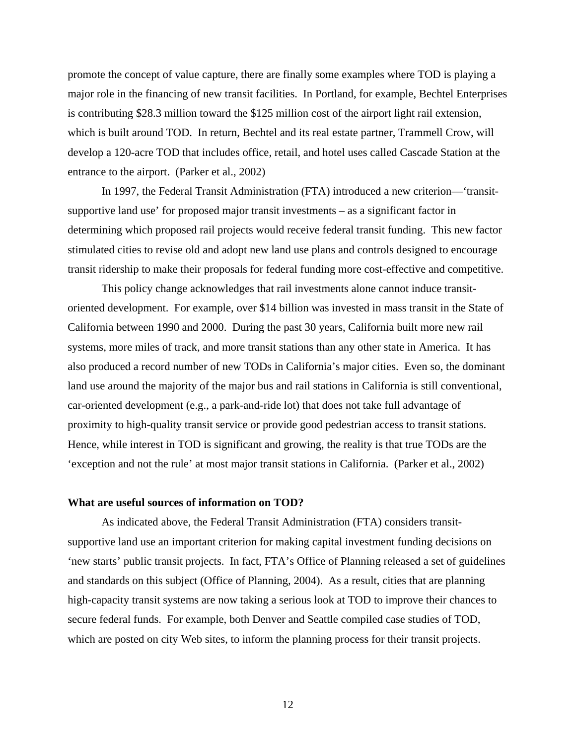promote the concept of value capture, there are finally some examples where TOD is playing a major role in the financing of new transit facilities. In Portland, for example, Bechtel Enterprises is contributing $28.3 million toward the $125 million cost of the airport light rail extension, which is built around TOD. In return, Bechtel and its real estate partner, Trammell Crow, will develop a 120-acre TOD that includes office, retail, and hotel uses called Cascade Station at the entrance to the airport. (Parker et al., 2002)

In 1997, the Federal Transit Administration (FTA) introduced a new criterion—'transit-supportive land use' for proposed major transit investments – as a significant factor in determining which proposed rail projects would receive federal transit funding. This new factor stimulated cities to revise old and adopt new land use plans and controls designed to encourage transit ridership to make their proposals for federal funding more cost-effective and competitive.

This policy change acknowledges that rail investments alone cannot induce transit-oriented development. For example, over $14 billion was invested in mass transit in the State of California between 1990 and 2000. During the past 30 years, California built more new rail systems, more miles of track, and more transit stations than any other state in America. It has also produced a record number of new TODs in California's major cities. Even so, the dominant land use around the majority of the major bus and rail stations in California is still conventional, car-oriented development (e.g., a park-and-ride lot) that does not take full advantage of proximity to high-quality transit service or provide good pedestrian access to transit stations. Hence, while interest in TOD is significant and growing, the reality is that true TODs are the 'exception and not the rule' at most major transit stations in California. (Parker et al., 2002)

**What are useful sources of information on TOD?**

As indicated above, the Federal Transit Administration (FTA) considers transit-supportive land use an important criterion for making capital investment funding decisions on 'new starts' public transit projects. In fact, FTA's Office of Planning released a set of guidelines and standards on this subject (Office of Planning, 2004). As a result, cities that are planning high-capacity transit systems are now taking a serious look at TOD to improve their chances to secure federal funds. For example, both Denver and Seattle compiled case studies of TOD, which are posted on city Web sites, to inform the planning process for their transit projects.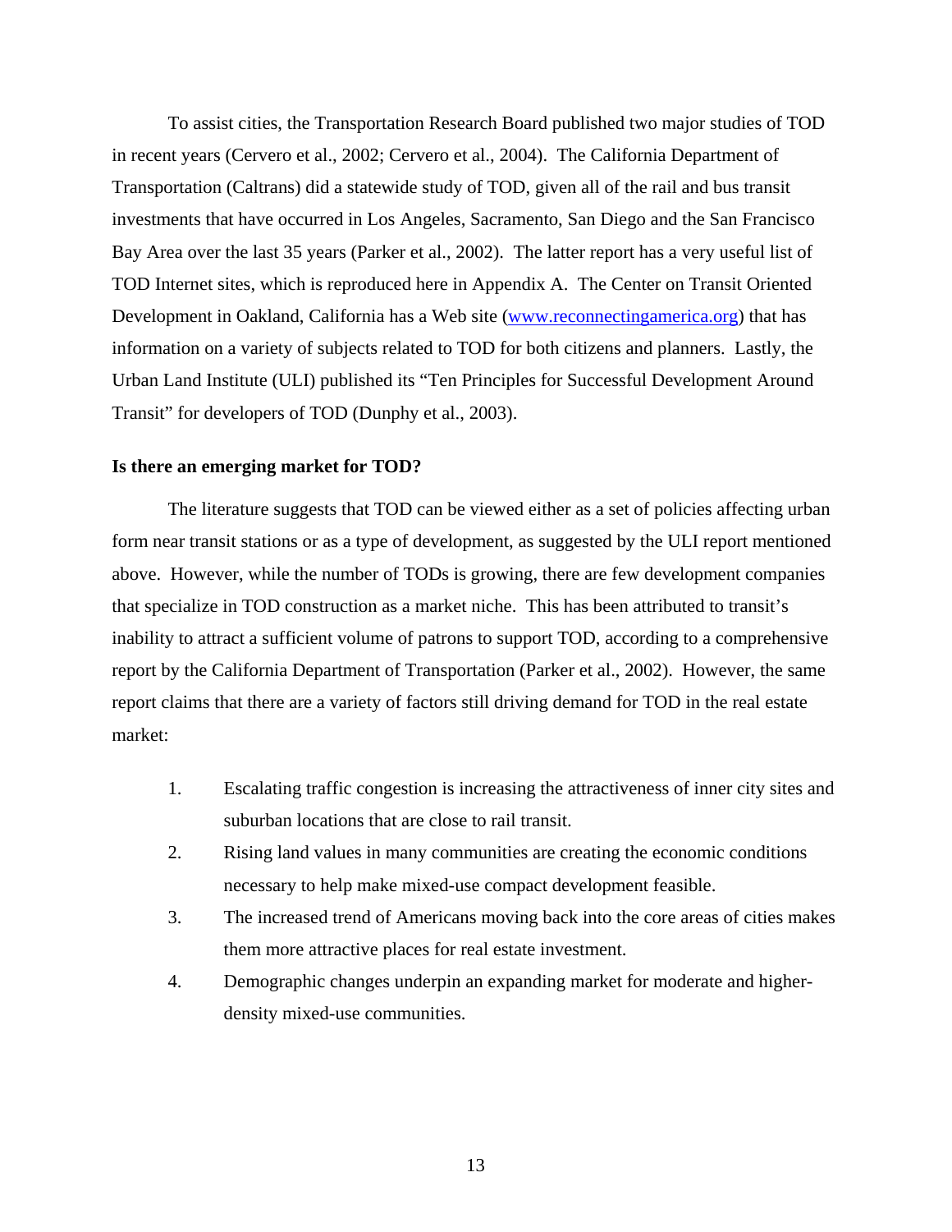To assist cities, the Transportation Research Board published two major studies of TOD in recent years (Cervero et al., 2002; Cervero et al., 2004). The California Department of Transportation (Caltrans) did a statewide study of TOD, given all of the rail and bus transit investments that have occurred in Los Angeles, Sacramento, San Diego and the San Francisco Bay Area over the last 35 years (Parker et al., 2002). The latter report has a very useful list of TOD Internet sites, which is reproduced here in Appendix A. The Center on Transit Oriented Development in Oakland, California has a Web site (www.reconnectingamerica.org) that has information on a variety of subjects related to TOD for both citizens and planners. Lastly, the Urban Land Institute (ULI) published its "Ten Principles for Successful Development Around Transit" for developers of TOD (Dunphy et al., 2003).

**Is there an emerging market for TOD?**

The literature suggests that TOD can be viewed either as a set of policies affecting urban form near transit stations or as a type of development, as suggested by the ULI report mentioned above. However, while the number of TODs is growing, there are few development companies that specialize in TOD construction as a market niche. This has been attributed to transit's inability to attract a sufficient volume of patrons to support TOD, according to a comprehensive report by the California Department of Transportation (Parker et al., 2002). However, the same report claims that there are a variety of factors still driving demand for TOD in the real estate market:

1. Escalating traffic congestion is increasing the attractiveness of inner city sites and suburban locations that are close to rail transit.
2. Rising land values in many communities are creating the economic conditions necessary to help make mixed-use compact development feasible.
3. The increased trend of Americans moving back into the core areas of cities makes them more attractive places for real estate investment.
4. Demographic changes underpin an expanding market for moderate and higher-density mixed-use communities.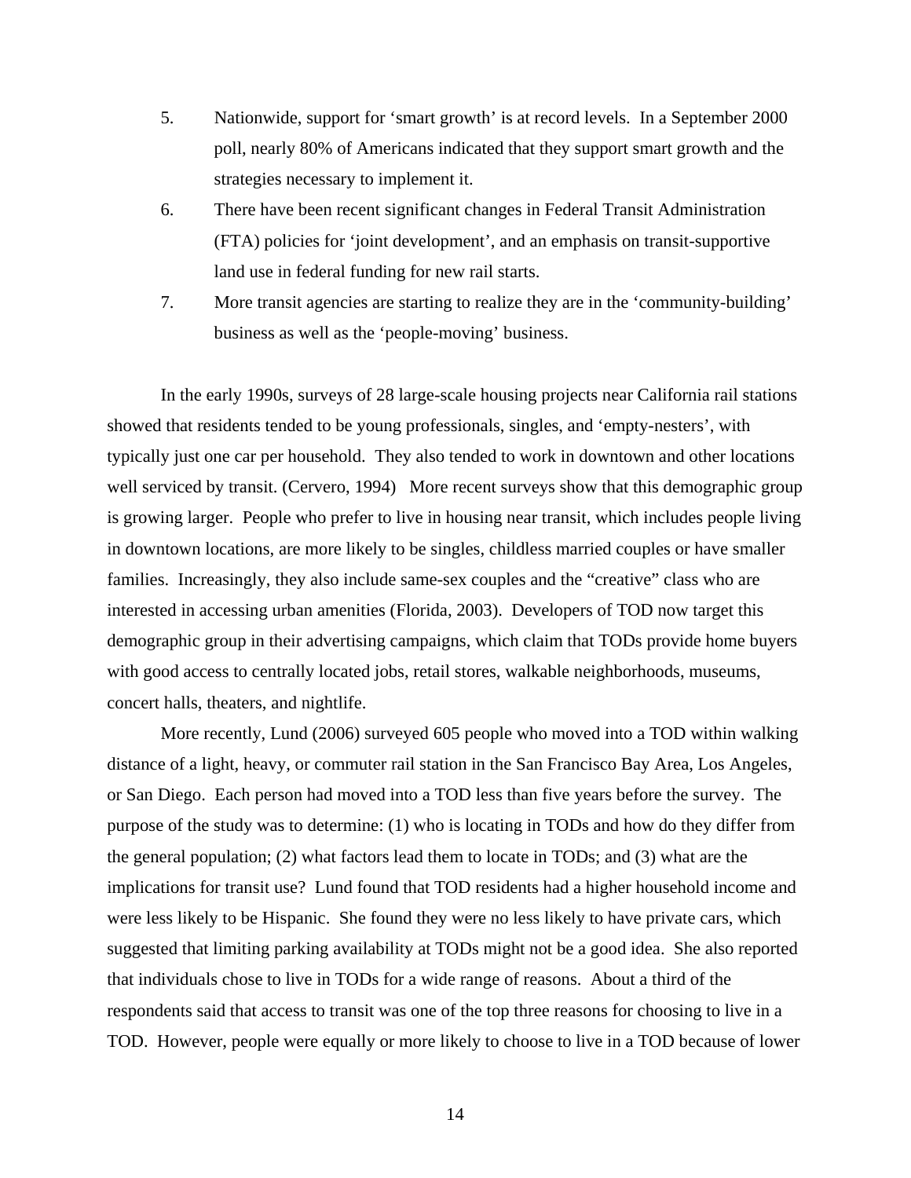5. Nationwide, support for 'smart growth' is at record levels. In a September 2000 poll, nearly 80% of Americans indicated that they support smart growth and the strategies necessary to implement it.
6. There have been recent significant changes in Federal Transit Administration (FTA) policies for 'joint development', and an emphasis on transit-supportive land use in federal funding for new rail starts.
7. More transit agencies are starting to realize they are in the 'community-building' business as well as the 'people-moving' business.

In the early 1990s, surveys of 28 large-scale housing projects near California rail stations showed that residents tended to be young professionals, singles, and 'empty-nesters', with typically just one car per household. They also tended to work in downtown and other locations well serviced by transit. (Cervero, 1994) More recent surveys show that this demographic group is growing larger. People who prefer to live in housing near transit, which includes people living in downtown locations, are more likely to be singles, childless married couples or have smaller families. Increasingly, they also include same-sex couples and the "creative" class who are interested in accessing urban amenities (Florida, 2003). Developers of TOD now target this demographic group in their advertising campaigns, which claim that TODs provide home buyers with good access to centrally located jobs, retail stores, walkable neighborhoods, museums, concert halls, theaters, and nightlife.

More recently, Lund (2006) surveyed 605 people who moved into a TOD within walking distance of a light, heavy, or commuter rail station in the San Francisco Bay Area, Los Angeles, or San Diego. Each person had moved into a TOD less than five years before the survey. The purpose of the study was to determine: (1) who is locating in TODs and how do they differ from the general population; (2) what factors lead them to locate in TODs; and (3) what are the implications for transit use? Lund found that TOD residents had a higher household income and were less likely to be Hispanic. She found they were no less likely to have private cars, which suggested that limiting parking availability at TODs might not be a good idea. She also reported that individuals chose to live in TODs for a wide range of reasons. About a third of the respondents said that access to transit was one of the top three reasons for choosing to live in a TOD. However, people were equally or more likely to choose to live in a TOD because of lower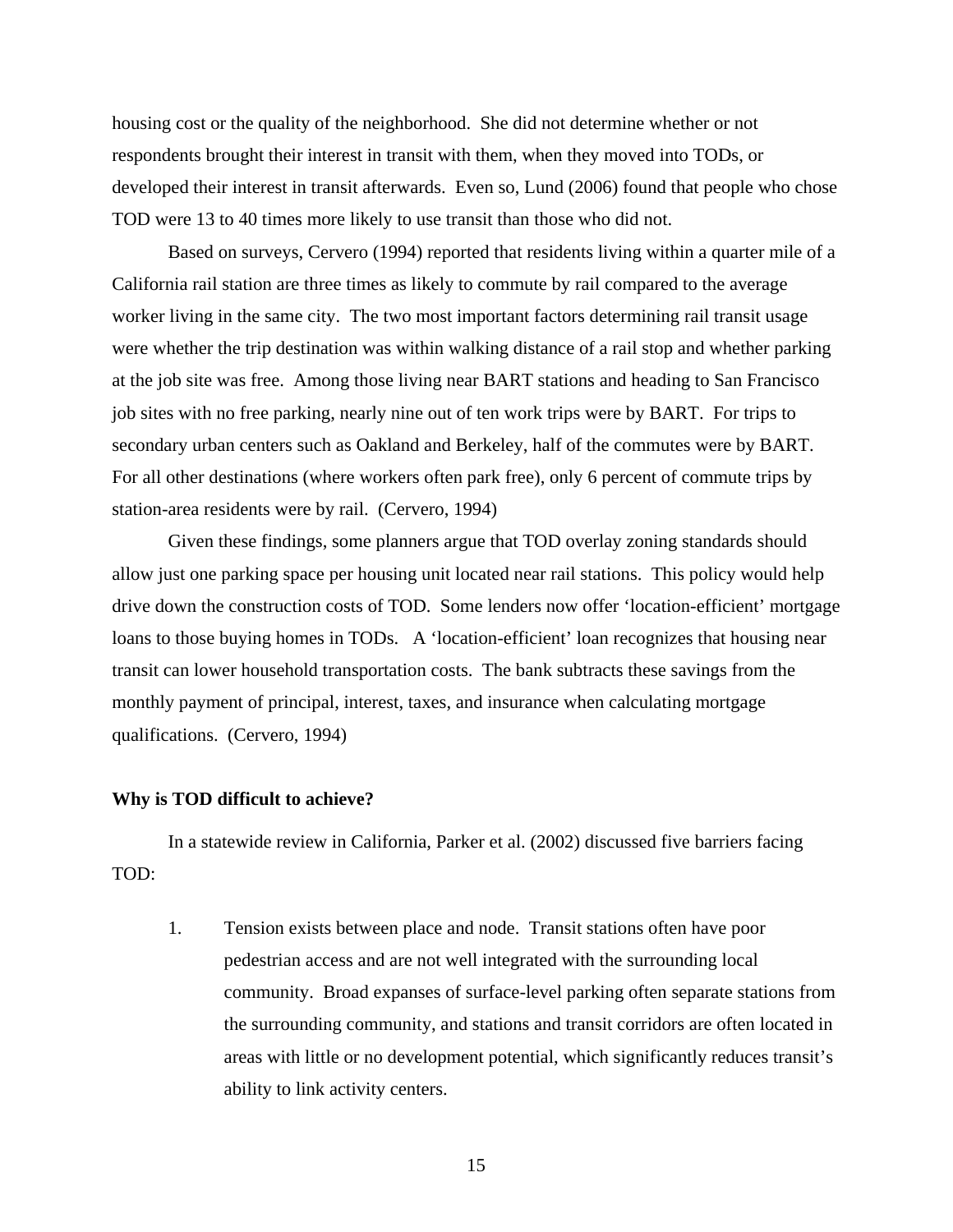housing cost or the quality of the neighborhood. She did not determine whether or not respondents brought their interest in transit with them, when they moved into TODs, or developed their interest in transit afterwards. Even so, Lund (2006) found that people who chose TOD were 13 to 40 times more likely to use transit than those who did not.

Based on surveys, Cervero (1994) reported that residents living within a quarter mile of a California rail station are three times as likely to commute by rail compared to the average worker living in the same city. The two most important factors determining rail transit usage were whether the trip destination was within walking distance of a rail stop and whether parking at the job site was free. Among those living near BART stations and heading to San Francisco job sites with no free parking, nearly nine out of ten work trips were by BART. For trips to secondary urban centers such as Oakland and Berkeley, half of the commutes were by BART. For all other destinations (where workers often park free), only 6 percent of commute trips by station-area residents were by rail. (Cervero, 1994)

Given these findings, some planners argue that TOD overlay zoning standards should allow just one parking space per housing unit located near rail stations. This policy would help drive down the construction costs of TOD. Some lenders now offer 'location-efficient' mortgage loans to those buying homes in TODs. A 'location-efficient' loan recognizes that housing near transit can lower household transportation costs. The bank subtracts these savings from the monthly payment of principal, interest, taxes, and insurance when calculating mortgage qualifications. (Cervero, 1994)

**Why is TOD difficult to achieve?**

In a statewide review in California, Parker et al. (2002) discussed five barriers facing TOD:

1. Tension exists between place and node. Transit stations often have poor pedestrian access and are not well integrated with the surrounding local community. Broad expanses of surface-level parking often separate stations from the surrounding community, and stations and transit corridors are often located in areas with little or no development potential, which significantly reduces transit's ability to link activity centers.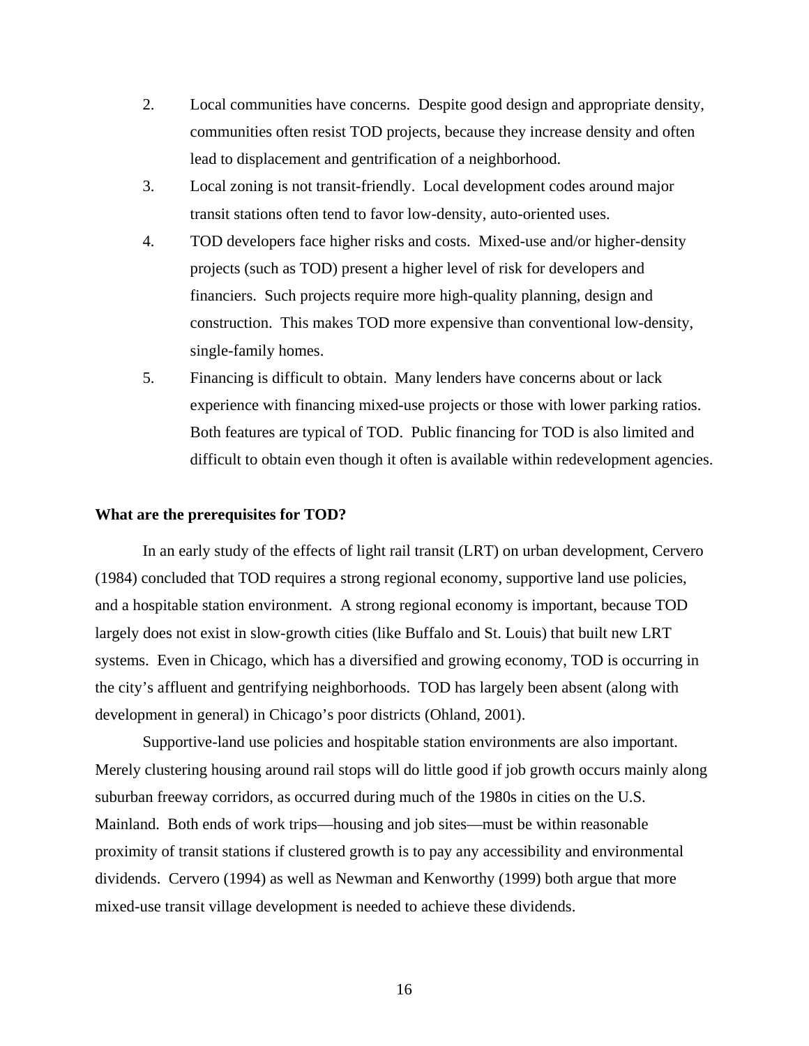2. Local communities have concerns. Despite good design and appropriate density, communities often resist TOD projects, because they increase density and often lead to displacement and gentrification of a neighborhood.
3. Local zoning is not transit-friendly. Local development codes around major transit stations often tend to favor low-density, auto-oriented uses.
4. TOD developers face higher risks and costs. Mixed-use and/or higher-density projects (such as TOD) present a higher level of risk for developers and financiers. Such projects require more high-quality planning, design and construction. This makes TOD more expensive than conventional low-density, single-family homes.
5. Financing is difficult to obtain. Many lenders have concerns about or lack experience with financing mixed-use projects or those with lower parking ratios. Both features are typical of TOD. Public financing for TOD is also limited and difficult to obtain even though it often is available within redevelopment agencies.

**What are the prerequisites for TOD?**

In an early study of the effects of light rail transit (LRT) on urban development, Cervero (1984) concluded that TOD requires a strong regional economy, supportive land use policies, and a hospitable station environment. A strong regional economy is important, because TOD largely does not exist in slow-growth cities (like Buffalo and St. Louis) that built new LRT systems. Even in Chicago, which has a diversified and growing economy, TOD is occurring in the city's affluent and gentrifying neighborhoods. TOD has largely been absent (along with development in general) in Chicago's poor districts (Ohland, 2001).

Supportive-land use policies and hospitable station environments are also important. Merely clustering housing around rail stops will do little good if job growth occurs mainly along suburban freeway corridors, as occurred during much of the 1980s in cities on the U.S. Mainland. Both ends of work trips—housing and job sites—must be within reasonable proximity of transit stations if clustered growth is to pay any accessibility and environmental dividends. Cervero (1994) as well as Newman and Kenworthy (1999) both argue that more mixed-use transit village development is needed to achieve these dividends.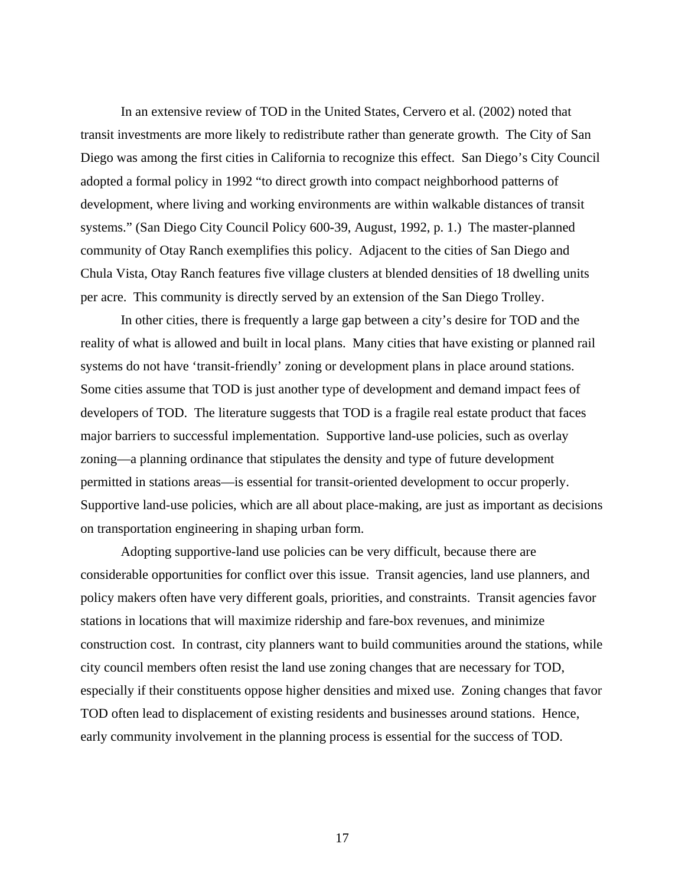In an extensive review of TOD in the United States, Cervero et al. (2002) noted that transit investments are more likely to redistribute rather than generate growth. The City of San Diego was among the first cities in California to recognize this effect. San Diego's City Council adopted a formal policy in 1992 "to direct growth into compact neighborhood patterns of development, where living and working environments are within walkable distances of transit systems." (San Diego City Council Policy 600-39, August, 1992, p. 1.) The master-planned community of Otay Ranch exemplifies this policy. Adjacent to the cities of San Diego and Chula Vista, Otay Ranch features five village clusters at blended densities of 18 dwelling units per acre. This community is directly served by an extension of the San Diego Trolley.

In other cities, there is frequently a large gap between a city's desire for TOD and the reality of what is allowed and built in local plans. Many cities that have existing or planned rail systems do not have 'transit-friendly' zoning or development plans in place around stations. Some cities assume that TOD is just another type of development and demand impact fees of developers of TOD. The literature suggests that TOD is a fragile real estate product that faces major barriers to successful implementation. Supportive land-use policies, such as overlay zoning—a planning ordinance that stipulates the density and type of future development permitted in stations areas—is essential for transit-oriented development to occur properly. Supportive land-use policies, which are all about place-making, are just as important as decisions on transportation engineering in shaping urban form.

Adopting supportive-land use policies can be very difficult, because there are considerable opportunities for conflict over this issue. Transit agencies, land use planners, and policy makers often have very different goals, priorities, and constraints. Transit agencies favor stations in locations that will maximize ridership and fare-box revenues, and minimize construction cost. In contrast, city planners want to build communities around the stations, while city council members often resist the land use zoning changes that are necessary for TOD, especially if their constituents oppose higher densities and mixed use. Zoning changes that favor TOD often lead to displacement of existing residents and businesses around stations. Hence, early community involvement in the planning process is essential for the success of TOD.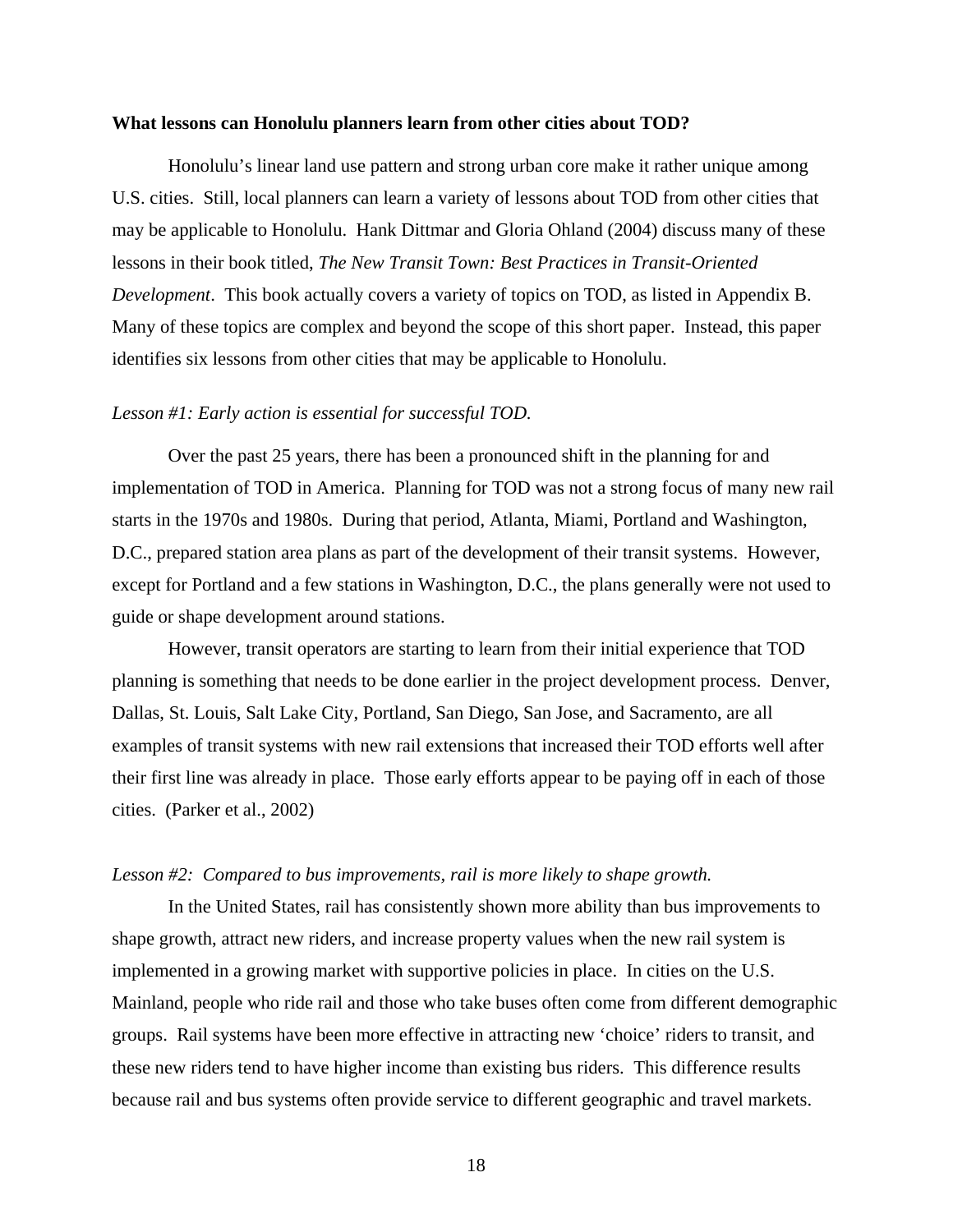**What lessons can Honolulu planners learn from other cities about TOD?**

Honolulu's linear land use pattern and strong urban core make it rather unique among U.S. cities. Still, local planners can learn a variety of lessons about TOD from other cities that may be applicable to Honolulu. Hank Dittmar and Gloria Ohland (2004) discuss many of these lessons in their book titled, *The New Transit Town: Best Practices in Transit-Oriented Development*. This book actually covers a variety of topics on TOD, as listed in Appendix B. Many of these topics are complex and beyond the scope of this short paper. Instead, this paper identifies six lessons from other cities that may be applicable to Honolulu.

*Lesson #1: Early action is essential for successful TOD.*

Over the past 25 years, there has been a pronounced shift in the planning for and implementation of TOD in America. Planning for TOD was not a strong focus of many new rail starts in the 1970s and 1980s. During that period, Atlanta, Miami, Portland and Washington, D.C., prepared station area plans as part of the development of their transit systems. However, except for Portland and a few stations in Washington, D.C., the plans generally were not used to guide or shape development around stations.

However, transit operators are starting to learn from their initial experience that TOD planning is something that needs to be done earlier in the project development process. Denver, Dallas, St. Louis, Salt Lake City, Portland, San Diego, San Jose, and Sacramento, are all examples of transit systems with new rail extensions that increased their TOD efforts well after their first line was already in place. Those early efforts appear to be paying off in each of those cities. (Parker et al., 2002)

*Lesson #2: Compared to bus improvements, rail is more likely to shape growth.*

In the United States, rail has consistently shown more ability than bus improvements to shape growth, attract new riders, and increase property values when the new rail system is implemented in a growing market with supportive policies in place. In cities on the U.S. Mainland, people who ride rail and those who take buses often come from different demographic groups. Rail systems have been more effective in attracting new 'choice' riders to transit, and these new riders tend to have higher income than existing bus riders. This difference results because rail and bus systems often provide service to different geographic and travel markets.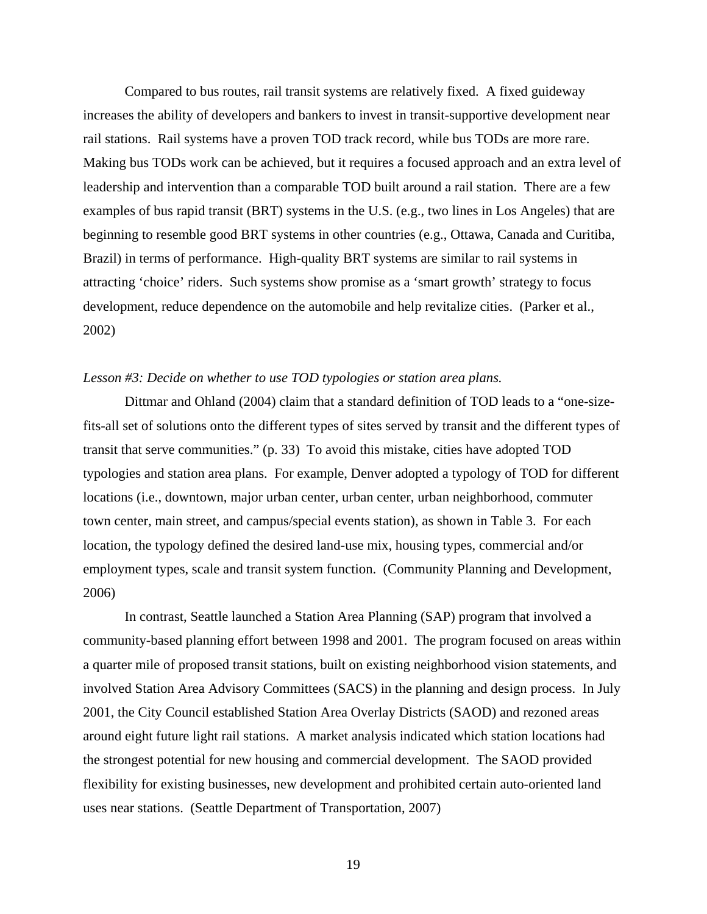Compared to bus routes, rail transit systems are relatively fixed. A fixed guideway increases the ability of developers and bankers to invest in transit-supportive development near rail stations. Rail systems have a proven TOD track record, while bus TODs are more rare. Making bus TODs work can be achieved, but it requires a focused approach and an extra level of leadership and intervention than a comparable TOD built around a rail station. There are a few examples of bus rapid transit (BRT) systems in the U.S. (e.g., two lines in Los Angeles) that are beginning to resemble good BRT systems in other countries (e.g., Ottawa, Canada and Curitiba, Brazil) in terms of performance. High-quality BRT systems are similar to rail systems in attracting 'choice' riders. Such systems show promise as a 'smart growth' strategy to focus development, reduce dependence on the automobile and help revitalize cities. (Parker et al., 2002)

*Lesson #3: Decide on whether to use TOD typologies or station area plans.*

Dittmar and Ohland (2004) claim that a standard definition of TOD leads to a "one-size-fits-all set of solutions onto the different types of sites served by transit and the different types of transit that serve communities." (p. 33) To avoid this mistake, cities have adopted TOD typologies and station area plans. For example, Denver adopted a typology of TOD for different locations (i.e., downtown, major urban center, urban center, urban neighborhood, commuter town center, main street, and campus/special events station), as shown in Table 3. For each location, the typology defined the desired land-use mix, housing types, commercial and/or employment types, scale and transit system function. (Community Planning and Development, 2006)

In contrast, Seattle launched a Station Area Planning (SAP) program that involved a community-based planning effort between 1998 and 2001. The program focused on areas within a quarter mile of proposed transit stations, built on existing neighborhood vision statements, and involved Station Area Advisory Committees (SACS) in the planning and design process. In July 2001, the City Council established Station Area Overlay Districts (SAOD) and rezoned areas around eight future light rail stations. A market analysis indicated which station locations had the strongest potential for new housing and commercial development. The SAOD provided flexibility for existing businesses, new development and prohibited certain auto-oriented land uses near stations. (Seattle Department of Transportation, 2007)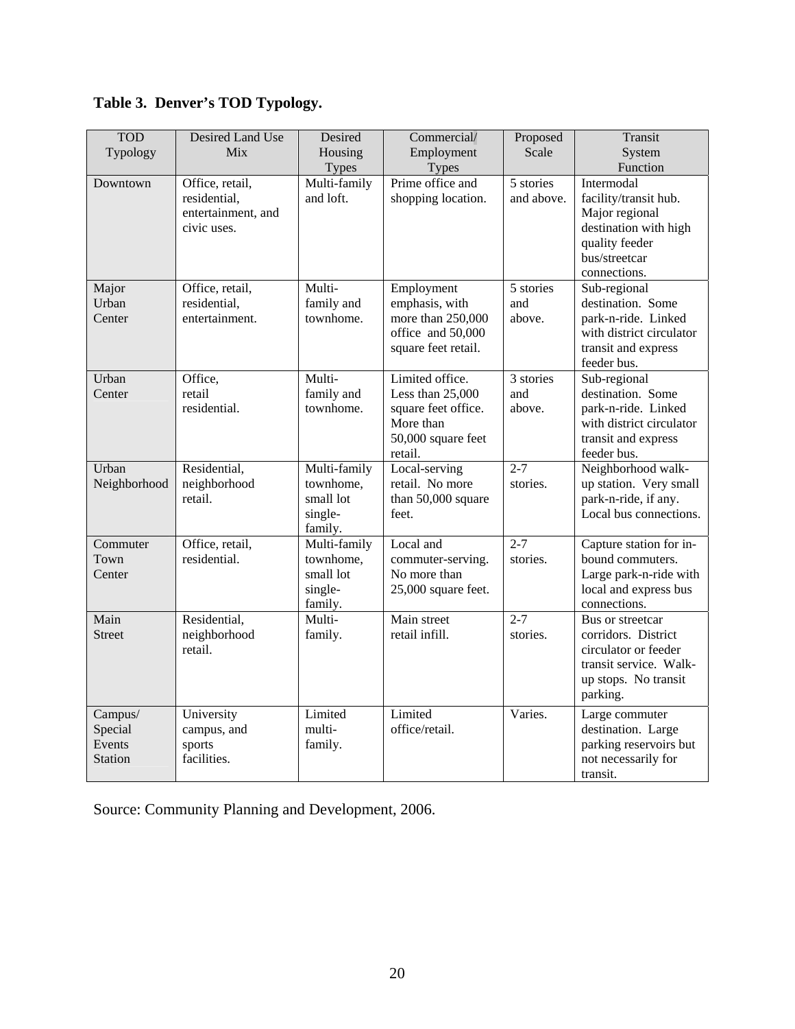**Table 3. Denver's TOD Typology.**

| TOD Typology | Desired Land Use Mix | Desired Housing Types | Commercial/ Employment Types | Proposed Scale | Transit System Function |
|---|---|---|---|---|---|
| Downtown | Office, retail, residential, entertainment, and civic uses. | Multi-family and loft. | Prime office and shopping location. | 5 stories and above. | Intermodal facility/transit hub. Major regional destination with high quality feeder bus/streetcar connections. |
| Major Urban Center | Office, retail, residential, entertainment. | Multi-family and townhome. | Employment emphasis, with more than 250,000 office and 50,000 square feet retail. | 5 stories and above. | Sub-regional destination. Some park-n-ride. Linked with district circulator transit and express feeder bus. |
| Urban Center | Office, retail residential. | Multi-family and townhome. | Limited office. Less than 25,000 square feet office. More than 50,000 square feet retail. | 3 stories and above. | Sub-regional destination. Some park-n-ride. Linked with district circulator transit and express feeder bus. |
| Urban Neighborhood | Residential, neighborhood retail. | Multi-family townhome, small lot single-family. | Local-serving retail. No more than 50,000 square feet. | 2-7 stories. | Neighborhood walk-up station. Very small park-n-ride, if any. Local bus connections. |
| Commuter Town Center | Office, retail, residential. | Multi-family townhome, small lot single-family. | Local and commuter-serving. No more than 25,000 square feet. | 2-7 stories. | Capture station for in-bound commuters. Large park-n-ride with local and express bus connections. |
| Main Street | Residential, neighborhood retail. | Multi-family. | Main street retail infill. | 2-7 stories. | Bus or streetcar corridors. District circulator or feeder transit service. Walk-up stops. No transit parking. |
| Campus/ Special Events Station | University campus, and sports facilities. | Limited multi-family. | Limited office/retail. | Varies. | Large commuter destination. Large parking reservoirs but not necessarily for transit. |

Source: Community Planning and Development, 2006.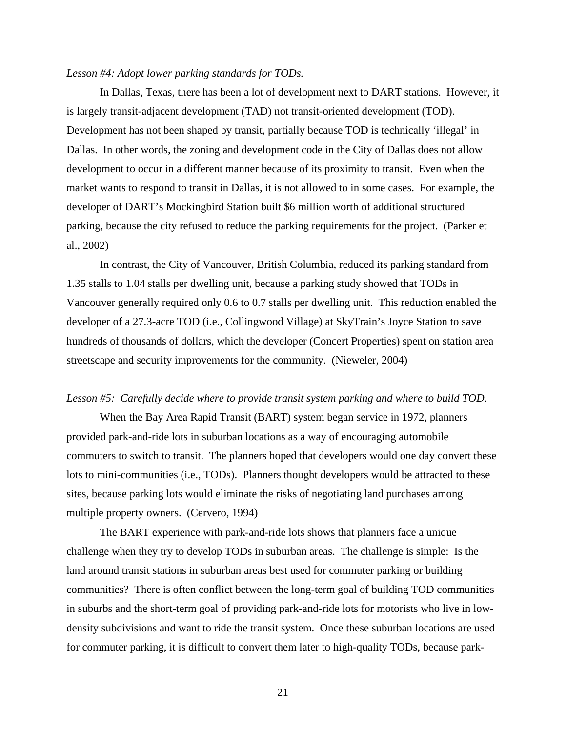*Lesson #4: Adopt lower parking standards for TODs.*

In Dallas, Texas, there has been a lot of development next to DART stations. However, it is largely transit-adjacent development (TAD) not transit-oriented development (TOD). Development has not been shaped by transit, partially because TOD is technically 'illegal' in Dallas. In other words, the zoning and development code in the City of Dallas does not allow development to occur in a different manner because of its proximity to transit. Even when the market wants to respond to transit in Dallas, it is not allowed to in some cases. For example, the developer of DART's Mockingbird Station built $6 million worth of additional structured parking, because the city refused to reduce the parking requirements for the project. (Parker et al., 2002)

In contrast, the City of Vancouver, British Columbia, reduced its parking standard from 1.35 stalls to 1.04 stalls per dwelling unit, because a parking study showed that TODs in Vancouver generally required only 0.6 to 0.7 stalls per dwelling unit. This reduction enabled the developer of a 27.3-acre TOD (i.e., Collingwood Village) at SkyTrain's Joyce Station to save hundreds of thousands of dollars, which the developer (Concert Properties) spent on station area streetscape and security improvements for the community. (Nieweler, 2004)

*Lesson #5: Carefully decide where to provide transit system parking and where to build TOD.*

When the Bay Area Rapid Transit (BART) system began service in 1972, planners provided park-and-ride lots in suburban locations as a way of encouraging automobile commuters to switch to transit. The planners hoped that developers would one day convert these lots to mini-communities (i.e., TODs). Planners thought developers would be attracted to these sites, because parking lots would eliminate the risks of negotiating land purchases among multiple property owners. (Cervero, 1994)

The BART experience with park-and-ride lots shows that planners face a unique challenge when they try to develop TODs in suburban areas. The challenge is simple: Is the land around transit stations in suburban areas best used for commuter parking or building communities? There is often conflict between the long-term goal of building TOD communities in suburbs and the short-term goal of providing park-and-ride lots for motorists who live in low-density subdivisions and want to ride the transit system. Once these suburban locations are used for commuter parking, it is difficult to convert them later to high-quality TODs, because park-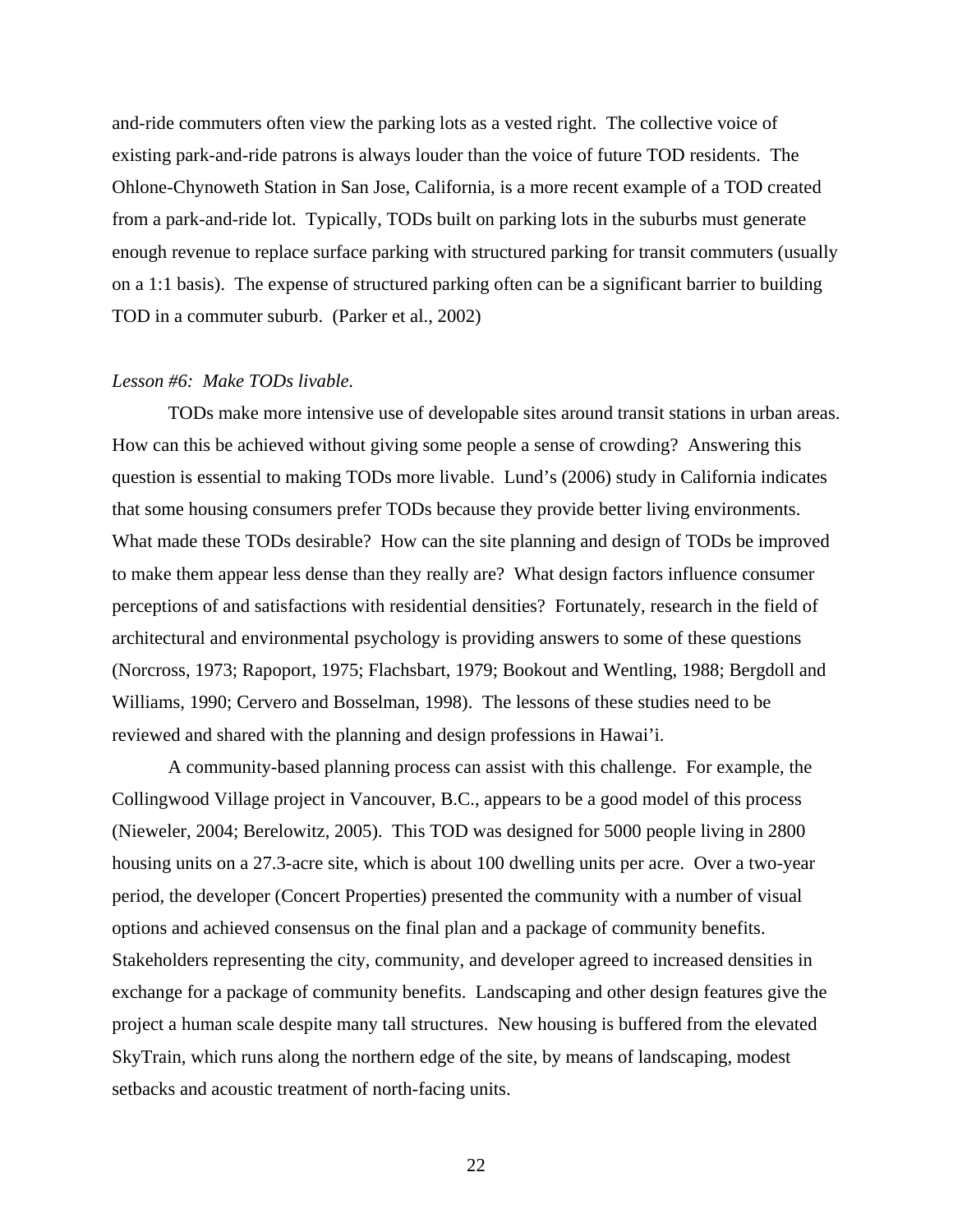and-ride commuters often view the parking lots as a vested right. The collective voice of existing park-and-ride patrons is always louder than the voice of future TOD residents. The Ohlone-Chynoweth Station in San Jose, California, is a more recent example of a TOD created from a park-and-ride lot. Typically, TODs built on parking lots in the suburbs must generate enough revenue to replace surface parking with structured parking for transit commuters (usually on a 1:1 basis). The expense of structured parking often can be a significant barrier to building TOD in a commuter suburb. (Parker et al., 2002)

*Lesson #6: Make TODs livable.*

TODs make more intensive use of developable sites around transit stations in urban areas. How can this be achieved without giving some people a sense of crowding? Answering this question is essential to making TODs more livable. Lund's (2006) study in California indicates that some housing consumers prefer TODs because they provide better living environments. What made these TODs desirable? How can the site planning and design of TODs be improved to make them appear less dense than they really are? What design factors influence consumer perceptions of and satisfactions with residential densities? Fortunately, research in the field of architectural and environmental psychology is providing answers to some of these questions (Norcross, 1973; Rapoport, 1975; Flachsbart, 1979; Bookout and Wentling, 1988; Bergdoll and Williams, 1990; Cervero and Bosselman, 1998). The lessons of these studies need to be reviewed and shared with the planning and design professions in Hawai'i.

A community-based planning process can assist with this challenge. For example, the Collingwood Village project in Vancouver, B.C., appears to be a good model of this process (Nieweler, 2004; Berelowitz, 2005). This TOD was designed for 5000 people living in 2800 housing units on a 27.3-acre site, which is about 100 dwelling units per acre. Over a two-year period, the developer (Concert Properties) presented the community with a number of visual options and achieved consensus on the final plan and a package of community benefits. Stakeholders representing the city, community, and developer agreed to increased densities in exchange for a package of community benefits. Landscaping and other design features give the project a human scale despite many tall structures. New housing is buffered from the elevated SkyTrain, which runs along the northern edge of the site, by means of landscaping, modest setbacks and acoustic treatment of north-facing units.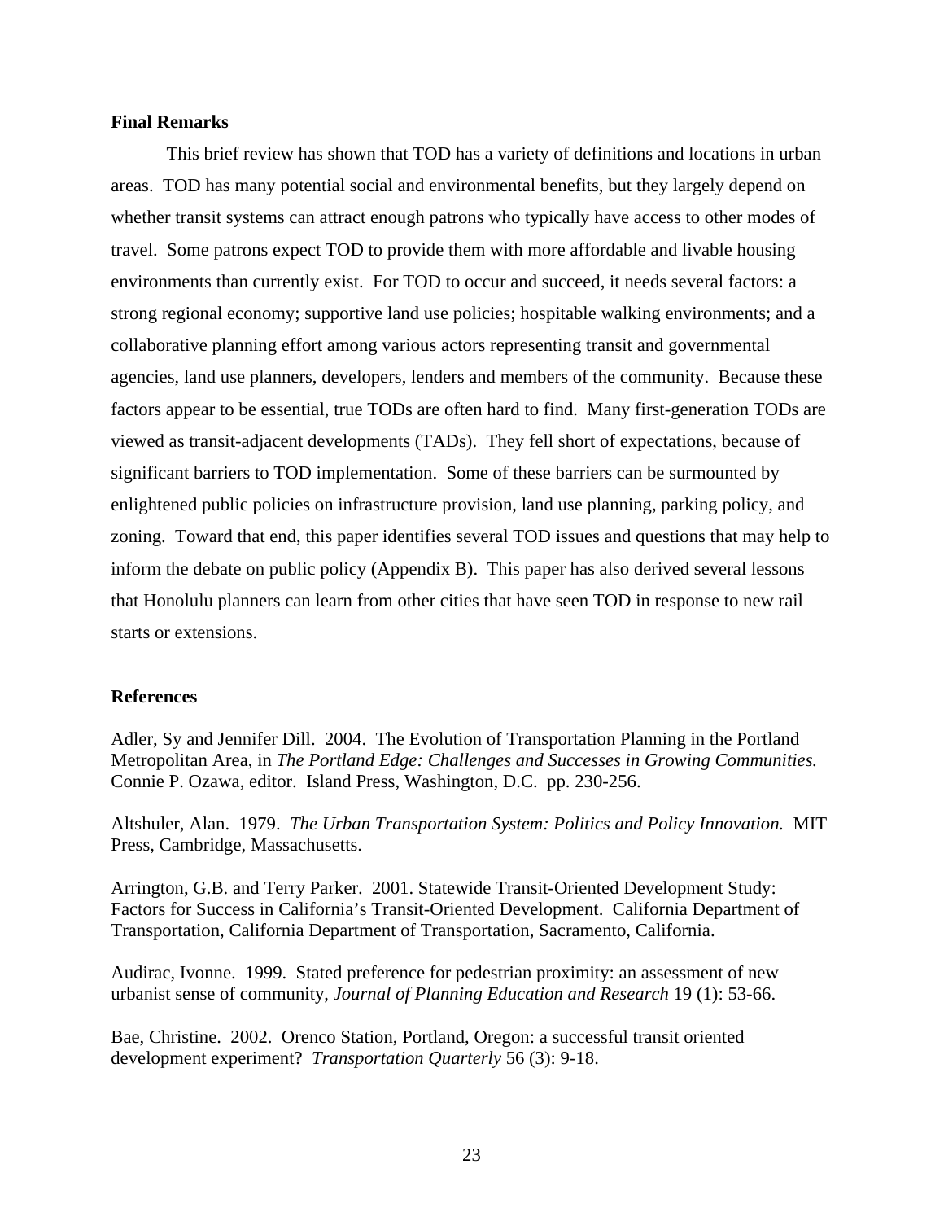**Final Remarks**

This brief review has shown that TOD has a variety of definitions and locations in urban areas. TOD has many potential social and environmental benefits, but they largely depend on whether transit systems can attract enough patrons who typically have access to other modes of travel. Some patrons expect TOD to provide them with more affordable and livable housing environments than currently exist. For TOD to occur and succeed, it needs several factors: a strong regional economy; supportive land use policies; hospitable walking environments; and a collaborative planning effort among various actors representing transit and governmental agencies, land use planners, developers, lenders and members of the community. Because these factors appear to be essential, true TODs are often hard to find. Many first-generation TODs are viewed as transit-adjacent developments (TADs). They fell short of expectations, because of significant barriers to TOD implementation. Some of these barriers can be surmounted by enlightened public policies on infrastructure provision, land use planning, parking policy, and zoning. Toward that end, this paper identifies several TOD issues and questions that may help to inform the debate on public policy (Appendix B). This paper has also derived several lessons that Honolulu planners can learn from other cities that have seen TOD in response to new rail starts or extensions.

**References**

Adler, Sy and Jennifer Dill. 2004. The Evolution of Transportation Planning in the Portland Metropolitan Area, in *The Portland Edge: Challenges and Successes in Growing Communities.* Connie P. Ozawa, editor. Island Press, Washington, D.C. pp. 230-256.

Altshuler, Alan. 1979. *The Urban Transportation System: Politics and Policy Innovation.* MIT Press, Cambridge, Massachusetts.

Arrington, G.B. and Terry Parker. 2001. Statewide Transit-Oriented Development Study: Factors for Success in California's Transit-Oriented Development. California Department of Transportation, California Department of Transportation, Sacramento, California.

Audirac, Ivonne. 1999. Stated preference for pedestrian proximity: an assessment of new urbanist sense of community, *Journal of Planning Education and Research* 19 (1): 53-66.

Bae, Christine. 2002. Orenco Station, Portland, Oregon: a successful transit oriented development experiment? *Transportation Quarterly* 56 (3): 9-18.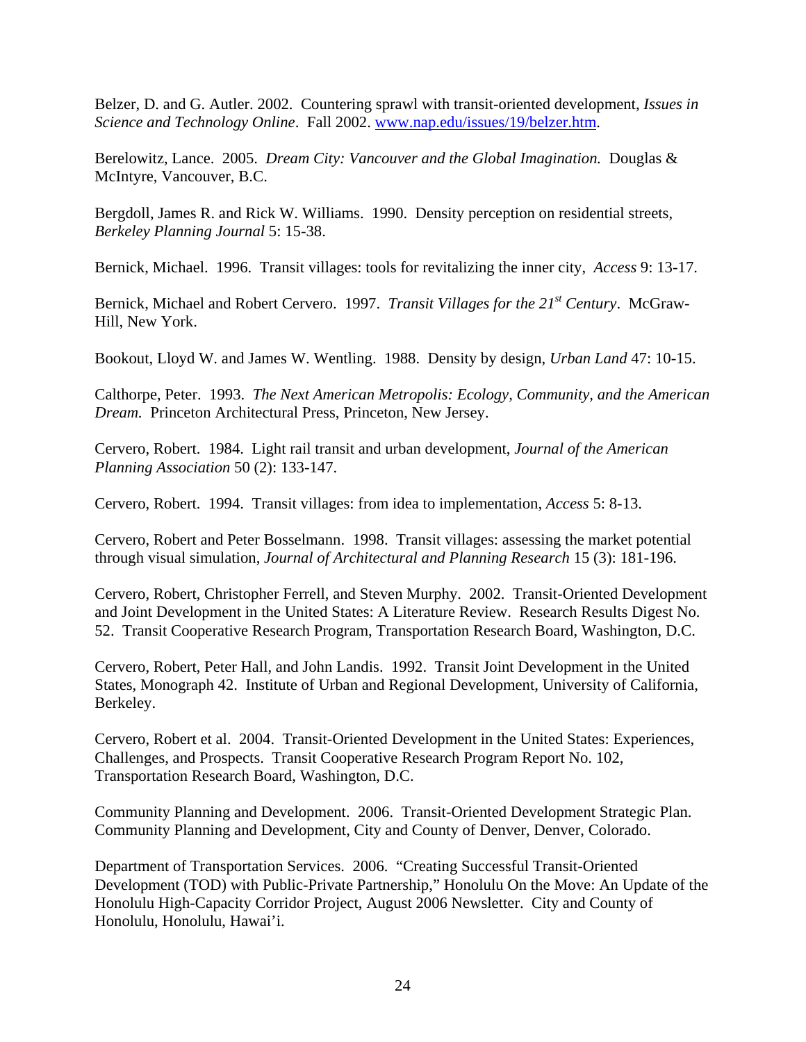Belzer, D. and G. Autler. 2002. Countering sprawl with transit-oriented development, *Issues in Science and Technology Online*. Fall 2002. [www.nap.edu/issues/19/belzer.htm](www.nap.edu/issues/19/belzer.htm).

Berelowitz, Lance. 2005. *Dream City: Vancouver and the Global Imagination.* Douglas & McIntyre, Vancouver, B.C.

Bergdoll, James R. and Rick W. Williams. 1990. Density perception on residential streets, *Berkeley Planning Journal* 5: 15-38.

Bernick, Michael. 1996. Transit villages: tools for revitalizing the inner city, *Access* 9: 13-17.

Bernick, Michael and Robert Cervero. 1997. *Transit Villages for the 21st Century*. McGraw-Hill, New York.

Bookout, Lloyd W. and James W. Wentling. 1988. Density by design, *Urban Land* 47: 10-15.

Calthorpe, Peter. 1993. *The Next American Metropolis: Ecology, Community, and the American Dream.* Princeton Architectural Press, Princeton, New Jersey.

Cervero, Robert. 1984. Light rail transit and urban development, *Journal of the American Planning Association* 50 (2): 133-147.

Cervero, Robert. 1994. Transit villages: from idea to implementation, *Access* 5: 8-13.

Cervero, Robert and Peter Bosselmann. 1998. Transit villages: assessing the market potential through visual simulation, *Journal of Architectural and Planning Research* 15 (3): 181-196.

Cervero, Robert, Christopher Ferrell, and Steven Murphy. 2002. Transit-Oriented Development and Joint Development in the United States: A Literature Review. Research Results Digest No. 52. Transit Cooperative Research Program, Transportation Research Board, Washington, D.C.

Cervero, Robert, Peter Hall, and John Landis. 1992. Transit Joint Development in the United States, Monograph 42. Institute of Urban and Regional Development, University of California, Berkeley.

Cervero, Robert et al. 2004. Transit-Oriented Development in the United States: Experiences, Challenges, and Prospects. Transit Cooperative Research Program Report No. 102, Transportation Research Board, Washington, D.C.

Community Planning and Development. 2006. Transit-Oriented Development Strategic Plan. Community Planning and Development, City and County of Denver, Denver, Colorado.

Department of Transportation Services. 2006. "Creating Successful Transit-Oriented Development (TOD) with Public-Private Partnership," Honolulu On the Move: An Update of the Honolulu High-Capacity Corridor Project, August 2006 Newsletter. City and County of Honolulu, Honolulu, Hawai'i.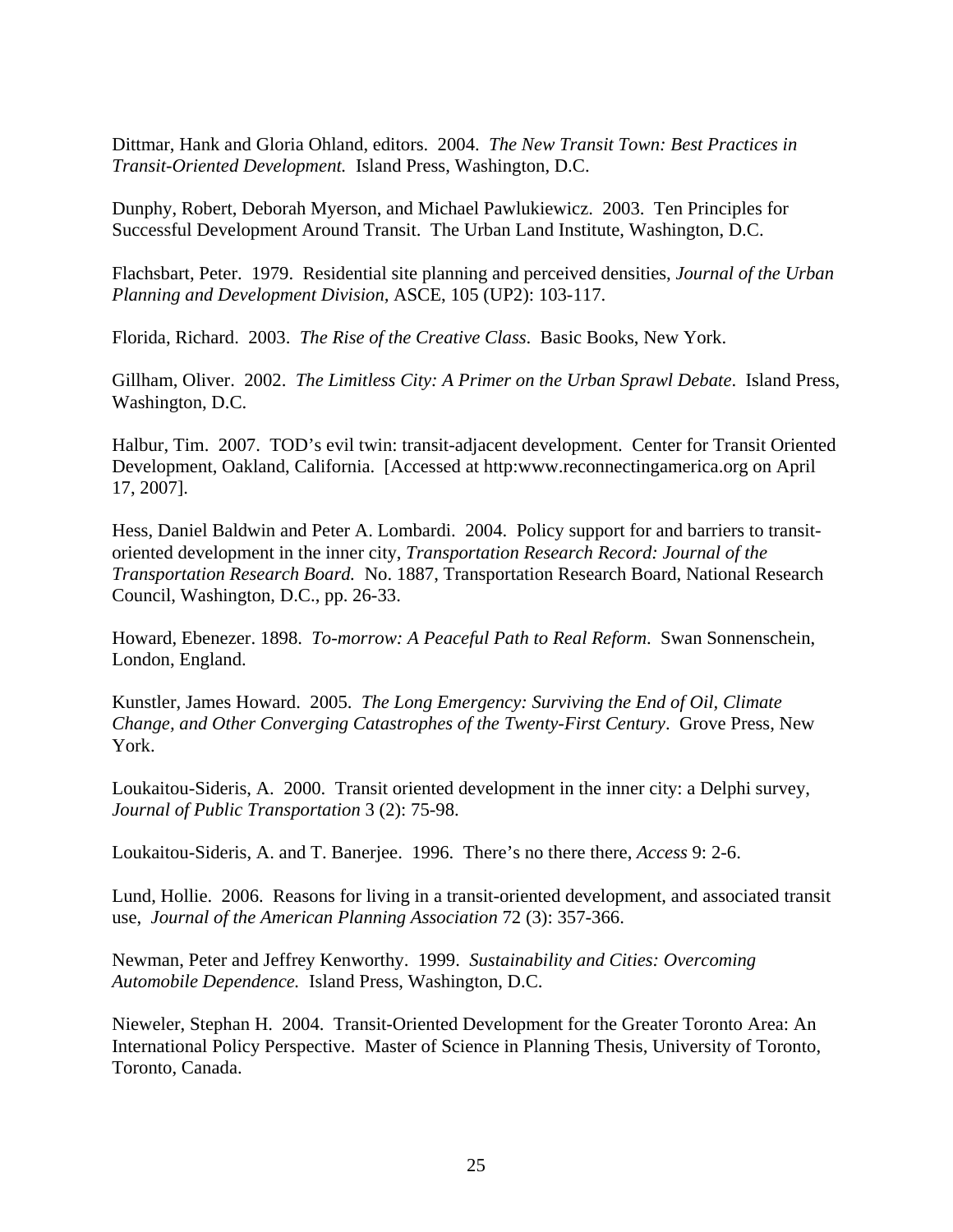Dittmar, Hank and Gloria Ohland, editors. 2004. *The New Transit Town: Best Practices in Transit-Oriented Development.* Island Press, Washington, D.C.

Dunphy, Robert, Deborah Myerson, and Michael Pawlukiewicz. 2003. Ten Principles for Successful Development Around Transit. The Urban Land Institute, Washington, D.C.

Flachsbart, Peter. 1979. Residential site planning and perceived densities, *Journal of the Urban Planning and Development Division,* ASCE, 105 (UP2): 103-117.

Florida, Richard. 2003. *The Rise of the Creative Class*. Basic Books, New York.

Gillham, Oliver. 2002. *The Limitless City: A Primer on the Urban Sprawl Debate*. Island Press, Washington, D.C.

Halbur, Tim. 2007. TOD's evil twin: transit-adjacent development. Center for Transit Oriented Development, Oakland, California. [Accessed at http:www.reconnectingamerica.org on April 17, 2007].

Hess, Daniel Baldwin and Peter A. Lombardi. 2004. Policy support for and barriers to transit-oriented development in the inner city, *Transportation Research Record: Journal of the Transportation Research Board.* No. 1887, Transportation Research Board, National Research Council, Washington, D.C., pp. 26-33.

Howard, Ebenezer. 1898. *To-morrow: A Peaceful Path to Real Reform.* Swan Sonnenschein, London, England.

Kunstler, James Howard. 2005. *The Long Emergency: Surviving the End of Oil, Climate Change, and Other Converging Catastrophes of the Twenty-First Century*. Grove Press, New York.

Loukaitou-Sideris, A. 2000. Transit oriented development in the inner city: a Delphi survey, *Journal of Public Transportation* 3 (2): 75-98.

Loukaitou-Sideris, A. and T. Banerjee. 1996. There's no there there, *Access* 9: 2-6.

Lund, Hollie. 2006. Reasons for living in a transit-oriented development, and associated transit use, *Journal of the American Planning Association* 72 (3): 357-366.

Newman, Peter and Jeffrey Kenworthy. 1999. *Sustainability and Cities: Overcoming Automobile Dependence.* Island Press, Washington, D.C.

Nieweler, Stephan H. 2004. Transit-Oriented Development for the Greater Toronto Area: An International Policy Perspective. Master of Science in Planning Thesis, University of Toronto, Toronto, Canada.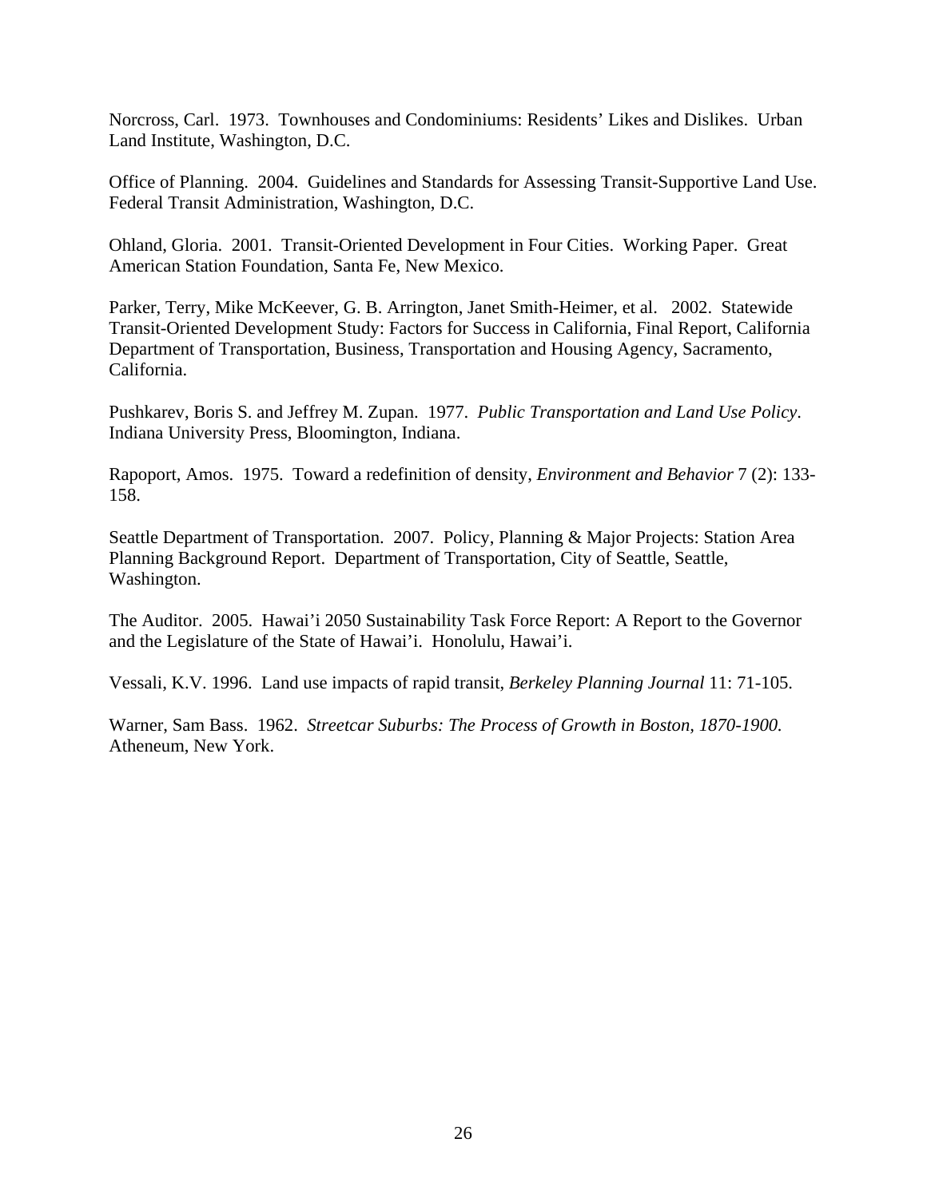Norcross, Carl. 1973. Townhouses and Condominiums: Residents' Likes and Dislikes. Urban Land Institute, Washington, D.C.

Office of Planning. 2004. Guidelines and Standards for Assessing Transit-Supportive Land Use. Federal Transit Administration, Washington, D.C.

Ohland, Gloria. 2001. Transit-Oriented Development in Four Cities. Working Paper. Great American Station Foundation, Santa Fe, New Mexico.

Parker, Terry, Mike McKeever, G. B. Arrington, Janet Smith-Heimer, et al. 2002. Statewide Transit-Oriented Development Study: Factors for Success in California, Final Report, California Department of Transportation, Business, Transportation and Housing Agency, Sacramento, California.

Pushkarev, Boris S. and Jeffrey M. Zupan. 1977. *Public Transportation and Land Use Policy*. Indiana University Press, Bloomington, Indiana.

Rapoport, Amos. 1975. Toward a redefinition of density, *Environment and Behavior* 7 (2): 133-158.

Seattle Department of Transportation. 2007. Policy, Planning & Major Projects: Station Area Planning Background Report. Department of Transportation, City of Seattle, Seattle, Washington.

The Auditor. 2005. Hawai'i 2050 Sustainability Task Force Report: A Report to the Governor and the Legislature of the State of Hawai'i. Honolulu, Hawai'i.

Vessali, K.V. 1996. Land use impacts of rapid transit, *Berkeley Planning Journal* 11: 71-105.

Warner, Sam Bass. 1962. *Streetcar Suburbs: The Process of Growth in Boston, 1870-1900*. Atheneum, New York.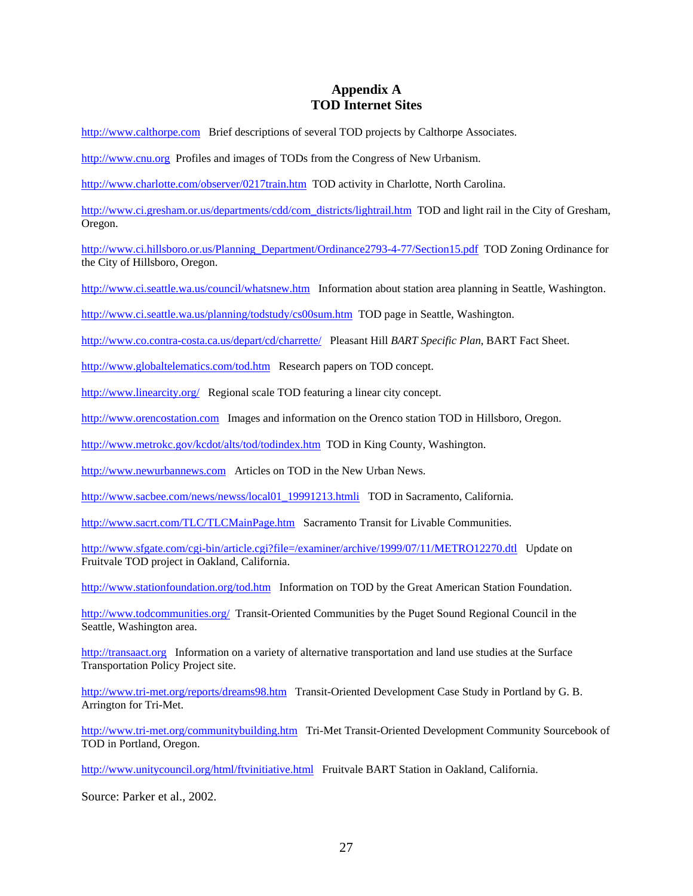# Appendix A
## TOD Internet Sites

http://www.calthorpe.com Brief descriptions of several TOD projects by Calthorpe Associates.

http://www.cnu.org Profiles and images of TODs from the Congress of New Urbanism.

http://www.charlotte.com/observer/0217train.htm TOD activity in Charlotte, North Carolina.

http://www.ci.gresham.or.us/departments/cdd/com_districts/lightrail.htm TOD and light rail in the City of Gresham, Oregon.

http://www.ci.hillsboro.or.us/Planning_Department/Ordinance2793-4-77/Section15.pdf TOD Zoning Ordinance for the City of Hillsboro, Oregon.

http://www.ci.seattle.wa.us/council/whatsnew.htm Information about station area planning in Seattle, Washington.

http://www.ci.seattle.wa.us/planning/todstudy/cs00sum.htm TOD page in Seattle, Washington.

http://www.co.contra-costa.ca.us/depart/cd/charrette/ Pleasant Hill *BART Specific Plan*, BART Fact Sheet.

http://www.globaltelematics.com/tod.htm Research papers on TOD concept.

http://www.linearcity.org/ Regional scale TOD featuring a linear city concept.

http://www.orencostation.com Images and information on the Orenco station TOD in Hillsboro, Oregon.

http://www.metrokc.gov/kcdot/alts/tod/todindex.htm TOD in King County, Washington.

http://www.newurbannews.com Articles on TOD in the New Urban News.

http://www.sacbee.com/news/newss/local01_19991213.htmli TOD in Sacramento, California.

http://www.sacrt.com/TLC/TLCMainPage.htm Sacramento Transit for Livable Communities.

http://www.sfgate.com/cgi-bin/article.cgi?file=/examiner/archive/1999/07/11/METRO12270.dtl Update on Fruitvale TOD project in Oakland, California.

http://www.stationfoundation.org/tod.htm Information on TOD by the Great American Station Foundation.

http://www.todcommunities.org/ Transit-Oriented Communities by the Puget Sound Regional Council in the Seattle, Washington area.

http://transaact.org Information on a variety of alternative transportation and land use studies at the Surface Transportation Policy Project site.

http://www.tri-met.org/reports/dreams98.htm Transit-Oriented Development Case Study in Portland by G. B. Arrington for Tri-Met.

http://www.tri-met.org/communitybuilding.htm Tri-Met Transit-Oriented Development Community Sourcebook of TOD in Portland, Oregon.

http://www.unitycouncil.org/html/ftvinitiative.html Fruitvale BART Station in Oakland, California.

Source: Parker et al., 2002.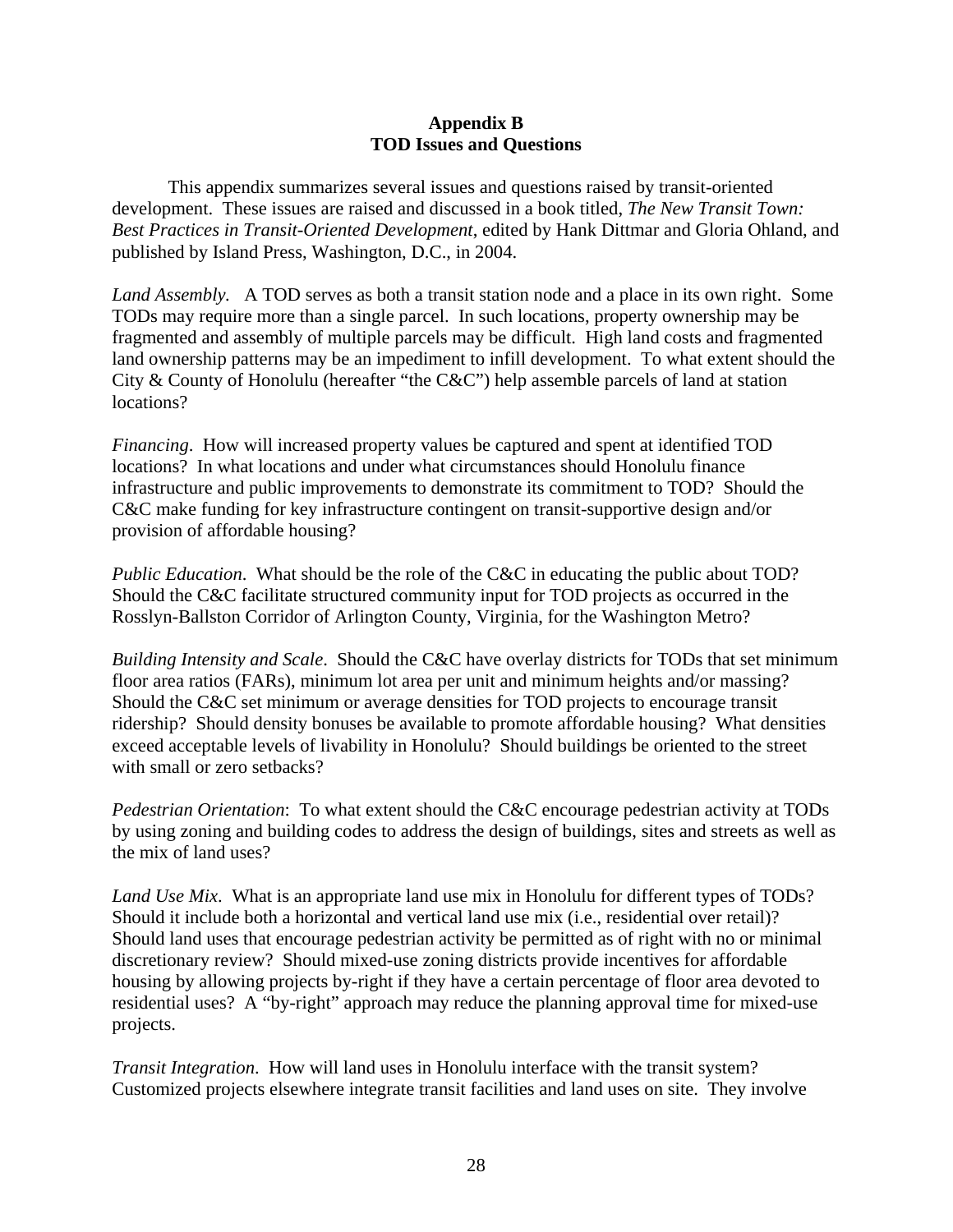## Appendix B
## TOD Issues and Questions

This appendix summarizes several issues and questions raised by transit-oriented development. These issues are raised and discussed in a book titled, *The New Transit Town: Best Practices in Transit-Oriented Development*, edited by Hank Dittmar and Gloria Ohland, and published by Island Press, Washington, D.C., in 2004.

*Land Assembly.* A TOD serves as both a transit station node and a place in its own right. Some TODs may require more than a single parcel. In such locations, property ownership may be fragmented and assembly of multiple parcels may be difficult. High land costs and fragmented land ownership patterns may be an impediment to infill development. To what extent should the City & County of Honolulu (hereafter "the C&C") help assemble parcels of land at station locations?

*Financing*. How will increased property values be captured and spent at identified TOD locations? In what locations and under what circumstances should Honolulu finance infrastructure and public improvements to demonstrate its commitment to TOD? Should the C&C make funding for key infrastructure contingent on transit-supportive design and/or provision of affordable housing?

*Public Education*. What should be the role of the C&C in educating the public about TOD? Should the C&C facilitate structured community input for TOD projects as occurred in the Rosslyn-Ballston Corridor of Arlington County, Virginia, for the Washington Metro?

*Building Intensity and Scale*. Should the C&C have overlay districts for TODs that set minimum floor area ratios (FARs), minimum lot area per unit and minimum heights and/or massing? Should the C&C set minimum or average densities for TOD projects to encourage transit ridership? Should density bonuses be available to promote affordable housing? What densities exceed acceptable levels of livability in Honolulu? Should buildings be oriented to the street with small or zero setbacks?

*Pedestrian Orientation*: To what extent should the C&C encourage pedestrian activity at TODs by using zoning and building codes to address the design of buildings, sites and streets as well as the mix of land uses?

*Land Use Mix*. What is an appropriate land use mix in Honolulu for different types of TODs? Should it include both a horizontal and vertical land use mix (i.e., residential over retail)? Should land uses that encourage pedestrian activity be permitted as of right with no or minimal discretionary review? Should mixed-use zoning districts provide incentives for affordable housing by allowing projects by-right if they have a certain percentage of floor area devoted to residential uses? A "by-right" approach may reduce the planning approval time for mixed-use projects.

*Transit Integration*. How will land uses in Honolulu interface with the transit system? Customized projects elsewhere integrate transit facilities and land uses on site. They involve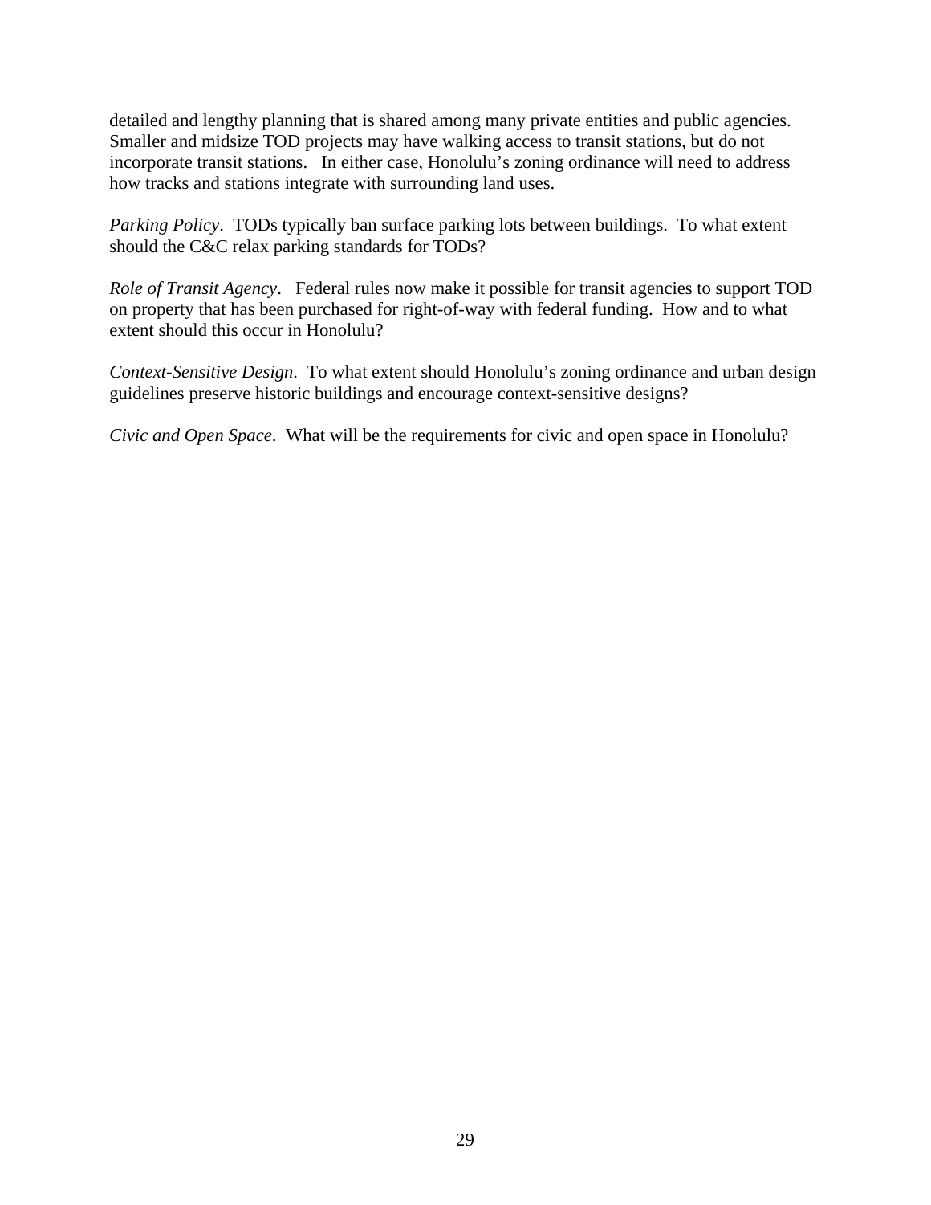detailed and lengthy planning that is shared among many private entities and public agencies. Smaller and midsize TOD projects may have walking access to transit stations, but do not incorporate transit stations. In either case, Honolulu's zoning ordinance will need to address how tracks and stations integrate with surrounding land uses.

*Parking Policy*. TODs typically ban surface parking lots between buildings. To what extent should the C&C relax parking standards for TODs?

*Role of Transit Agency*. Federal rules now make it possible for transit agencies to support TOD on property that has been purchased for right-of-way with federal funding. How and to what extent should this occur in Honolulu?

*Context-Sensitive Design*. To what extent should Honolulu's zoning ordinance and urban design guidelines preserve historic buildings and encourage context-sensitive designs?

*Civic and Open Space*. What will be the requirements for civic and open space in Honolulu?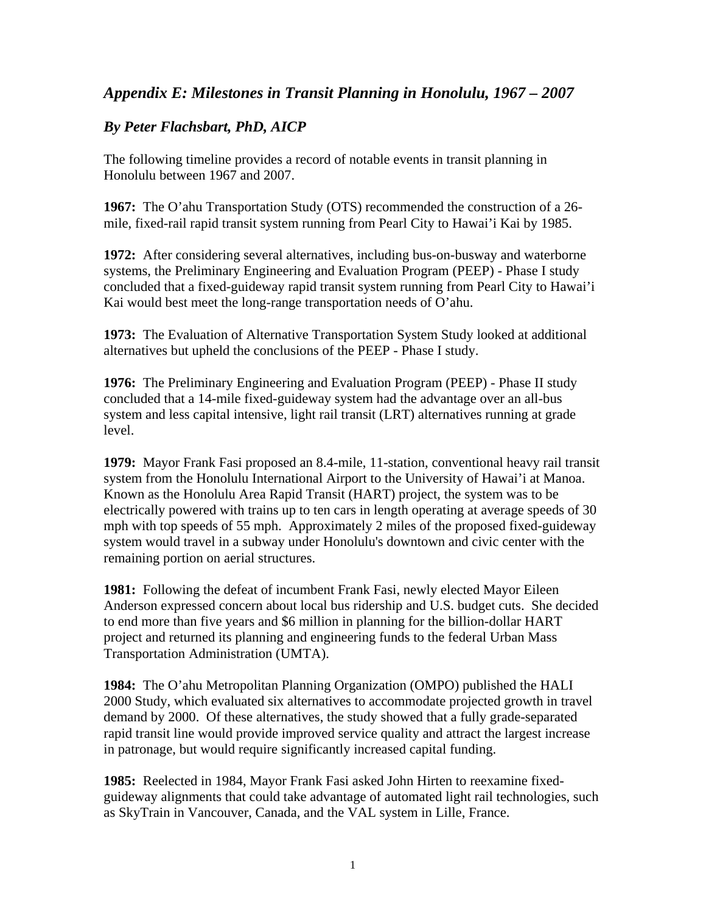## *Appendix E: Milestones in Transit Planning in Honolulu, 1967 – 2007*

### *By Peter Flachsbart, PhD, AICP*

The following timeline provides a record of notable events in transit planning in Honolulu between 1967 and 2007.

**1967:** The O'ahu Transportation Study (OTS) recommended the construction of a 26-mile, fixed-rail rapid transit system running from Pearl City to Hawai'i Kai by 1985.

**1972:** After considering several alternatives, including bus-on-busway and waterborne systems, the Preliminary Engineering and Evaluation Program (PEEP) - Phase I study concluded that a fixed-guideway rapid transit system running from Pearl City to Hawai'i Kai would best meet the long-range transportation needs of O'ahu.

**1973:** The Evaluation of Alternative Transportation System Study looked at additional alternatives but upheld the conclusions of the PEEP - Phase I study.

**1976:** The Preliminary Engineering and Evaluation Program (PEEP) - Phase II study concluded that a 14-mile fixed-guideway system had the advantage over an all-bus system and less capital intensive, light rail transit (LRT) alternatives running at grade level.

**1979:** Mayor Frank Fasi proposed an 8.4-mile, 11-station, conventional heavy rail transit system from the Honolulu International Airport to the University of Hawai'i at Manoa. Known as the Honolulu Area Rapid Transit (HART) project, the system was to be electrically powered with trains up to ten cars in length operating at average speeds of 30 mph with top speeds of 55 mph. Approximately 2 miles of the proposed fixed-guideway system would travel in a subway under Honolulu's downtown and civic center with the remaining portion on aerial structures.

**1981:** Following the defeat of incumbent Frank Fasi, newly elected Mayor Eileen Anderson expressed concern about local bus ridership and U.S. budget cuts. She decided to end more than five years and $6 million in planning for the billion-dollar HART project and returned its planning and engineering funds to the federal Urban Mass Transportation Administration (UMTA).

**1984:** The O'ahu Metropolitan Planning Organization (OMPO) published the HALI 2000 Study, which evaluated six alternatives to accommodate projected growth in travel demand by 2000. Of these alternatives, the study showed that a fully grade-separated rapid transit line would provide improved service quality and attract the largest increase in patronage, but would require significantly increased capital funding.

**1985:** Reelected in 1984, Mayor Frank Fasi asked John Hirten to reexamine fixed-guideway alignments that could take advantage of automated light rail technologies, such as SkyTrain in Vancouver, Canada, and the VAL system in Lille, France.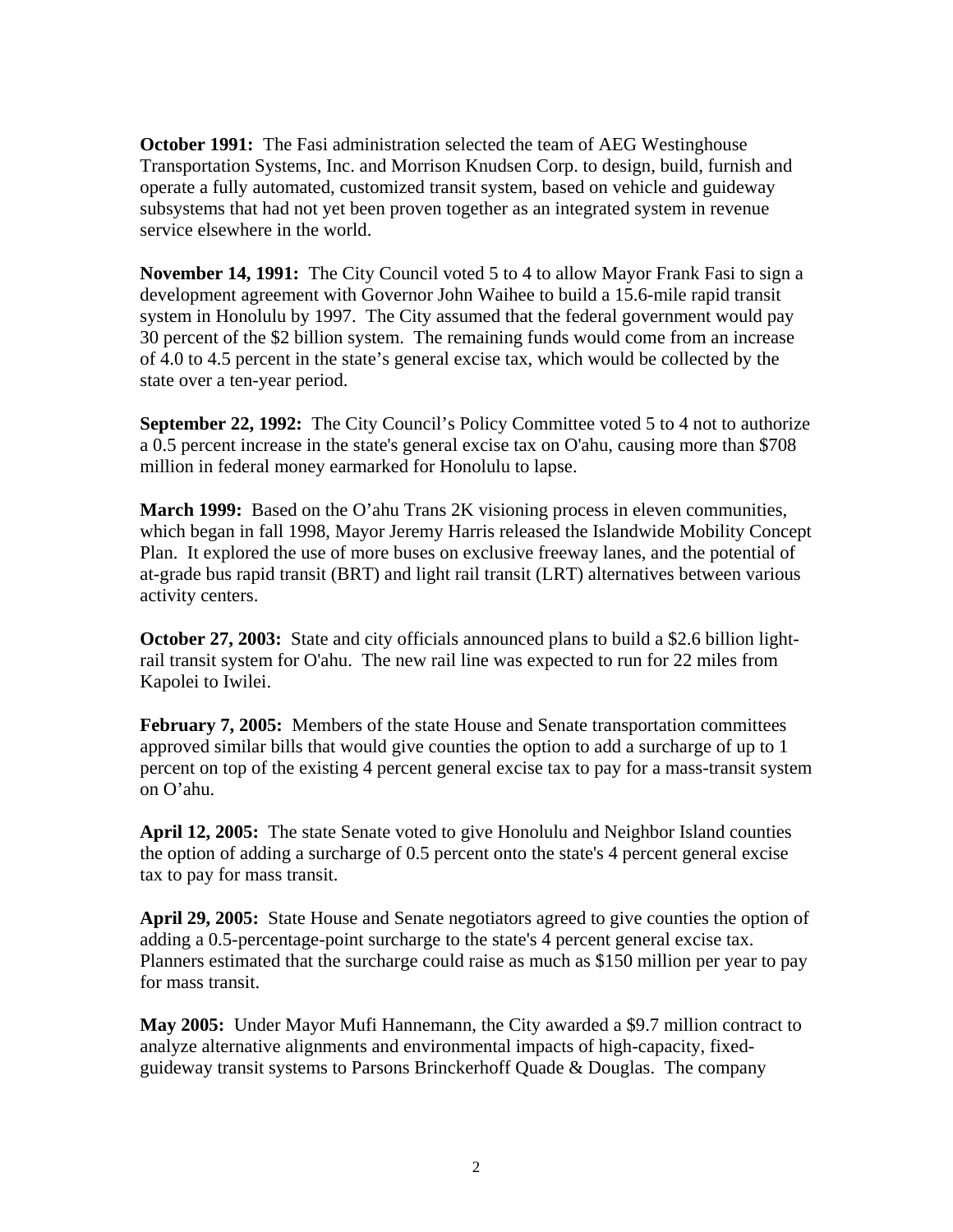**October 1991:** The Fasi administration selected the team of AEG Westinghouse Transportation Systems, Inc. and Morrison Knudsen Corp. to design, build, furnish and operate a fully automated, customized transit system, based on vehicle and guideway subsystems that had not yet been proven together as an integrated system in revenue service elsewhere in the world.

**November 14, 1991:** The City Council voted 5 to 4 to allow Mayor Frank Fasi to sign a development agreement with Governor John Waihee to build a 15.6-mile rapid transit system in Honolulu by 1997. The City assumed that the federal government would pay 30 percent of the $2 billion system. The remaining funds would come from an increase of 4.0 to 4.5 percent in the state's general excise tax, which would be collected by the state over a ten-year period.

**September 22, 1992:** The City Council's Policy Committee voted 5 to 4 not to authorize a 0.5 percent increase in the state's general excise tax on O'ahu, causing more than $708 million in federal money earmarked for Honolulu to lapse.

**March 1999:** Based on the O'ahu Trans 2K visioning process in eleven communities, which began in fall 1998, Mayor Jeremy Harris released the Islandwide Mobility Concept Plan. It explored the use of more buses on exclusive freeway lanes, and the potential of at-grade bus rapid transit (BRT) and light rail transit (LRT) alternatives between various activity centers.

**October 27, 2003:** State and city officials announced plans to build a $2.6 billion light-rail transit system for O'ahu. The new rail line was expected to run for 22 miles from Kapolei to Iwilei.

**February 7, 2005:** Members of the state House and Senate transportation committees approved similar bills that would give counties the option to add a surcharge of up to 1 percent on top of the existing 4 percent general excise tax to pay for a mass-transit system on O'ahu.

**April 12, 2005:** The state Senate voted to give Honolulu and Neighbor Island counties the option of adding a surcharge of 0.5 percent onto the state's 4 percent general excise tax to pay for mass transit.

**April 29, 2005:** State House and Senate negotiators agreed to give counties the option of adding a 0.5-percentage-point surcharge to the state's 4 percent general excise tax. Planners estimated that the surcharge could raise as much as $150 million per year to pay for mass transit.

**May 2005:** Under Mayor Mufi Hannemann, the City awarded a $9.7 million contract to analyze alternative alignments and environmental impacts of high-capacity, fixed-guideway transit systems to Parsons Brinckerhoff Quade & Douglas. The company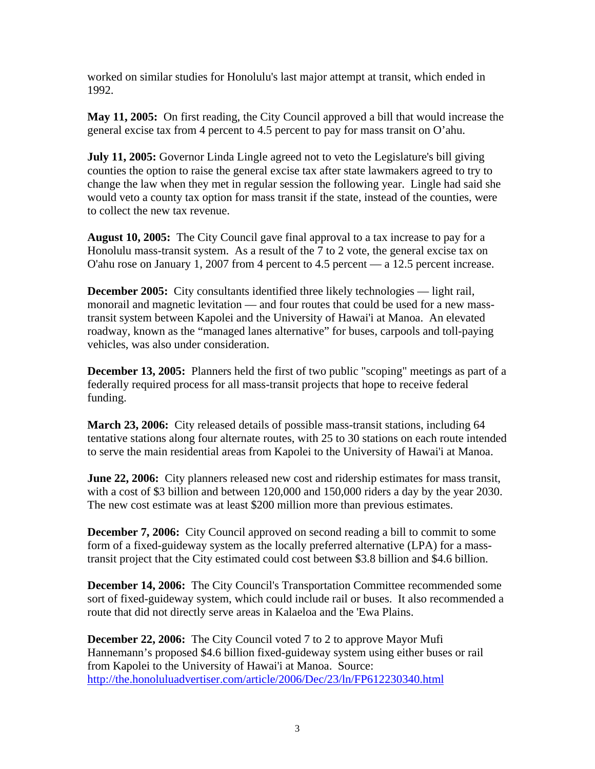worked on similar studies for Honolulu's last major attempt at transit, which ended in 1992.

**May 11, 2005:** On first reading, the City Council approved a bill that would increase the general excise tax from 4 percent to 4.5 percent to pay for mass transit on O'ahu.

**July 11, 2005:** Governor Linda Lingle agreed not to veto the Legislature's bill giving counties the option to raise the general excise tax after state lawmakers agreed to try to change the law when they met in regular session the following year. Lingle had said she would veto a county tax option for mass transit if the state, instead of the counties, were to collect the new tax revenue.

**August 10, 2005:** The City Council gave final approval to a tax increase to pay for a Honolulu mass-transit system. As a result of the 7 to 2 vote, the general excise tax on O'ahu rose on January 1, 2007 from 4 percent to 4.5 percent — a 12.5 percent increase.

**December 2005:** City consultants identified three likely technologies — light rail, monorail and magnetic levitation — and four routes that could be used for a new mass-transit system between Kapolei and the University of Hawai'i at Manoa. An elevated roadway, known as the "managed lanes alternative" for buses, carpools and toll-paying vehicles, was also under consideration.

**December 13, 2005:** Planners held the first of two public "scoping" meetings as part of a federally required process for all mass-transit projects that hope to receive federal funding.

**March 23, 2006:** City released details of possible mass-transit stations, including 64 tentative stations along four alternate routes, with 25 to 30 stations on each route intended to serve the main residential areas from Kapolei to the University of Hawai'i at Manoa.

**June 22, 2006:** City planners released new cost and ridership estimates for mass transit, with a cost of $3 billion and between 120,000 and 150,000 riders a day by the year 2030. The new cost estimate was at least $200 million more than previous estimates.

**December 7, 2006:** City Council approved on second reading a bill to commit to some form of a fixed-guideway system as the locally preferred alternative (LPA) for a mass-transit project that the City estimated could cost between $3.8 billion and $4.6 billion.

**December 14, 2006:** The City Council's Transportation Committee recommended some sort of fixed-guideway system, which could include rail or buses. It also recommended a route that did not directly serve areas in Kalaeloa and the 'Ewa Plains.

**December 22, 2006:** The City Council voted 7 to 2 to approve Mayor Mufi Hannemann's proposed $4.6 billion fixed-guideway system using either buses or rail from Kapolei to the University of Hawai'i at Manoa. Source: http://the.honoluluadvertiser.com/article/2006/Dec/23/ln/FP612230340.html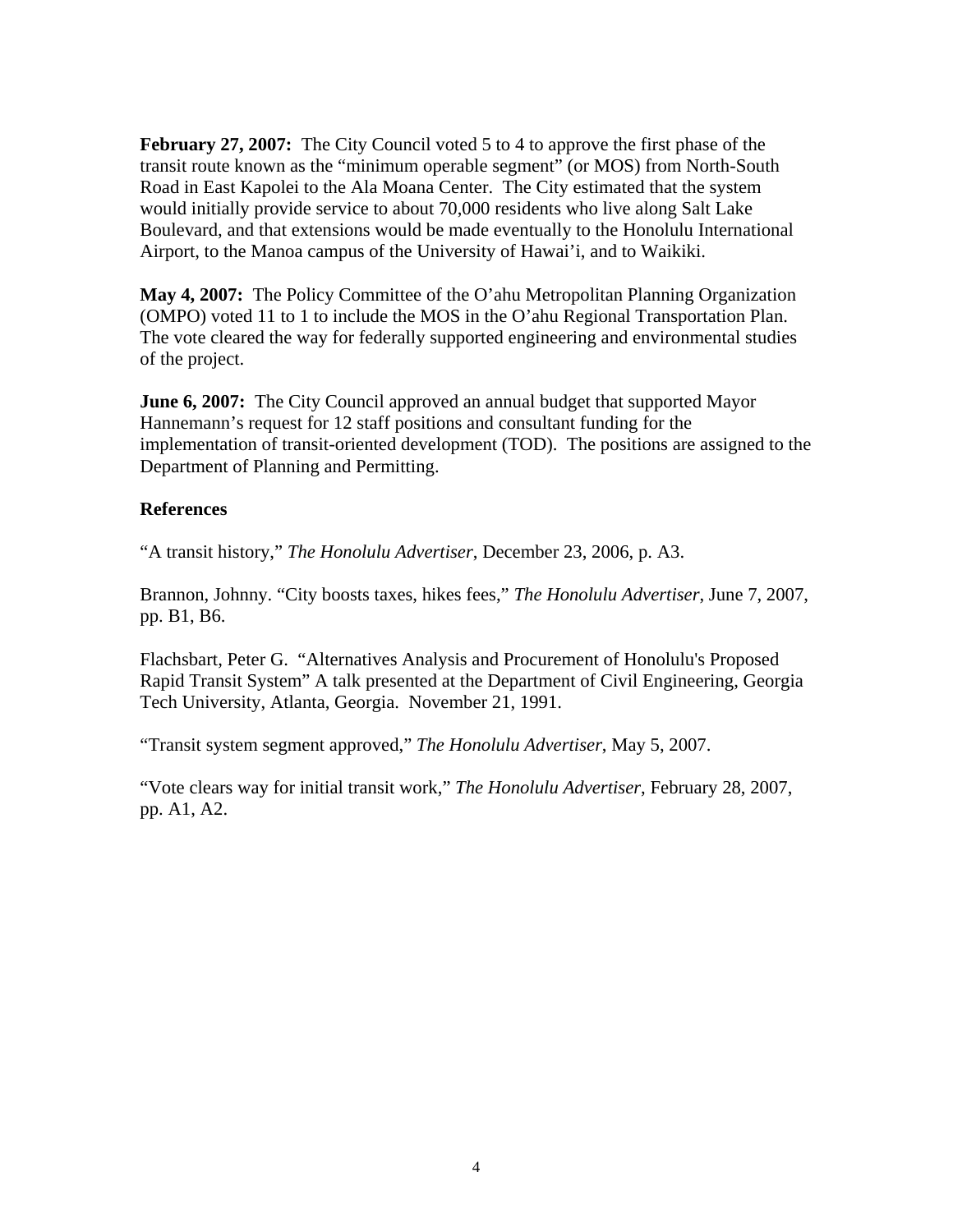**February 27, 2007:** The City Council voted 5 to 4 to approve the first phase of the transit route known as the "minimum operable segment" (or MOS) from North-South Road in East Kapolei to the Ala Moana Center. The City estimated that the system would initially provide service to about 70,000 residents who live along Salt Lake Boulevard, and that extensions would be made eventually to the Honolulu International Airport, to the Manoa campus of the University of Hawai'i, and to Waikiki.

**May 4, 2007:** The Policy Committee of the O'ahu Metropolitan Planning Organization (OMPO) voted 11 to 1 to include the MOS in the O'ahu Regional Transportation Plan. The vote cleared the way for federally supported engineering and environmental studies of the project.

**June 6, 2007:** The City Council approved an annual budget that supported Mayor Hannemann's request for 12 staff positions and consultant funding for the implementation of transit-oriented development (TOD). The positions are assigned to the Department of Planning and Permitting.

### References

"A transit history," *The Honolulu Advertiser*, December 23, 2006, p. A3.

Brannon, Johnny. "City boosts taxes, hikes fees," *The Honolulu Advertiser*, June 7, 2007, pp. B1, B6.

Flachsbart, Peter G. "Alternatives Analysis and Procurement of Honolulu's Proposed Rapid Transit System" A talk presented at the Department of Civil Engineering, Georgia Tech University, Atlanta, Georgia. November 21, 1991.

"Transit system segment approved," *The Honolulu Advertiser*, May 5, 2007.

"Vote clears way for initial transit work," *The Honolulu Advertiser*, February 28, 2007, pp. A1, A2.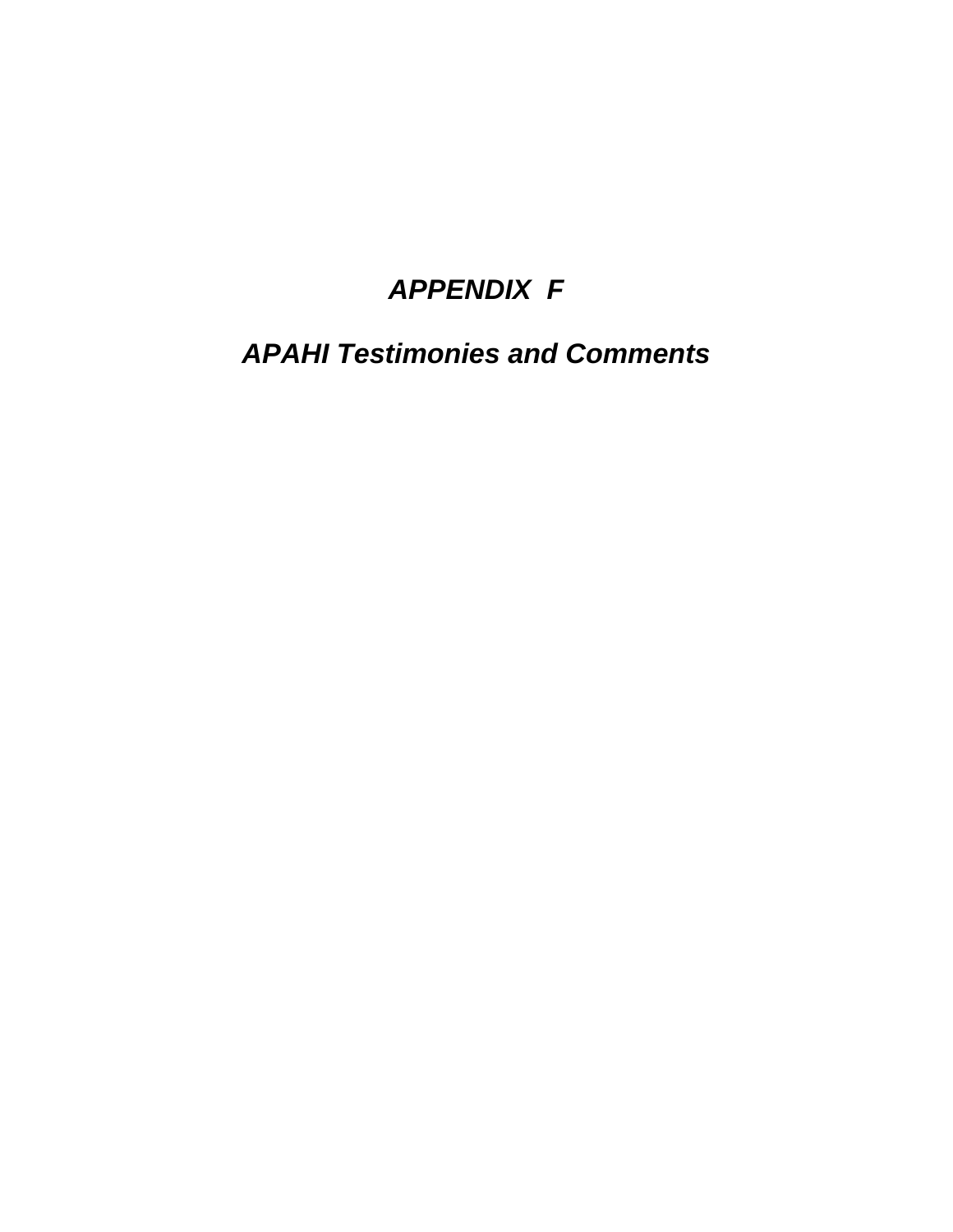# *APPENDIX F*

## *APAHI Testimonies and Comments*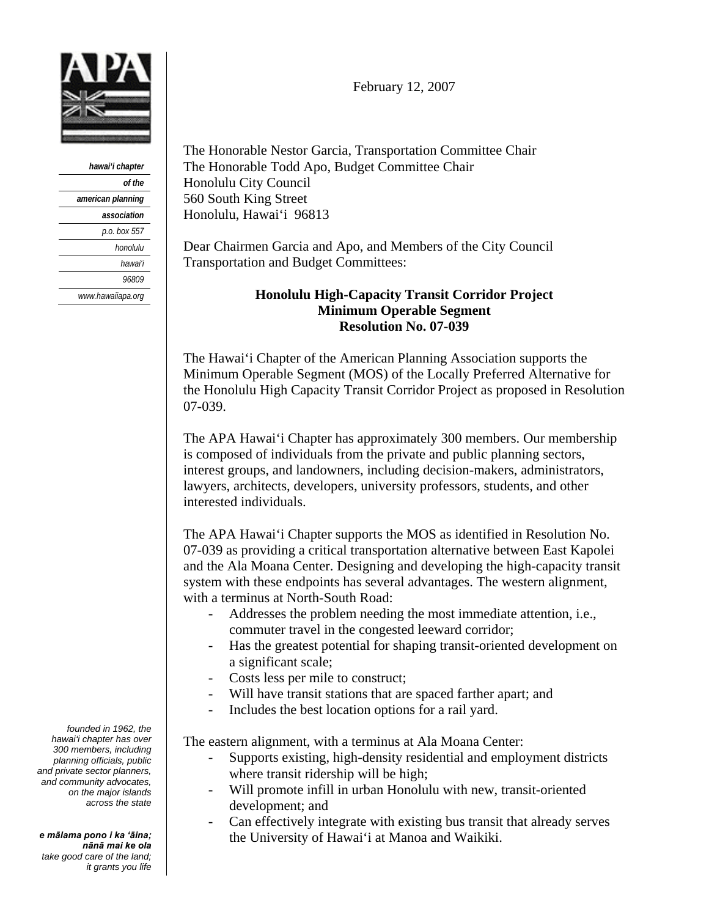hawai'i chapter
of the
american planning
association
p.o. box 557
honolulu
hawai'i
96809
www.hawaiiapa.org

February 12, 2007

The Honorable Nestor Garcia, Transportation Committee Chair
The Honorable Todd Apo, Budget Committee Chair
Honolulu City Council
560 South King Street
Honolulu, Hawai'i 96813

Dear Chairmen Garcia and Apo, and Members of the City Council Transportation and Budget Committees:

**Honolulu High-Capacity Transit Corridor Project**
**Minimum Operable Segment**
**Resolution No. 07-039**

The Hawai'i Chapter of the American Planning Association supports the Minimum Operable Segment (MOS) of the Locally Preferred Alternative for the Honolulu High Capacity Transit Corridor Project as proposed in Resolution 07-039.

The APA Hawai'i Chapter has approximately 300 members. Our membership is composed of individuals from the private and public planning sectors, interest groups, and landowners, including decision-makers, administrators, lawyers, architects, developers, university professors, students, and other interested individuals.

The APA Hawai'i Chapter supports the MOS as identified in Resolution No. 07-039 as providing a critical transportation alternative between East Kapolei and the Ala Moana Center. Designing and developing the high-capacity transit system with these endpoints has several advantages. The western alignment, with a terminus at North-South Road:

- Addresses the problem needing the most immediate attention, i.e., commuter travel in the congested leeward corridor;
- Has the greatest potential for shaping transit-oriented development on a significant scale;
- Costs less per mile to construct;
- Will have transit stations that are spaced farther apart; and
- Includes the best location options for a rail yard.

The eastern alignment, with a terminus at Ala Moana Center:

- Supports existing, high-density residential and employment districts where transit ridership will be high;
- Will promote infill in urban Honolulu with new, transit-oriented development; and
- Can effectively integrate with existing bus transit that already serves the University of Hawai'i at Manoa and Waikiki.

*founded in 1962, the hawai'i chapter has over 300 members, including planning officials, public and private sector planners, and community advocates, on the major islands across the state*

***e mālama pono i ka 'āina; nānā mai ke ola***
*take good care of the land; it grants you life*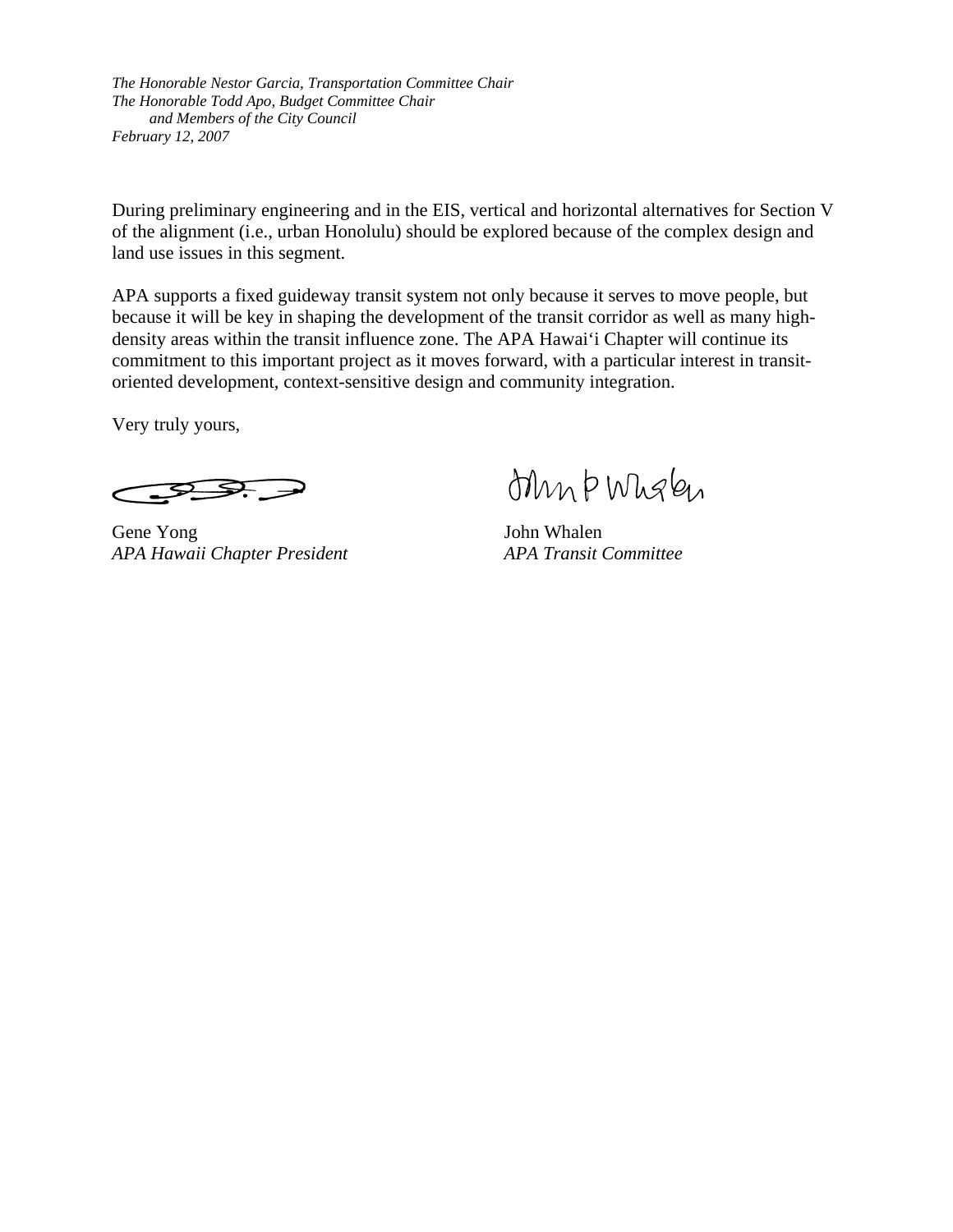During preliminary engineering and in the EIS, vertical and horizontal alternatives for Section V of the alignment (i.e., urban Honolulu) should be explored because of the complex design and land use issues in this segment.

APA supports a fixed guideway transit system not only because it serves to move people, but because it will be key in shaping the development of the transit corridor as well as many high-density areas within the transit influence zone. The APA Hawai‘i Chapter will continue its commitment to this important project as it moves forward, with a particular interest in transit-oriented development, context-sensitive design and community integration.

Very truly yours,

Gene Yong
*APA Hawaii Chapter President*

John Whalen
*APA Transit Committee*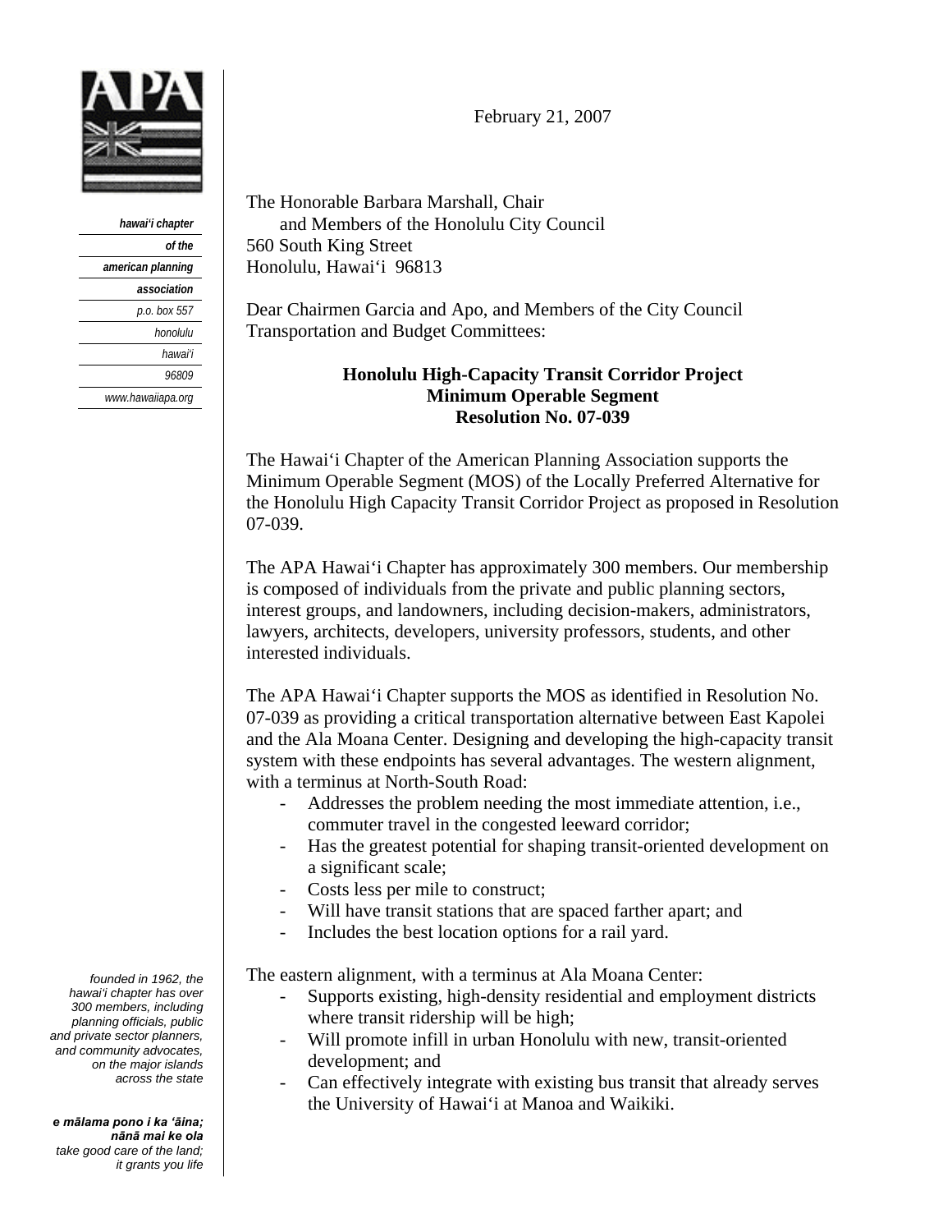hawai'i chapter
of the
american planning
association
p.o. box 557
honolulu
hawai'i
96809
www.hawaiiapa.org

February 21, 2007

The Honorable Barbara Marshall, Chair
and Members of the Honolulu City Council
560 South King Street
Honolulu, Hawai'i 96813

Dear Chairmen Garcia and Apo, and Members of the City Council Transportation and Budget Committees:

**Honolulu High-Capacity Transit Corridor Project**
**Minimum Operable Segment**
**Resolution No. 07-039**

The Hawai'i Chapter of the American Planning Association supports the Minimum Operable Segment (MOS) of the Locally Preferred Alternative for the Honolulu High Capacity Transit Corridor Project as proposed in Resolution 07-039.

The APA Hawai'i Chapter has approximately 300 members. Our membership is composed of individuals from the private and public planning sectors, interest groups, and landowners, including decision-makers, administrators, lawyers, architects, developers, university professors, students, and other interested individuals.

The APA Hawai'i Chapter supports the MOS as identified in Resolution No. 07-039 as providing a critical transportation alternative between East Kapolei and the Ala Moana Center. Designing and developing the high-capacity transit system with these endpoints has several advantages. The western alignment, with a terminus at North-South Road:

- Addresses the problem needing the most immediate attention, i.e., commuter travel in the congested leeward corridor;
- Has the greatest potential for shaping transit-oriented development on a significant scale;
- Costs less per mile to construct;
- Will have transit stations that are spaced farther apart; and
- Includes the best location options for a rail yard.

The eastern alignment, with a terminus at Ala Moana Center:

- Supports existing, high-density residential and employment districts where transit ridership will be high;
- Will promote infill in urban Honolulu with new, transit-oriented development; and
- Can effectively integrate with existing bus transit that already serves the University of Hawai'i at Manoa and Waikiki.

*founded in 1962, the hawai'i chapter has over 300 members, including planning officials, public and private sector planners, and community advocates, on the major islands across the state*

***e mālama pono i ka 'āina; nānā mai ke ola***
*take good care of the land; it grants you life*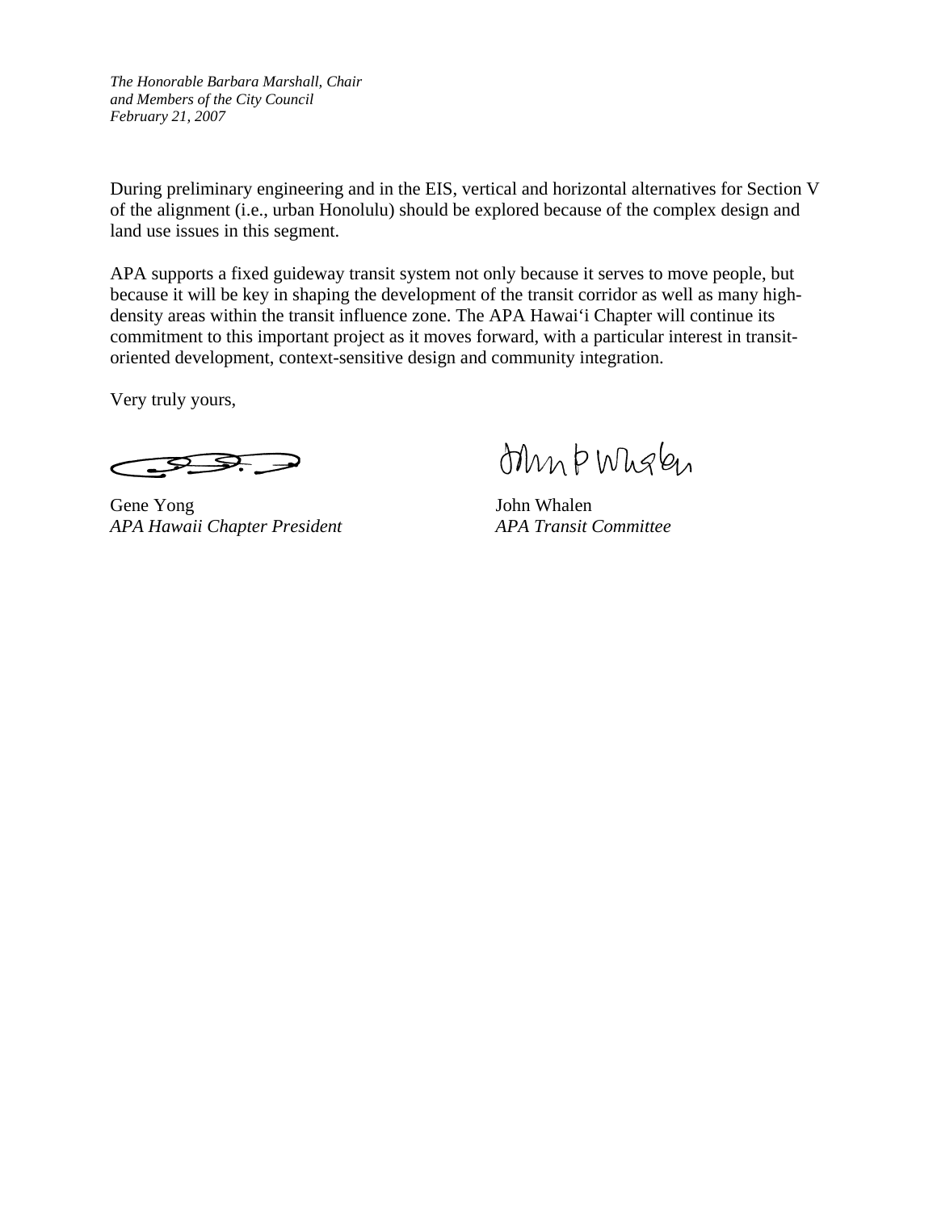*The Honorable Barbara Marshall, Chair*
*and Members of the City Council*
*February 21, 2007*

During preliminary engineering and in the EIS, vertical and horizontal alternatives for Section V of the alignment (i.e., urban Honolulu) should be explored because of the complex design and land use issues in this segment.

APA supports a fixed guideway transit system not only because it serves to move people, but because it will be key in shaping the development of the transit corridor as well as many high-density areas within the transit influence zone. The APA Hawai'i Chapter will continue its commitment to this important project as it moves forward, with a particular interest in transit-oriented development, context-sensitive design and community integration.

Very truly yours,

Gene Yong
*APA Hawaii Chapter President*

John Whalen
*APA Transit Committee*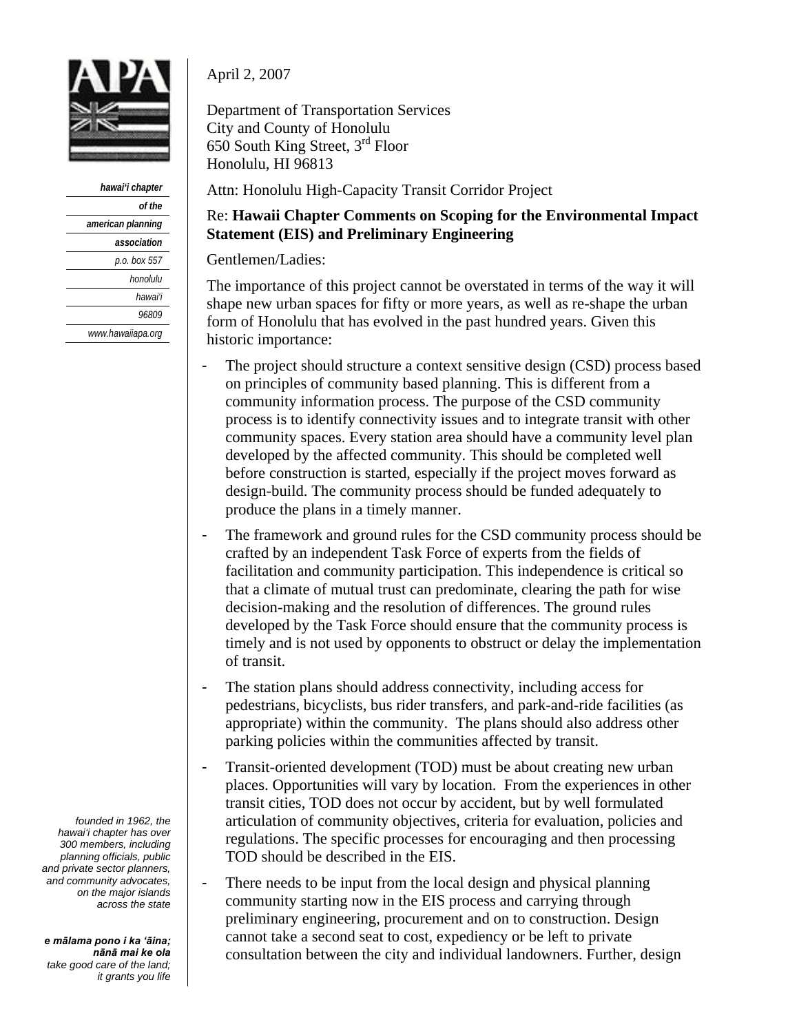hawai'i chapter
of the
american planning
association
p.o. box 557
honolulu
hawai'i
96809
www.hawaiiapa.org

April 2, 2007

Department of Transportation Services
City and County of Honolulu
650 South King Street, 3rd Floor
Honolulu, HI 96813

Attn: Honolulu High-Capacity Transit Corridor Project

Re: **Hawaii Chapter Comments on Scoping for the Environmental Impact Statement (EIS) and Preliminary Engineering**

Gentlemen/Ladies:

The importance of this project cannot be overstated in terms of the way it will shape new urban spaces for fifty or more years, as well as re-shape the urban form of Honolulu that has evolved in the past hundred years. Given this historic importance:

- The project should structure a context sensitive design (CSD) process based on principles of community based planning. This is different from a community information process. The purpose of the CSD community process is to identify connectivity issues and to integrate transit with other community spaces. Every station area should have a community level plan developed by the affected community. This should be completed well before construction is started, especially if the project moves forward as design-build. The community process should be funded adequately to produce the plans in a timely manner.
- The framework and ground rules for the CSD community process should be crafted by an independent Task Force of experts from the fields of facilitation and community participation. This independence is critical so that a climate of mutual trust can predominate, clearing the path for wise decision-making and the resolution of differences. The ground rules developed by the Task Force should ensure that the community process is timely and is not used by opponents to obstruct or delay the implementation of transit.
- The station plans should address connectivity, including access for pedestrians, bicyclists, bus rider transfers, and park-and-ride facilities (as appropriate) within the community. The plans should also address other parking policies within the communities affected by transit.
- Transit-oriented development (TOD) must be about creating new urban places. Opportunities will vary by location. From the experiences in other transit cities, TOD does not occur by accident, but by well formulated articulation of community objectives, criteria for evaluation, policies and regulations. The specific processes for encouraging and then processing TOD should be described in the EIS.
- There needs to be input from the local design and physical planning community starting now in the EIS process and carrying through preliminary engineering, procurement and on to construction. Design cannot take a second seat to cost, expediency or be left to private consultation between the city and individual landowners. Further, design

*founded in 1962, the hawai'i chapter has over 300 members, including planning officials, public and private sector planners, and community advocates, on the major islands across the state*

***e mālama pono i ka 'āina; nānā mai ke ola***
*take good care of the land; it grants you life*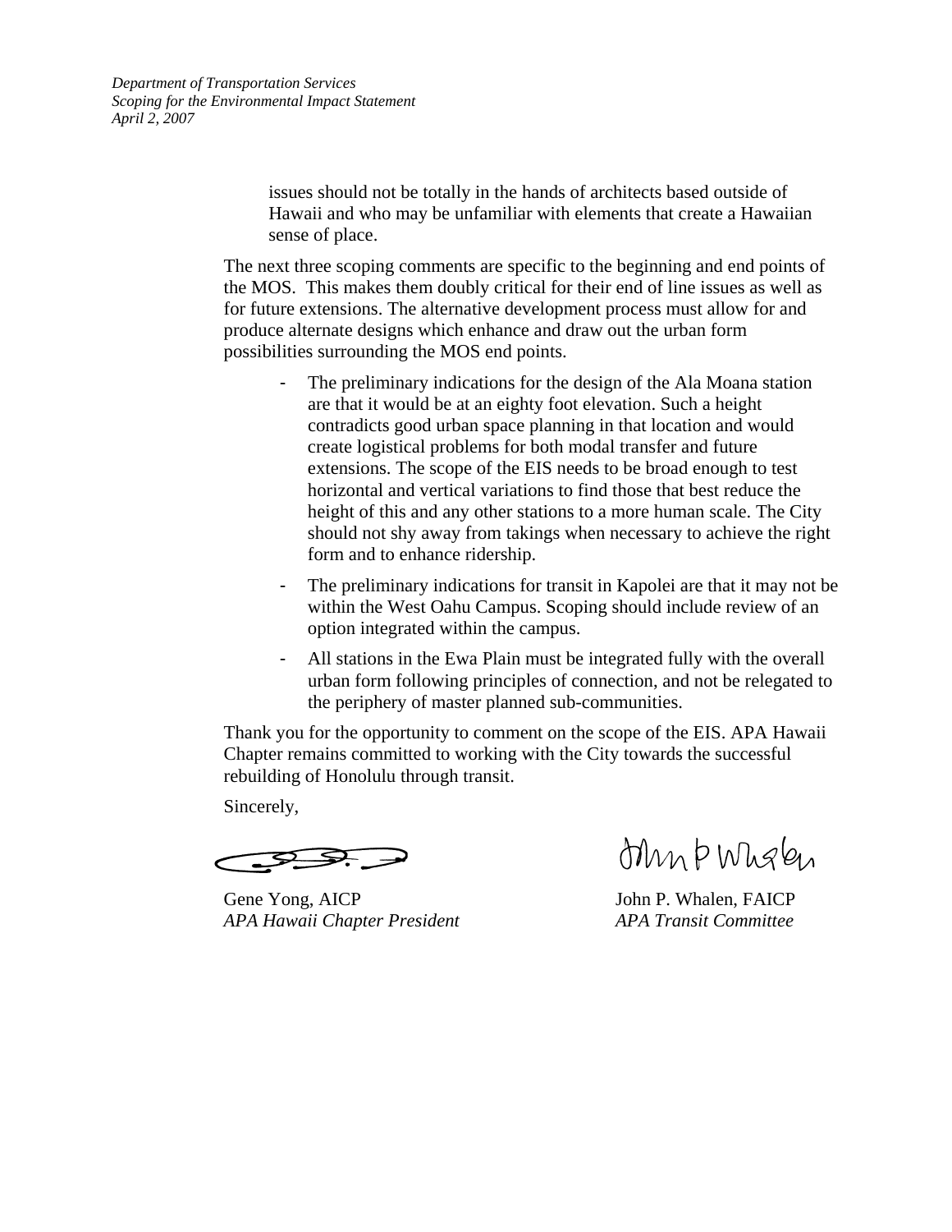issues should not be totally in the hands of architects based outside of Hawaii and who may be unfamiliar with elements that create a Hawaiian sense of place.

The next three scoping comments are specific to the beginning and end points of the MOS. This makes them doubly critical for their end of line issues as well as for future extensions. The alternative development process must allow for and produce alternate designs which enhance and draw out the urban form possibilities surrounding the MOS end points.

- The preliminary indications for the design of the Ala Moana station are that it would be at an eighty foot elevation. Such a height contradicts good urban space planning in that location and would create logistical problems for both modal transfer and future extensions. The scope of the EIS needs to be broad enough to test horizontal and vertical variations to find those that best reduce the height of this and any other stations to a more human scale. The City should not shy away from takings when necessary to achieve the right form and to enhance ridership.
- The preliminary indications for transit in Kapolei are that it may not be within the West Oahu Campus. Scoping should include review of an option integrated within the campus.
- All stations in the Ewa Plain must be integrated fully with the overall urban form following principles of connection, and not be relegated to the periphery of master planned sub-communities.

Thank you for the opportunity to comment on the scope of the EIS. APA Hawaii Chapter remains committed to working with the City towards the successful rebuilding of Honolulu through transit.

Sincerely,

Gene Yong, AICP
*APA Hawaii Chapter President*

John P. Whalen, FAICP
*APA Transit Committee*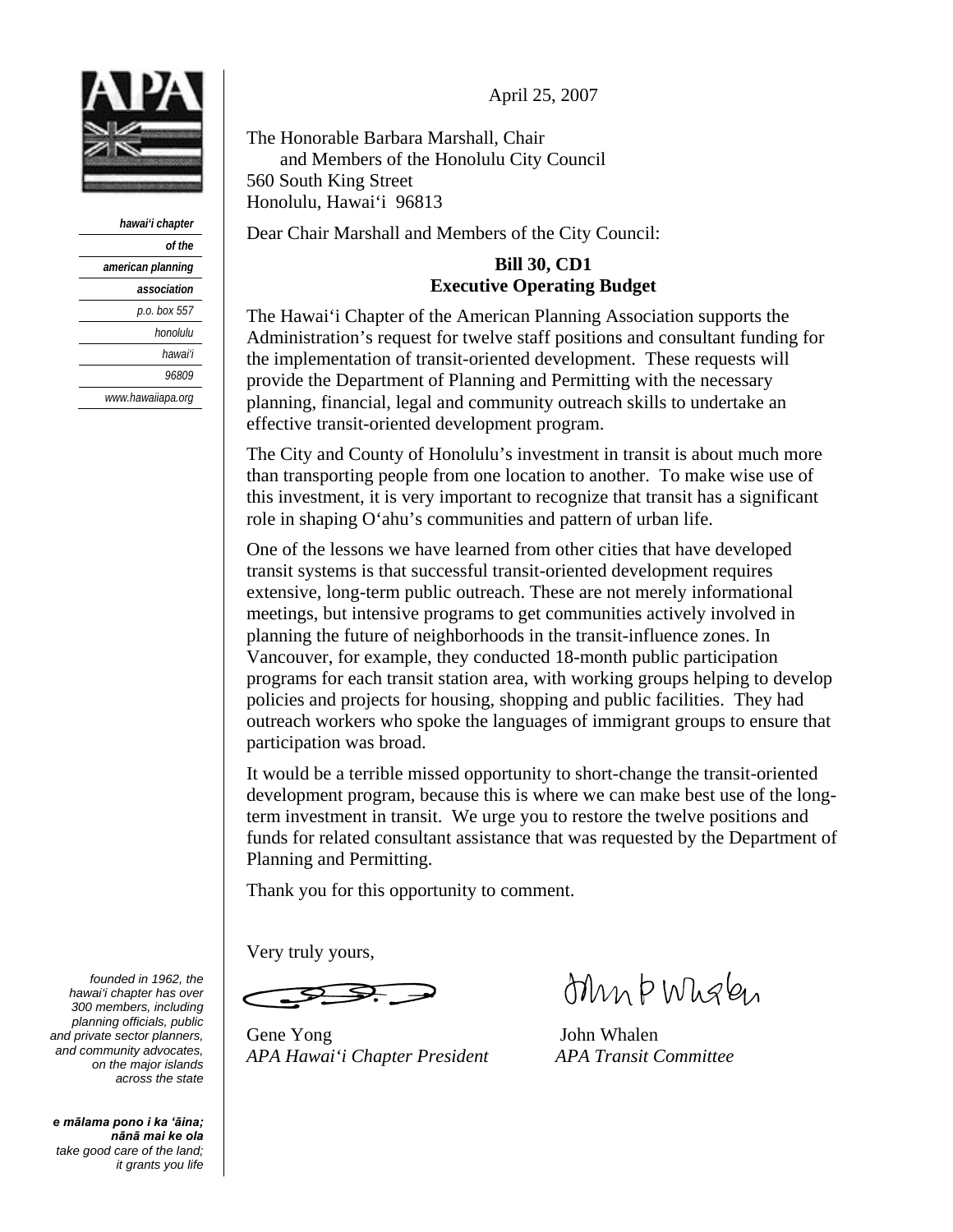hawai'i chapter
of the
american planning
association
p.o. box 557
honolulu
hawai'i
96809
www.hawaiiapa.org

April 25, 2007

The Honorable Barbara Marshall, Chair
and Members of the Honolulu City Council
560 South King Street
Honolulu, Hawai'i 96813

Dear Chair Marshall and Members of the City Council:

**Bill 30, CD1**
**Executive Operating Budget**

The Hawai'i Chapter of the American Planning Association supports the Administration's request for twelve staff positions and consultant funding for the implementation of transit-oriented development. These requests will provide the Department of Planning and Permitting with the necessary planning, financial, legal and community outreach skills to undertake an effective transit-oriented development program.

The City and County of Honolulu's investment in transit is about much more than transporting people from one location to another. To make wise use of this investment, it is very important to recognize that transit has a significant role in shaping O'ahu's communities and pattern of urban life.

One of the lessons we have learned from other cities that have developed transit systems is that successful transit-oriented development requires extensive, long-term public outreach. These are not merely informational meetings, but intensive programs to get communities actively involved in planning the future of neighborhoods in the transit-influence zones. In Vancouver, for example, they conducted 18-month public participation programs for each transit station area, with working groups helping to develop policies and projects for housing, shopping and public facilities. They had outreach workers who spoke the languages of immigrant groups to ensure that participation was broad.

It would be a terrible missed opportunity to short-change the transit-oriented development program, because this is where we can make best use of the long-term investment in transit. We urge you to restore the twelve positions and funds for related consultant assistance that was requested by the Department of Planning and Permitting.

Thank you for this opportunity to comment.

Very truly yours,

Gene Yong
*APA Hawai'i Chapter President*

John Whalen
*APA Transit Committee*

*founded in 1962, the hawai'i chapter has over 300 members, including planning officials, public and private sector planners, and community advocates, on the major islands across the state*

***e mālama pono i ka 'āina; nānā mai ke ola***
*take good care of the land; it grants you life*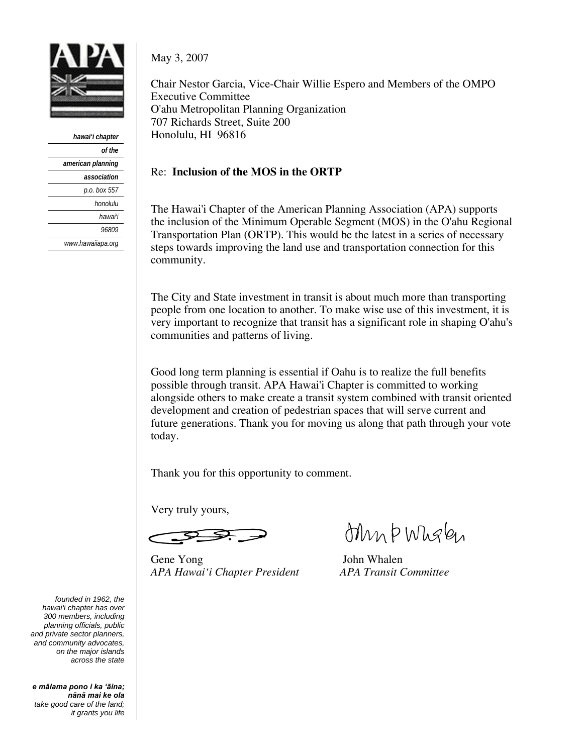APA

hawai'i chapter
of the
american planning
association
p.o. box 557
honolulu
hawai'i
96809
www.hawaiiapa.org

May 3, 2007

Chair Nestor Garcia, Vice-Chair Willie Espero and Members of the OMPO Executive Committee
O'ahu Metropolitan Planning Organization
707 Richards Street, Suite 200
Honolulu, HI 96816

Re: **Inclusion of the MOS in the ORTP**

The Hawai'i Chapter of the American Planning Association (APA) supports the inclusion of the Minimum Operable Segment (MOS) in the O'ahu Regional Transportation Plan (ORTP). This would be the latest in a series of necessary steps towards improving the land use and transportation connection for this community.

The City and State investment in transit is about much more than transporting people from one location to another. To make wise use of this investment, it is very important to recognize that transit has a significant role in shaping O'ahu's communities and patterns of living.

Good long term planning is essential if Oahu is to realize the full benefits possible through transit. APA Hawai'i Chapter is committed to working alongside others to make create a transit system combined with transit oriented development and creation of pedestrian spaces that will serve current and future generations. Thank you for moving us along that path through your vote today.

Thank you for this opportunity to comment.

Very truly yours,

Gene Yong
*APA Hawai'i Chapter President*

John Whalen
*APA Transit Committee*

*founded in 1962, the hawai'i chapter has over 300 members, including planning officials, public and private sector planners, and community advocates, on the major islands across the state*

***e mālama pono i ka 'āina; nānā mai ke ola***
*take good care of the land; it grants you life*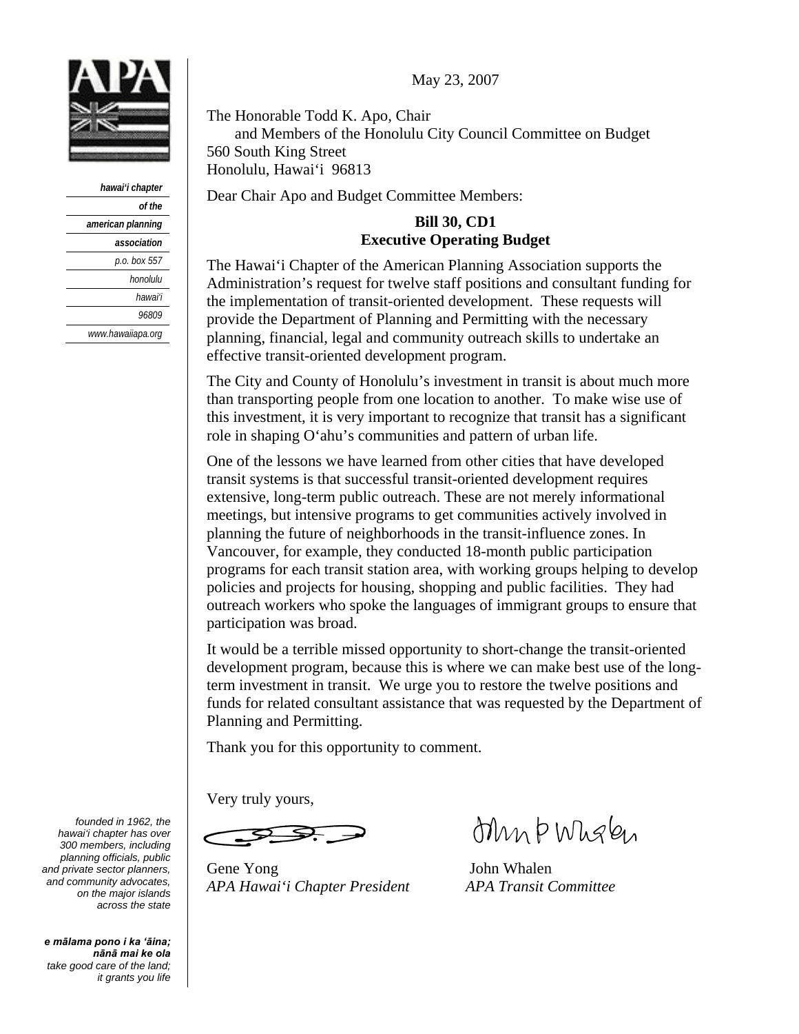APA

hawai'i chapter
of the
american planning
association
p.o. box 557
honolulu
hawai'i
96809
www.hawaiiapa.org

May 23, 2007

The Honorable Todd K. Apo, Chair
and Members of the Honolulu City Council Committee on Budget
560 South King Street
Honolulu, Hawai'i 96813

Dear Chair Apo and Budget Committee Members:

**Bill 30, CD1**
**Executive Operating Budget**

The Hawai'i Chapter of the American Planning Association supports the Administration's request for twelve staff positions and consultant funding for the implementation of transit-oriented development. These requests will provide the Department of Planning and Permitting with the necessary planning, financial, legal and community outreach skills to undertake an effective transit-oriented development program.

The City and County of Honolulu's investment in transit is about much more than transporting people from one location to another. To make wise use of this investment, it is very important to recognize that transit has a significant role in shaping O'ahu's communities and pattern of urban life.

One of the lessons we have learned from other cities that have developed transit systems is that successful transit-oriented development requires extensive, long-term public outreach. These are not merely informational meetings, but intensive programs to get communities actively involved in planning the future of neighborhoods in the transit-influence zones. In Vancouver, for example, they conducted 18-month public participation programs for each transit station area, with working groups helping to develop policies and projects for housing, shopping and public facilities. They had outreach workers who spoke the languages of immigrant groups to ensure that participation was broad.

It would be a terrible missed opportunity to short-change the transit-oriented development program, because this is where we can make best use of the long-term investment in transit. We urge you to restore the twelve positions and funds for related consultant assistance that was requested by the Department of Planning and Permitting.

Thank you for this opportunity to comment.

Very truly yours,

Gene Yong
*APA Hawai'i Chapter President*

John Whalen
*APA Transit Committee*

*founded in 1962, the hawai'i chapter has over 300 members, including planning officials, public and private sector planners, and community advocates, on the major islands across the state*

***e mālama pono i ka 'āina; nānā mai ke ola***
*take good care of the land; it grants you life*